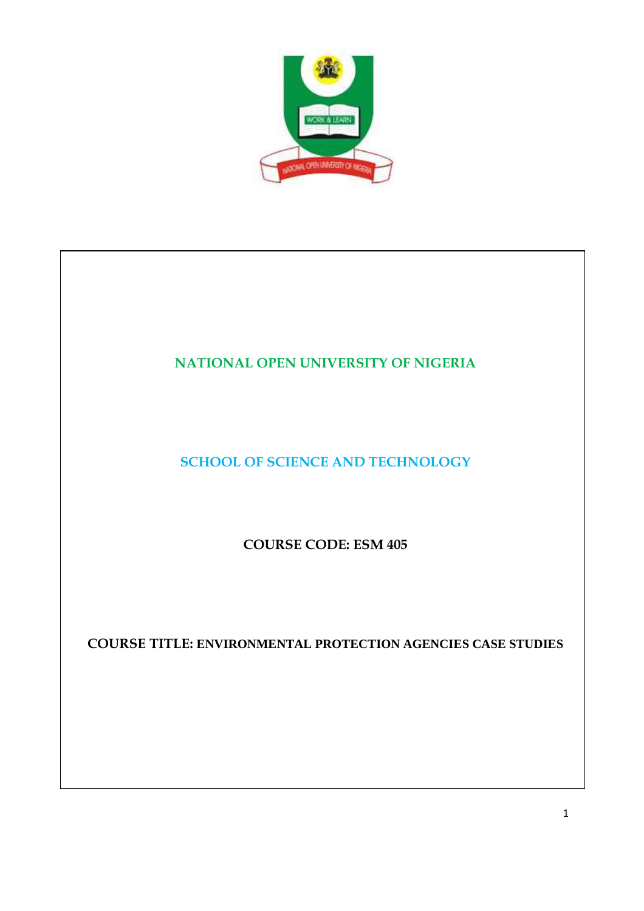# NATIONAL OPEN UNIVERSITY OF NIGERIA

## SCHOOL OF SCIENCE AND TECHNOLOGY

**COURSE CODE: ESM 405**

**COURSE TITLE: ENVIRONMENTAL PROTECTION AGENCIES CASE STUDIES**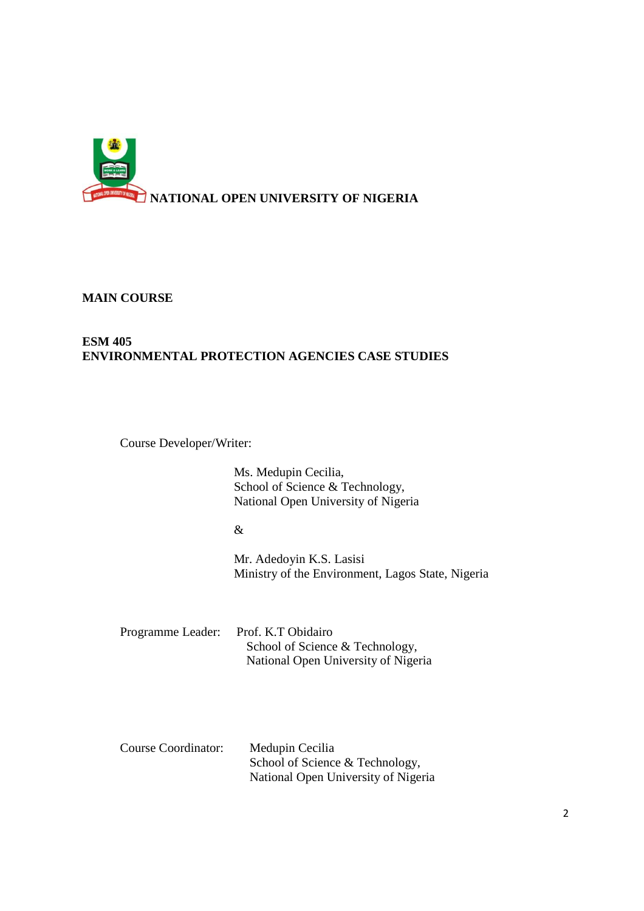**NATIONAL OPEN UNIVERSITY OF NIGERIA**

**MAIN COURSE**

**ESM 405**
**ENVIRONMENTAL PROTECTION AGENCIES CASE STUDIES**

Course Developer/Writer:

Ms. Medupin Cecilia,
School of Science & Technology,
National Open University of Nigeria

&

Mr. Adedoyin K.S. Lasisi
Ministry of the Environment, Lagos State, Nigeria

Programme Leader: Prof. K.T Obidairo
School of Science & Technology,
National Open University of Nigeria

Course Coordinator: Medupin Cecilia
School of Science & Technology,
National Open University of Nigeria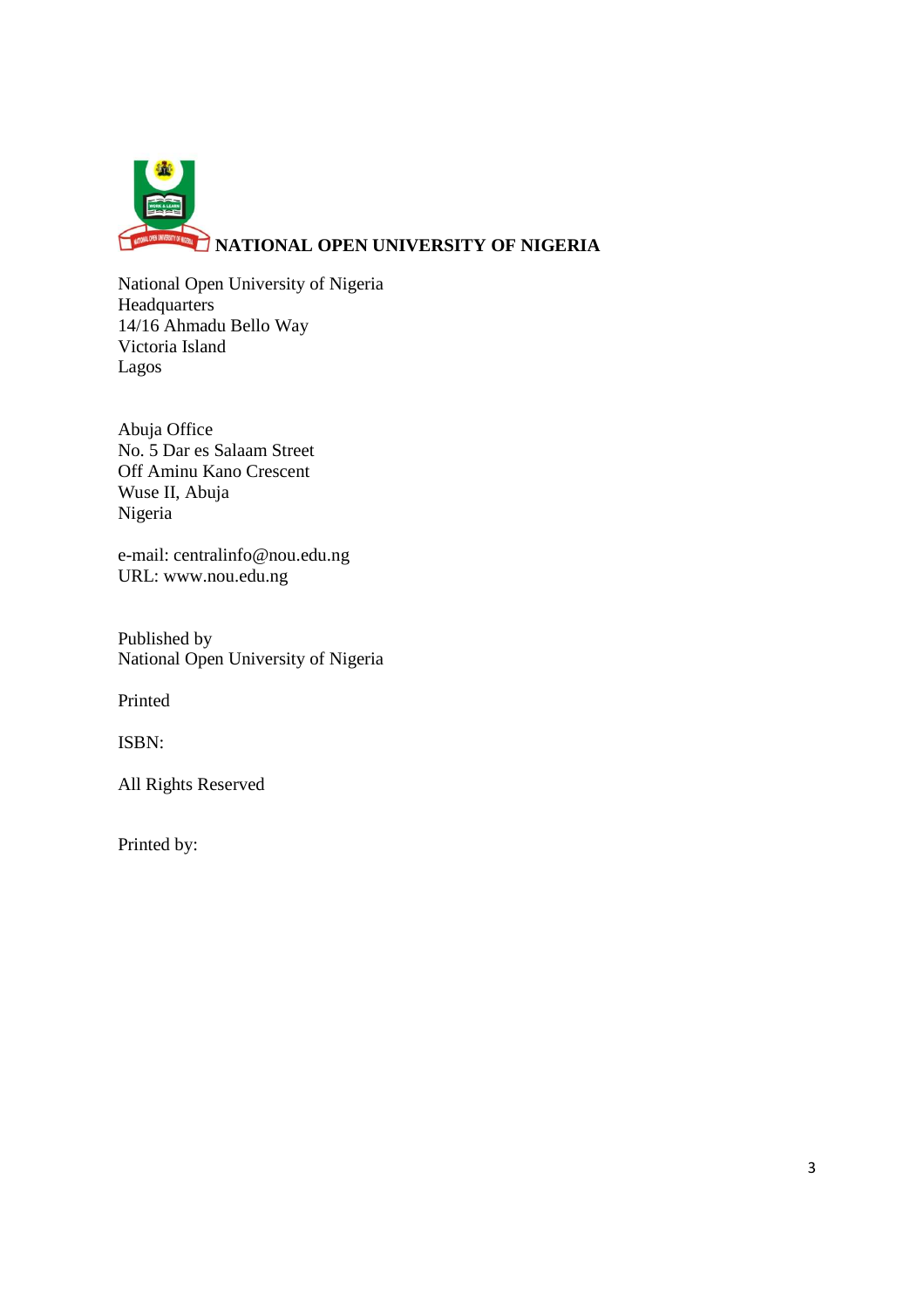**NATIONAL OPEN UNIVERSITY OF NIGERIA**

National Open University of Nigeria
Headquarters
14/16 Ahmadu Bello Way
Victoria Island
Lagos

Abuja Office
No. 5 Dar es Salaam Street
Off Aminu Kano Crescent
Wuse II, Abuja
Nigeria

e-mail: centralinfo@nou.edu.ng
URL: www.nou.edu.ng

Published by
National Open University of Nigeria

Printed

ISBN:

All Rights Reserved

Printed by: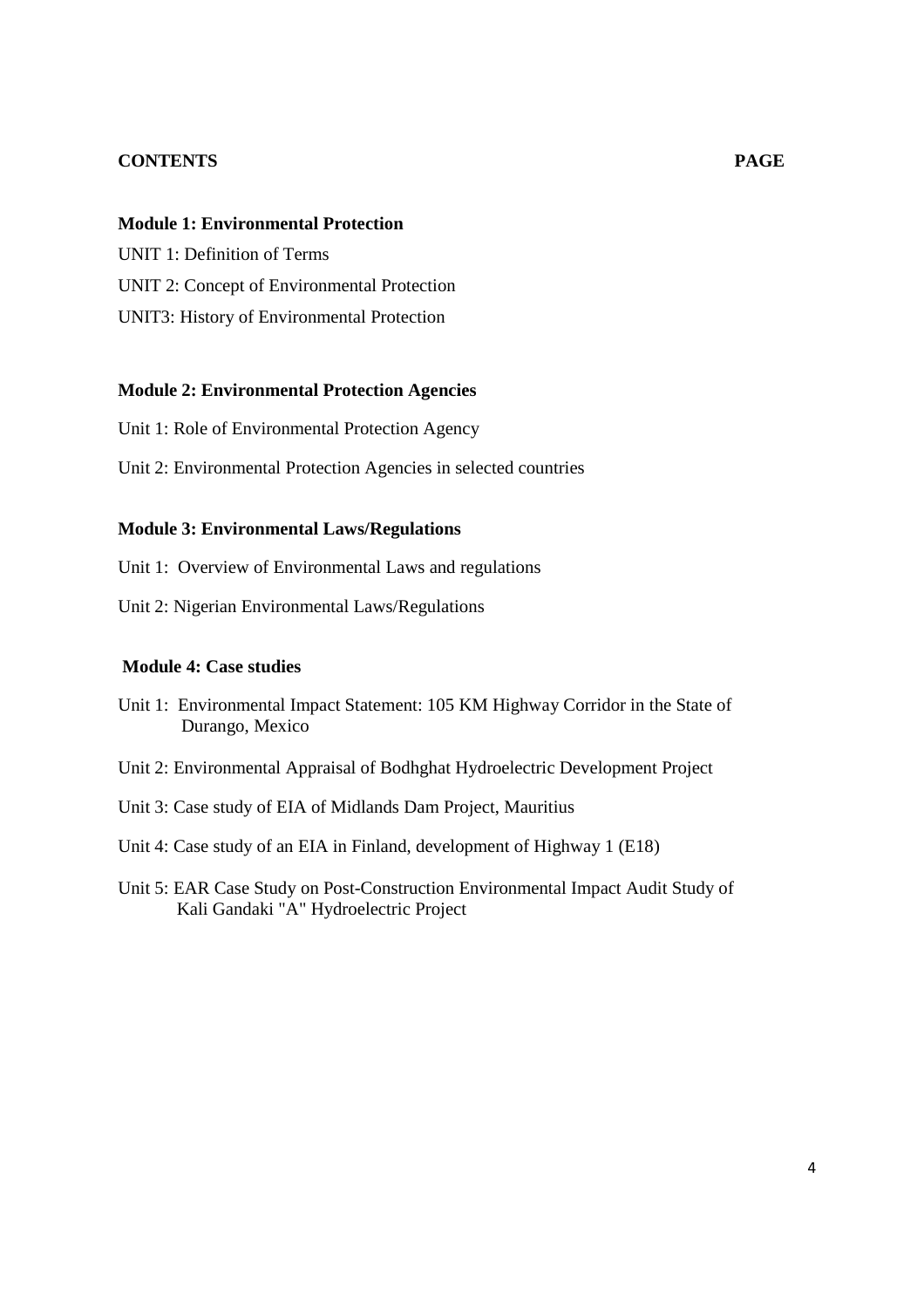**CONTENTS** **PAGE**

**Module 1: Environmental Protection**

UNIT 1: Definition of Terms

UNIT 2: Concept of Environmental Protection

UNIT3: History of Environmental Protection

**Module 2: Environmental Protection Agencies**

Unit 1: Role of Environmental Protection Agency

Unit 2: Environmental Protection Agencies in selected countries

**Module 3: Environmental Laws/Regulations**

Unit 1: Overview of Environmental Laws and regulations

Unit 2: Nigerian Environmental Laws/Regulations

**Module 4: Case studies**

Unit 1: Environmental Impact Statement: 105 KM Highway Corridor in the State of Durango, Mexico

Unit 2: Environmental Appraisal of Bodhghat Hydroelectric Development Project

Unit 3: Case study of EIA of Midlands Dam Project, Mauritius

Unit 4: Case study of an EIA in Finland, development of Highway 1 (E18)

Unit 5: EAR Case Study on Post-Construction Environmental Impact Audit Study of Kali Gandaki "A" Hydroelectric Project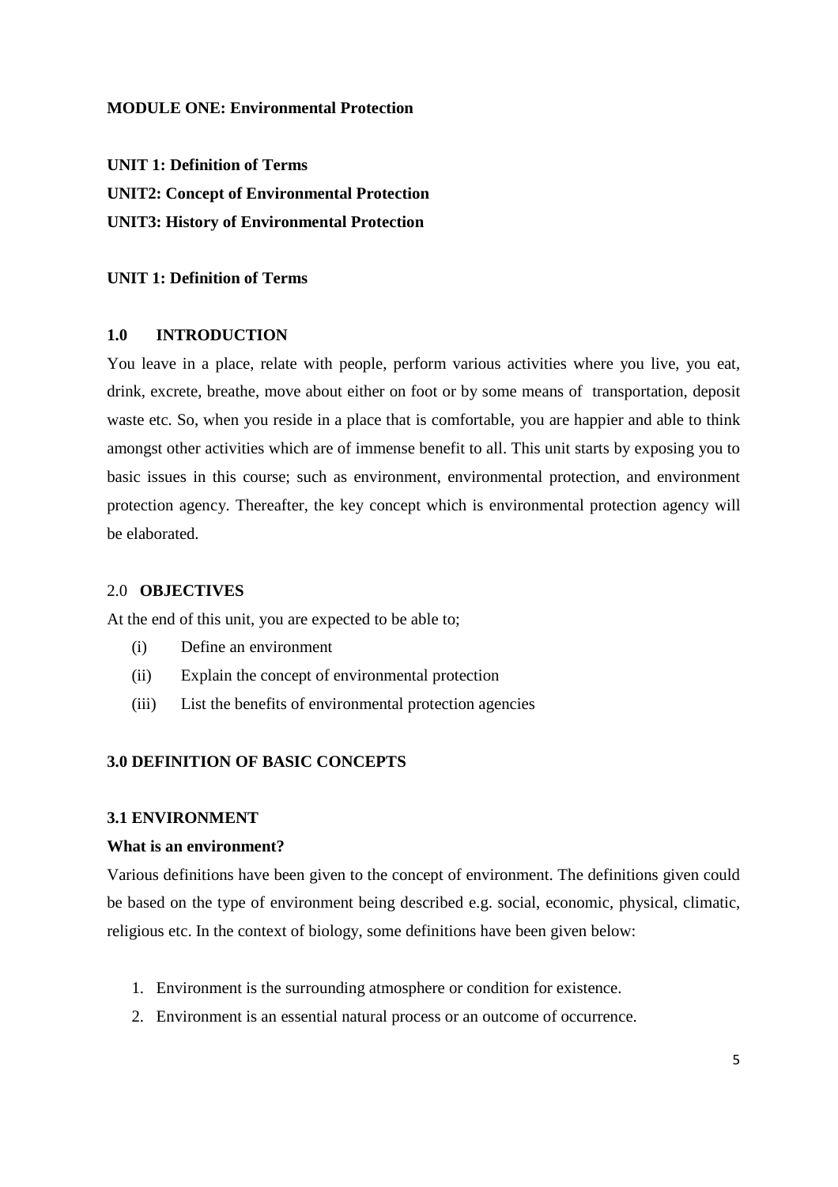**MODULE ONE: Environmental Protection**

**UNIT 1: Definition of Terms**
**UNIT2: Concept of Environmental Protection**
**UNIT3: History of Environmental Protection**

**UNIT 1: Definition of Terms**

## 1.0 INTRODUCTION

You leave in a place, relate with people, perform various activities where you live, you eat, drink, excrete, breathe, move about either on foot or by some means of transportation, deposit waste etc. So, when you reside in a place that is comfortable, you are happier and able to think amongst other activities which are of immense benefit to all. This unit starts by exposing you to basic issues in this course; such as environment, environmental protection, and environment protection agency. Thereafter, the key concept which is environmental protection agency will be elaborated.

## 2.0 OBJECTIVES

At the end of this unit, you are expected to be able to;

(i) Define an environment
(ii) Explain the concept of environmental protection
(iii) List the benefits of environmental protection agencies

## 3.0 DEFINITION OF BASIC CONCEPTS

### 3.1 ENVIRONMENT

**What is an environment?**

Various definitions have been given to the concept of environment. The definitions given could be based on the type of environment being described e.g. social, economic, physical, climatic, religious etc. In the context of biology, some definitions have been given below:

1. Environment is the surrounding atmosphere or condition for existence.
2. Environment is an essential natural process or an outcome of occurrence.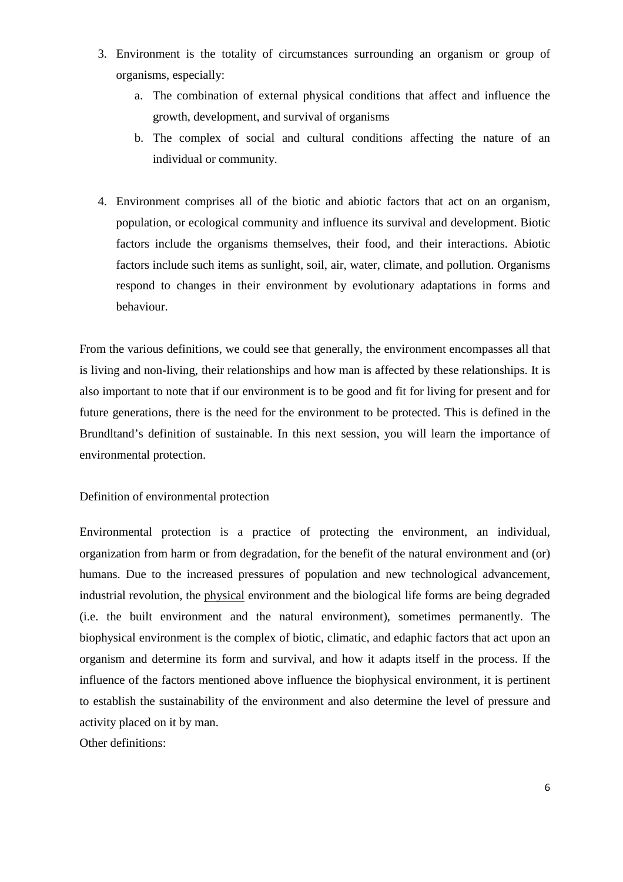3. Environment is the totality of circumstances surrounding an organism or group of organisms, especially:
    a. The combination of external physical conditions that affect and influence the growth, development, and survival of organisms
    b. The complex of social and cultural conditions affecting the nature of an individual or community.

4. Environment comprises all of the biotic and abiotic factors that act on an organism, population, or ecological community and influence its survival and development. Biotic factors include the organisms themselves, their food, and their interactions. Abiotic factors include such items as sunlight, soil, air, water, climate, and pollution. Organisms respond to changes in their environment by evolutionary adaptations in forms and behaviour.

From the various definitions, we could see that generally, the environment encompasses all that is living and non-living, their relationships and how man is affected by these relationships. It is also important to note that if our environment is to be good and fit for living for present and for future generations, there is the need for the environment to be protected. This is defined in the Brundltand's definition of sustainable. In this next session, you will learn the importance of environmental protection.

Definition of environmental protection

Environmental protection is a practice of protecting the environment, an individual, organization from harm or from degradation, for the benefit of the natural environment and (or) humans. Due to the increased pressures of population and new technological advancement, industrial revolution, the physical environment and the biological life forms are being degraded (i.e. the built environment and the natural environment), sometimes permanently. The biophysical environment is the complex of biotic, climatic, and edaphic factors that act upon an organism and determine its form and survival, and how it adapts itself in the process. If the influence of the factors mentioned above influence the biophysical environment, it is pertinent to establish the sustainability of the environment and also determine the level of pressure and activity placed on it by man.

Other definitions: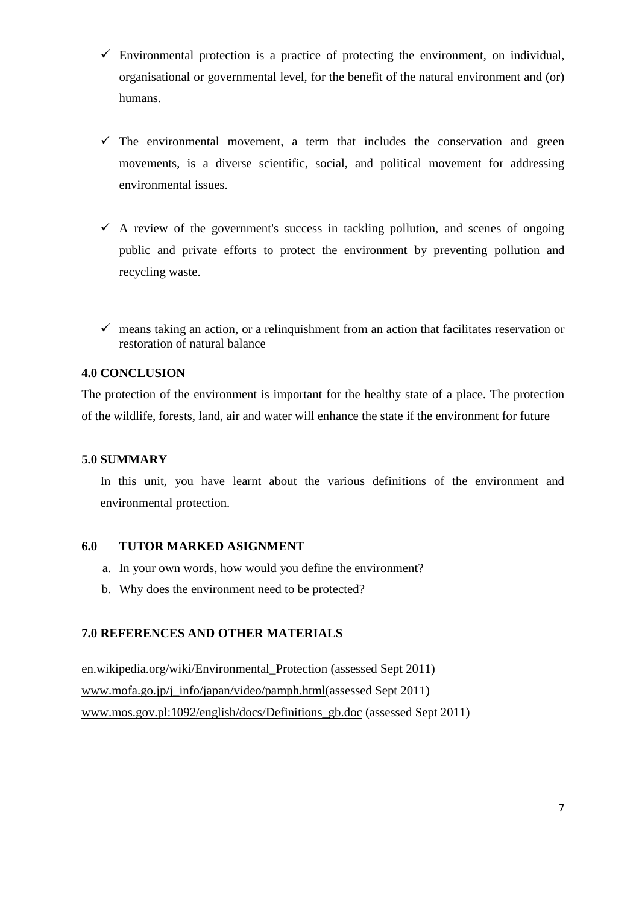- ✓ Environmental protection is a practice of protecting the environment, on individual, organisational or governmental level, for the benefit of the natural environment and (or) humans.

- ✓ The environmental movement, a term that includes the conservation and green movements, is a diverse scientific, social, and political movement for addressing environmental issues.

- ✓ A review of the government's success in tackling pollution, and scenes of ongoing public and private efforts to protect the environment by preventing pollution and recycling waste.

- ✓ means taking an action, or a relinquishment from an action that facilitates reservation or restoration of natural balance

## 4.0 CONCLUSION

The protection of the environment is important for the healthy state of a place. The protection of the wildlife, forests, land, air and water will enhance the state if the environment for future

## 5.0 SUMMARY

In this unit, you have learnt about the various definitions of the environment and environmental protection.

## 6.0 TUTOR MARKED ASIGNMENT

a. In your own words, how would you define the environment?
b. Why does the environment need to be protected?

## 7.0 REFERENCES AND OTHER MATERIALS

en.wikipedia.org/wiki/Environmental_Protection (assessed Sept 2011)
www.mofa.go.jp/j_info/japan/video/pamph.html(assessed Sept 2011)
www.mos.gov.pl:1092/english/docs/Definitions_gb.doc (assessed Sept 2011)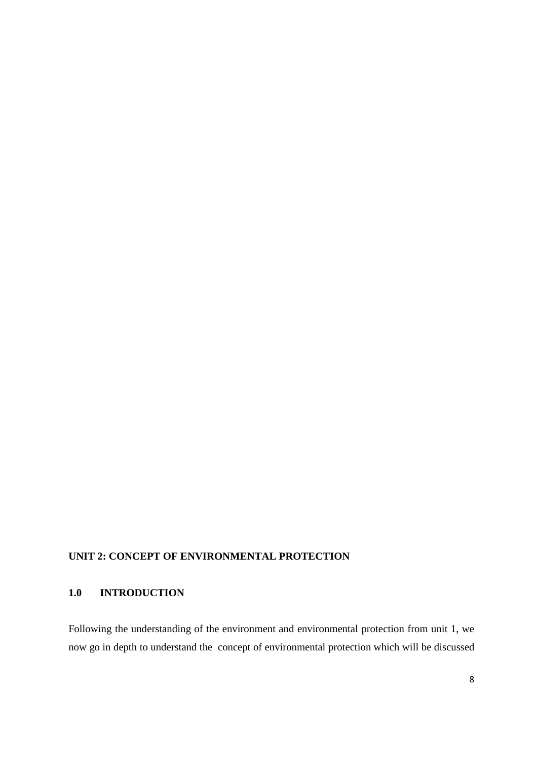## UNIT 2: CONCEPT OF ENVIRONMENTAL PROTECTION

### 1.0 INTRODUCTION

Following the understanding of the environment and environmental protection from unit 1, we now go in depth to understand the concept of environmental protection which will be discussed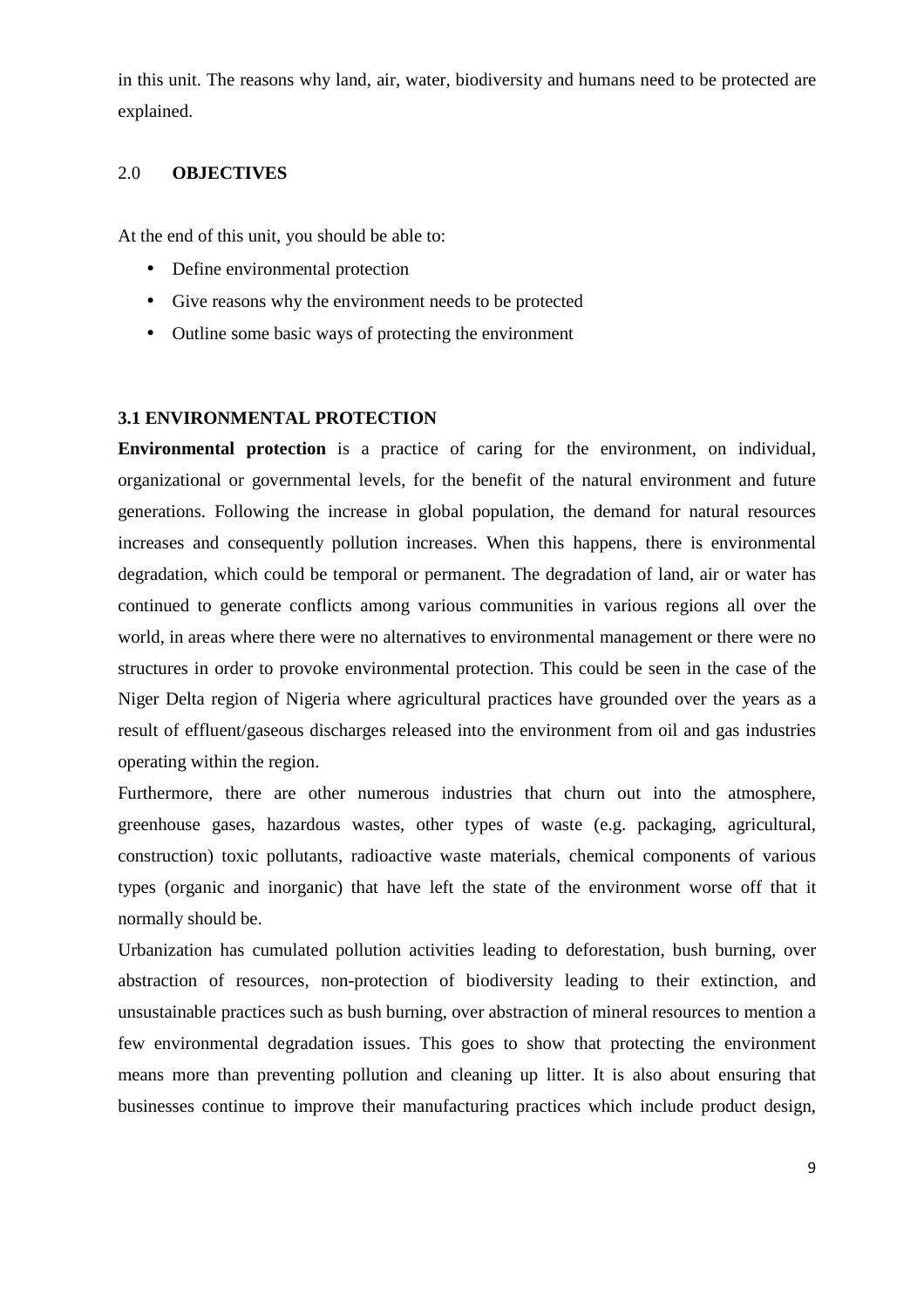in this unit. The reasons why land, air, water, biodiversity and humans need to be protected are explained.

## 2.0 OBJECTIVES

At the end of this unit, you should be able to:

- Define environmental protection
- Give reasons why the environment needs to be protected
- Outline some basic ways of protecting the environment

### 3.1 ENVIRONMENTAL PROTECTION

**Environmental protection** is a practice of caring for the environment, on individual, organizational or governmental levels, for the benefit of the natural environment and future generations. Following the increase in global population, the demand for natural resources increases and consequently pollution increases. When this happens, there is environmental degradation, which could be temporal or permanent. The degradation of land, air or water has continued to generate conflicts among various communities in various regions all over the world, in areas where there were no alternatives to environmental management or there were no structures in order to provoke environmental protection. This could be seen in the case of the Niger Delta region of Nigeria where agricultural practices have grounded over the years as a result of effluent/gaseous discharges released into the environment from oil and gas industries operating within the region.

Furthermore, there are other numerous industries that churn out into the atmosphere, greenhouse gases, hazardous wastes, other types of waste (e.g. packaging, agricultural, construction) toxic pollutants, radioactive waste materials, chemical components of various types (organic and inorganic) that have left the state of the environment worse off that it normally should be.

Urbanization has cumulated pollution activities leading to deforestation, bush burning, over abstraction of resources, non-protection of biodiversity leading to their extinction, and unsustainable practices such as bush burning, over abstraction of mineral resources to mention a few environmental degradation issues. This goes to show that protecting the environment means more than preventing pollution and cleaning up litter. It is also about ensuring that businesses continue to improve their manufacturing practices which include product design,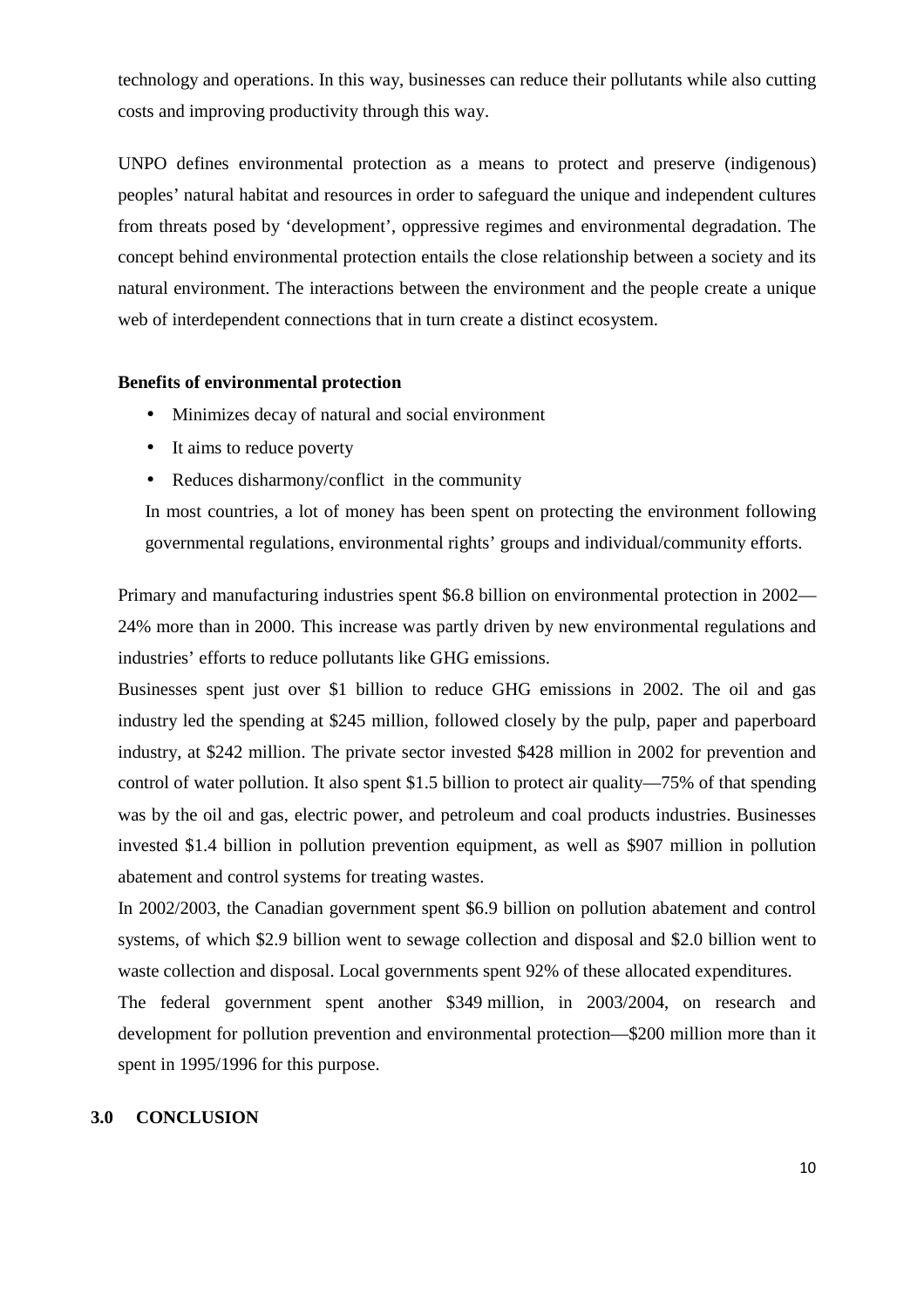technology and operations. In this way, businesses can reduce their pollutants while also cutting costs and improving productivity through this way.

UNPO defines environmental protection as a means to protect and preserve (indigenous) peoples' natural habitat and resources in order to safeguard the unique and independent cultures from threats posed by 'development', oppressive regimes and environmental degradation. The concept behind environmental protection entails the close relationship between a society and its natural environment. The interactions between the environment and the people create a unique web of interdependent connections that in turn create a distinct ecosystem.

**Benefits of environmental protection**

- Minimizes decay of natural and social environment
- It aims to reduce poverty
- Reduces disharmony/conflict in the community

In most countries, a lot of money has been spent on protecting the environment following governmental regulations, environmental rights' groups and individual/community efforts.

Primary and manufacturing industries spent \$6.8 billion on environmental protection in 2002—24% more than in 2000. This increase was partly driven by new environmental regulations and industries' efforts to reduce pollutants like GHG emissions.

Businesses spent just over \$1 billion to reduce GHG emissions in 2002. The oil and gas industry led the spending at \$245 million, followed closely by the pulp, paper and paperboard industry, at \$242 million. The private sector invested \$428 million in 2002 for prevention and control of water pollution. It also spent \$1.5 billion to protect air quality—75% of that spending was by the oil and gas, electric power, and petroleum and coal products industries. Businesses invested \$1.4 billion in pollution prevention equipment, as well as \$907 million in pollution abatement and control systems for treating wastes.

In 2002/2003, the Canadian government spent \$6.9 billion on pollution abatement and control systems, of which \$2.9 billion went to sewage collection and disposal and \$2.0 billion went to waste collection and disposal. Local governments spent 92% of these allocated expenditures.

The federal government spent another \$349 million, in 2003/2004, on research and development for pollution prevention and environmental protection—\$200 million more than it spent in 1995/1996 for this purpose.

## 3.0 CONCLUSION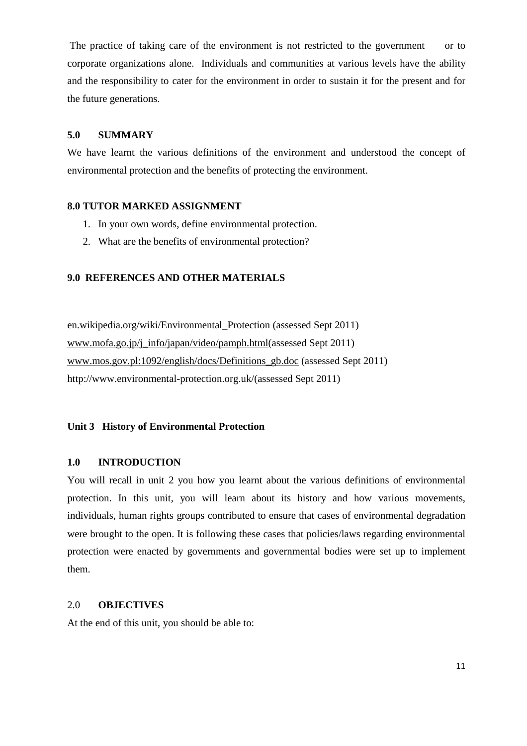The practice of taking care of the environment is not restricted to the government or to corporate organizations alone. Individuals and communities at various levels have the ability and the responsibility to cater for the environment in order to sustain it for the present and for the future generations.

### 5.0 SUMMARY

We have learnt the various definitions of the environment and understood the concept of environmental protection and the benefits of protecting the environment.

### 8.0 TUTOR MARKED ASSIGNMENT

1. In your own words, define environmental protection.
2. What are the benefits of environmental protection?

### 9.0 REFERENCES AND OTHER MATERIALS

en.wikipedia.org/wiki/Environmental_Protection (assessed Sept 2011)
www.mofa.go.jp/j_info/japan/video/pamph.html(assessed Sept 2011)
www.mos.gov.pl:1092/english/docs/Definitions_gb.doc (assessed Sept 2011)
http://www.environmental-protection.org.uk/(assessed Sept 2011)

## Unit 3 History of Environmental Protection

### 1.0 INTRODUCTION

You will recall in unit 2 you how you learnt about the various definitions of environmental protection. In this unit, you will learn about its history and how various movements, individuals, human rights groups contributed to ensure that cases of environmental degradation were brought to the open. It is following these cases that policies/laws regarding environmental protection were enacted by governments and governmental bodies were set up to implement them.

### 2.0 OBJECTIVES

At the end of this unit, you should be able to: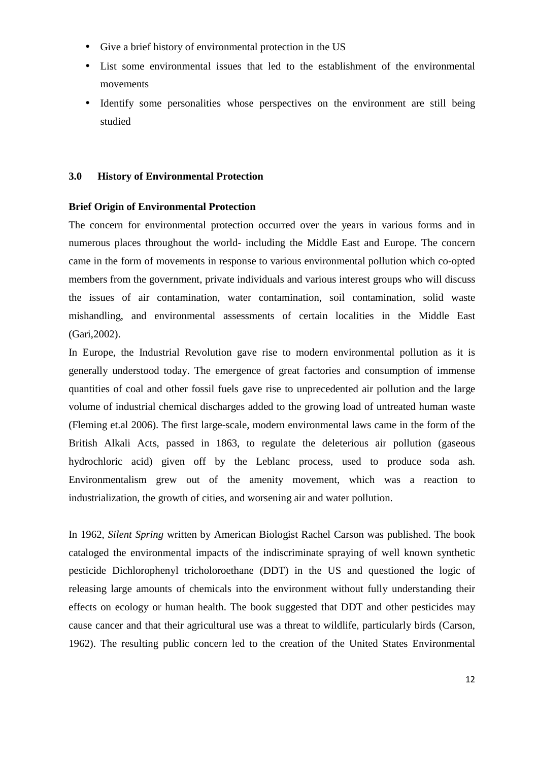- Give a brief history of environmental protection in the US
- List some environmental issues that led to the establishment of the environmental movements
- Identify some personalities whose perspectives on the environment are still being studied

## 3.0 History of Environmental Protection

**Brief Origin of Environmental Protection**

The concern for environmental protection occurred over the years in various forms and in numerous places throughout the world- including the Middle East and Europe. The concern came in the form of movements in response to various environmental pollution which co-opted members from the government, private individuals and various interest groups who will discuss the issues of air contamination, water contamination, soil contamination, solid waste mishandling, and environmental assessments of certain localities in the Middle East (Gari,2002).

In Europe, the Industrial Revolution gave rise to modern environmental pollution as it is generally understood today. The emergence of great factories and consumption of immense quantities of coal and other fossil fuels gave rise to unprecedented air pollution and the large volume of industrial chemical discharges added to the growing load of untreated human waste (Fleming et.al 2006). The first large-scale, modern environmental laws came in the form of the British Alkali Acts, passed in 1863, to regulate the deleterious air pollution (gaseous hydrochloric acid) given off by the Leblanc process, used to produce soda ash. Environmentalism grew out of the amenity movement, which was a reaction to industrialization, the growth of cities, and worsening air and water pollution.

In 1962, *Silent Spring* written by American Biologist Rachel Carson was published. The book cataloged the environmental impacts of the indiscriminate spraying of well known synthetic pesticide Dichlorophenyl tricholoroethane (DDT) in the US and questioned the logic of releasing large amounts of chemicals into the environment without fully understanding their effects on ecology or human health. The book suggested that DDT and other pesticides may cause cancer and that their agricultural use was a threat to wildlife, particularly birds (Carson, 1962). The resulting public concern led to the creation of the United States Environmental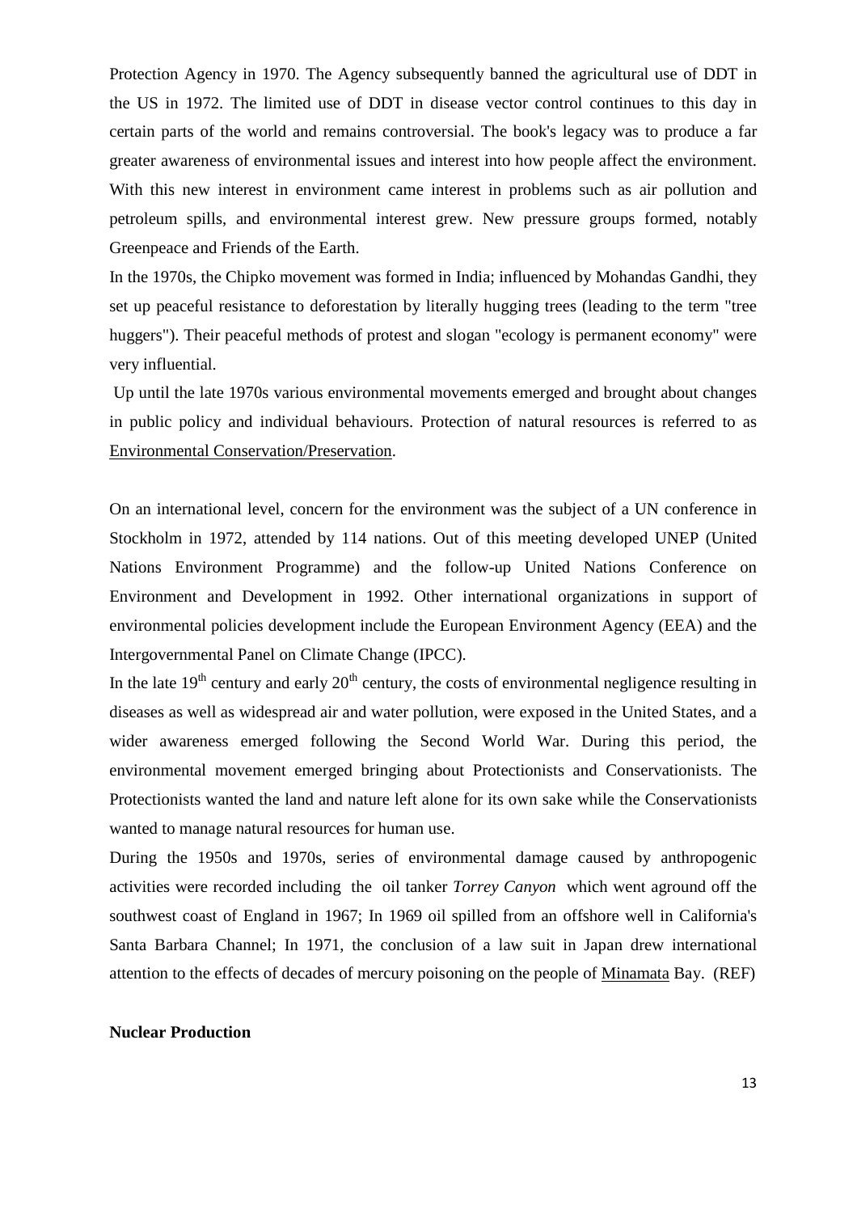Protection Agency in 1970. The Agency subsequently banned the agricultural use of DDT in the US in 1972. The limited use of DDT in disease vector control continues to this day in certain parts of the world and remains controversial. The book's legacy was to produce a far greater awareness of environmental issues and interest into how people affect the environment. With this new interest in environment came interest in problems such as air pollution and petroleum spills, and environmental interest grew. New pressure groups formed, notably Greenpeace and Friends of the Earth.

In the 1970s, the Chipko movement was formed in India; influenced by Mohandas Gandhi, they set up peaceful resistance to deforestation by literally hugging trees (leading to the term "tree huggers"). Their peaceful methods of protest and slogan "ecology is permanent economy" were very influential.

Up until the late 1970s various environmental movements emerged and brought about changes in public policy and individual behaviours. Protection of natural resources is referred to as Environmental Conservation/Preservation.

On an international level, concern for the environment was the subject of a UN conference in Stockholm in 1972, attended by 114 nations. Out of this meeting developed UNEP (United Nations Environment Programme) and the follow-up United Nations Conference on Environment and Development in 1992. Other international organizations in support of environmental policies development include the European Environment Agency (EEA) and the Intergovernmental Panel on Climate Change (IPCC).

In the late 19th century and early 20th century, the costs of environmental negligence resulting in diseases as well as widespread air and water pollution, were exposed in the United States, and a wider awareness emerged following the Second World War. During this period, the environmental movement emerged bringing about Protectionists and Conservationists. The Protectionists wanted the land and nature left alone for its own sake while the Conservationists wanted to manage natural resources for human use.

During the 1950s and 1970s, series of environmental damage caused by anthropogenic activities were recorded including the oil tanker *Torrey Canyon* which went aground off the southwest coast of England in 1967; In 1969 oil spilled from an offshore well in California's Santa Barbara Channel; In 1971, the conclusion of a law suit in Japan drew international attention to the effects of decades of mercury poisoning on the people of Minamata Bay. (REF)

**Nuclear Production**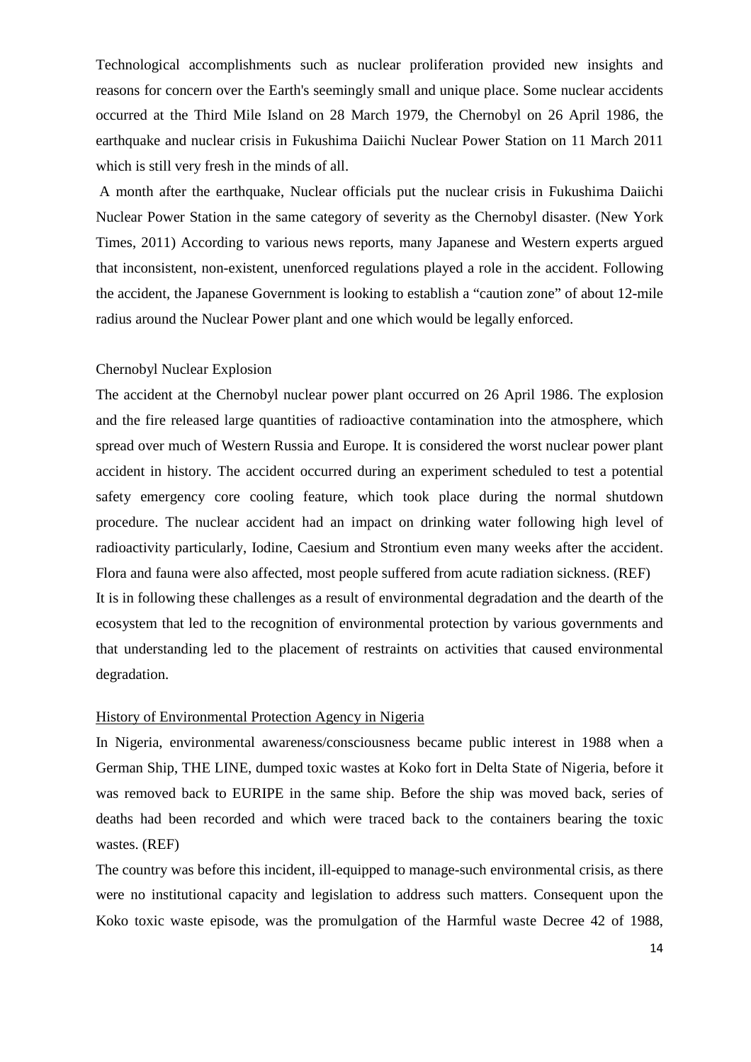Technological accomplishments such as nuclear proliferation provided new insights and reasons for concern over the Earth's seemingly small and unique place. Some nuclear accidents occurred at the Third Mile Island on 28 March 1979, the Chernobyl on 26 April 1986, the earthquake and nuclear crisis in Fukushima Daiichi Nuclear Power Station on 11 March 2011 which is still very fresh in the minds of all.

A month after the earthquake, Nuclear officials put the nuclear crisis in Fukushima Daiichi Nuclear Power Station in the same category of severity as the Chernobyl disaster. (New York Times, 2011) According to various news reports, many Japanese and Western experts argued that inconsistent, non-existent, unenforced regulations played a role in the accident. Following the accident, the Japanese Government is looking to establish a "caution zone" of about 12-mile radius around the Nuclear Power plant and one which would be legally enforced.

Chernobyl Nuclear Explosion

The accident at the Chernobyl nuclear power plant occurred on 26 April 1986. The explosion and the fire released large quantities of radioactive contamination into the atmosphere, which spread over much of Western Russia and Europe. It is considered the worst nuclear power plant accident in history. The accident occurred during an experiment scheduled to test a potential safety emergency core cooling feature, which took place during the normal shutdown procedure. The nuclear accident had an impact on drinking water following high level of radioactivity particularly, Iodine, Caesium and Strontium even many weeks after the accident. Flora and fauna were also affected, most people suffered from acute radiation sickness. (REF)

It is in following these challenges as a result of environmental degradation and the dearth of the ecosystem that led to the recognition of environmental protection by various governments and that understanding led to the placement of restraints on activities that caused environmental degradation.

## History of Environmental Protection Agency in Nigeria

In Nigeria, environmental awareness/consciousness became public interest in 1988 when a German Ship, THE LINE, dumped toxic wastes at Koko fort in Delta State of Nigeria, before it was removed back to EURIPE in the same ship. Before the ship was moved back, series of deaths had been recorded and which were traced back to the containers bearing the toxic wastes. (REF)

The country was before this incident, ill-equipped to manage-such environmental crisis, as there were no institutional capacity and legislation to address such matters. Consequent upon the Koko toxic waste episode, was the promulgation of the Harmful waste Decree 42 of 1988,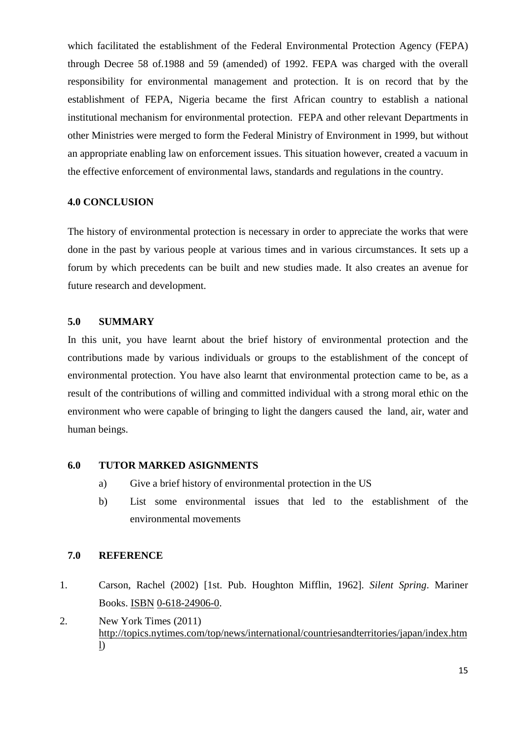which facilitated the establishment of the Federal Environmental Protection Agency (FEPA) through Decree 58 of.1988 and 59 (amended) of 1992. FEPA was charged with the overall responsibility for environmental management and protection. It is on record that by the establishment of FEPA, Nigeria became the first African country to establish a national institutional mechanism for environmental protection. FEPA and other relevant Departments in other Ministries were merged to form the Federal Ministry of Environment in 1999, but without an appropriate enabling law on enforcement issues. This situation however, created a vacuum in the effective enforcement of environmental laws, standards and regulations in the country.

## 4.0 CONCLUSION

The history of environmental protection is necessary in order to appreciate the works that were done in the past by various people at various times and in various circumstances. It sets up a forum by which precedents can be built and new studies made. It also creates an avenue for future research and development.

## 5.0 SUMMARY

In this unit, you have learnt about the brief history of environmental protection and the contributions made by various individuals or groups to the establishment of the concept of environmental protection. You have also learnt that environmental protection came to be, as a result of the contributions of willing and committed individual with a strong moral ethic on the environment who were capable of bringing to light the dangers caused the land, air, water and human beings.

## 6.0 TUTOR MARKED ASIGNMENTS

a) Give a brief history of environmental protection in the US

b) List some environmental issues that led to the establishment of the environmental movements

## 7.0 REFERENCE

1. Carson, Rachel (2002) [1st. Pub. Houghton Mifflin, 1962]. *Silent Spring*. Mariner Books. ISBN 0-618-24906-0.
2. New York Times (2011) http://topics.nytimes.com/top/news/international/countriesandterritories/japan/index.html)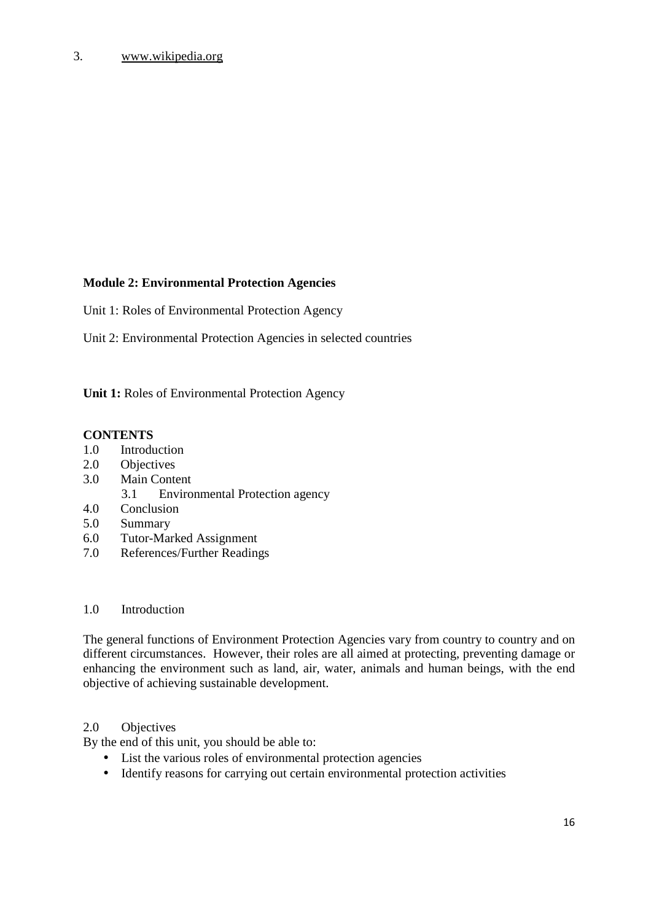3. www.wikipedia.org

**Module 2: Environmental Protection Agencies**

Unit 1: Roles of Environmental Protection Agency

Unit 2: Environmental Protection Agencies in selected countries

**Unit 1:** Roles of Environmental Protection Agency

**CONTENTS**

1.0 Introduction
2.0 Objectives
3.0 Main Content
    3.1 Environmental Protection agency
4.0 Conclusion
5.0 Summary
6.0 Tutor-Marked Assignment
7.0 References/Further Readings

1.0 Introduction

The general functions of Environment Protection Agencies vary from country to country and on different circumstances. However, their roles are all aimed at protecting, preventing damage or enhancing the environment such as land, air, water, animals and human beings, with the end objective of achieving sustainable development.

2.0 Objectives

By the end of this unit, you should be able to:

- List the various roles of environmental protection agencies
- Identify reasons for carrying out certain environmental protection activities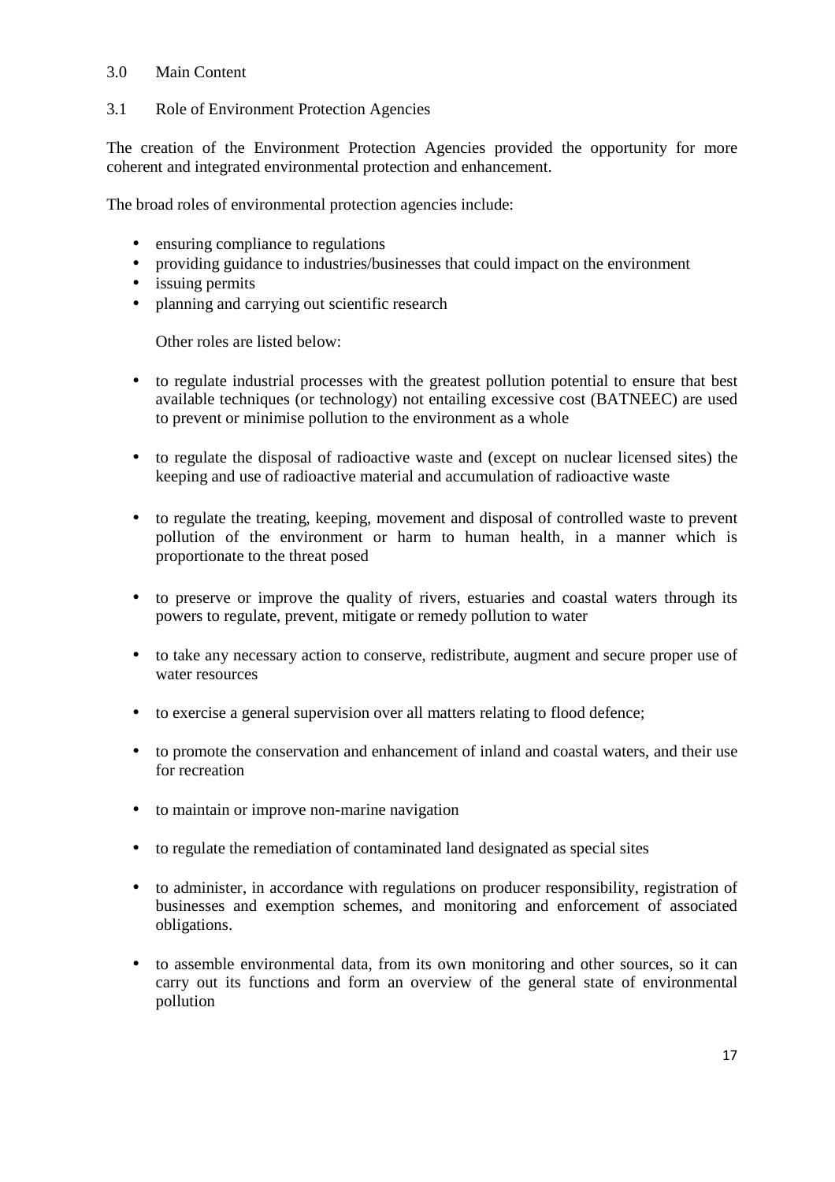## 3.0 Main Content

### 3.1 Role of Environment Protection Agencies

The creation of the Environment Protection Agencies provided the opportunity for more coherent and integrated environmental protection and enhancement.

The broad roles of environmental protection agencies include:

- ensuring compliance to regulations
- providing guidance to industries/businesses that could impact on the environment
- issuing permits
- planning and carrying out scientific research

Other roles are listed below:

- to regulate industrial processes with the greatest pollution potential to ensure that best available techniques (or technology) not entailing excessive cost (BATNEEC) are used to prevent or minimise pollution to the environment as a whole
- to regulate the disposal of radioactive waste and (except on nuclear licensed sites) the keeping and use of radioactive material and accumulation of radioactive waste
- to regulate the treating, keeping, movement and disposal of controlled waste to prevent pollution of the environment or harm to human health, in a manner which is proportionate to the threat posed
- to preserve or improve the quality of rivers, estuaries and coastal waters through its powers to regulate, prevent, mitigate or remedy pollution to water
- to take any necessary action to conserve, redistribute, augment and secure proper use of water resources
- to exercise a general supervision over all matters relating to flood defence;
- to promote the conservation and enhancement of inland and coastal waters, and their use for recreation
- to maintain or improve non-marine navigation
- to regulate the remediation of contaminated land designated as special sites
- to administer, in accordance with regulations on producer responsibility, registration of businesses and exemption schemes, and monitoring and enforcement of associated obligations.
- to assemble environmental data, from its own monitoring and other sources, so it can carry out its functions and form an overview of the general state of environmental pollution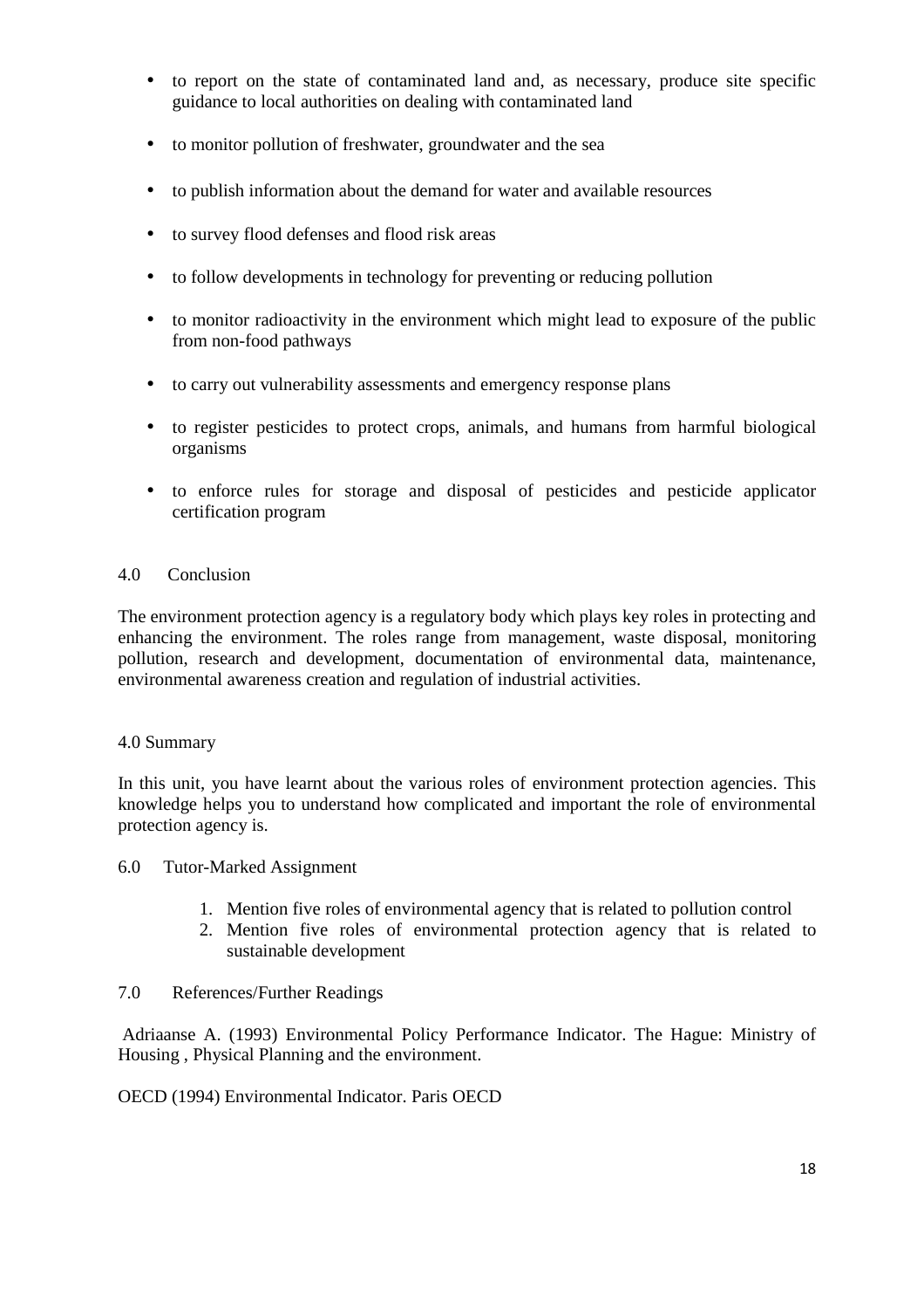- to report on the state of contaminated land and, as necessary, produce site specific guidance to local authorities on dealing with contaminated land
- to monitor pollution of freshwater, groundwater and the sea
- to publish information about the demand for water and available resources
- to survey flood defenses and flood risk areas
- to follow developments in technology for preventing or reducing pollution
- to monitor radioactivity in the environment which might lead to exposure of the public from non-food pathways
- to carry out vulnerability assessments and emergency response plans
- to register pesticides to protect crops, animals, and humans from harmful biological organisms
- to enforce rules for storage and disposal of pesticides and pesticide applicator certification program

## 4.0 Conclusion

The environment protection agency is a regulatory body which plays key roles in protecting and enhancing the environment. The roles range from management, waste disposal, monitoring pollution, research and development, documentation of environmental data, maintenance, environmental awareness creation and regulation of industrial activities.

## 4.0 Summary

In this unit, you have learnt about the various roles of environment protection agencies. This knowledge helps you to understand how complicated and important the role of environmental protection agency is.

## 6.0 Tutor-Marked Assignment

1. Mention five roles of environmental agency that is related to pollution control
2. Mention five roles of environmental protection agency that is related to sustainable development

## 7.0 References/Further Readings

Adriaanse A. (1993) Environmental Policy Performance Indicator. The Hague: Ministry of Housing , Physical Planning and the environment.

OECD (1994) Environmental Indicator. Paris OECD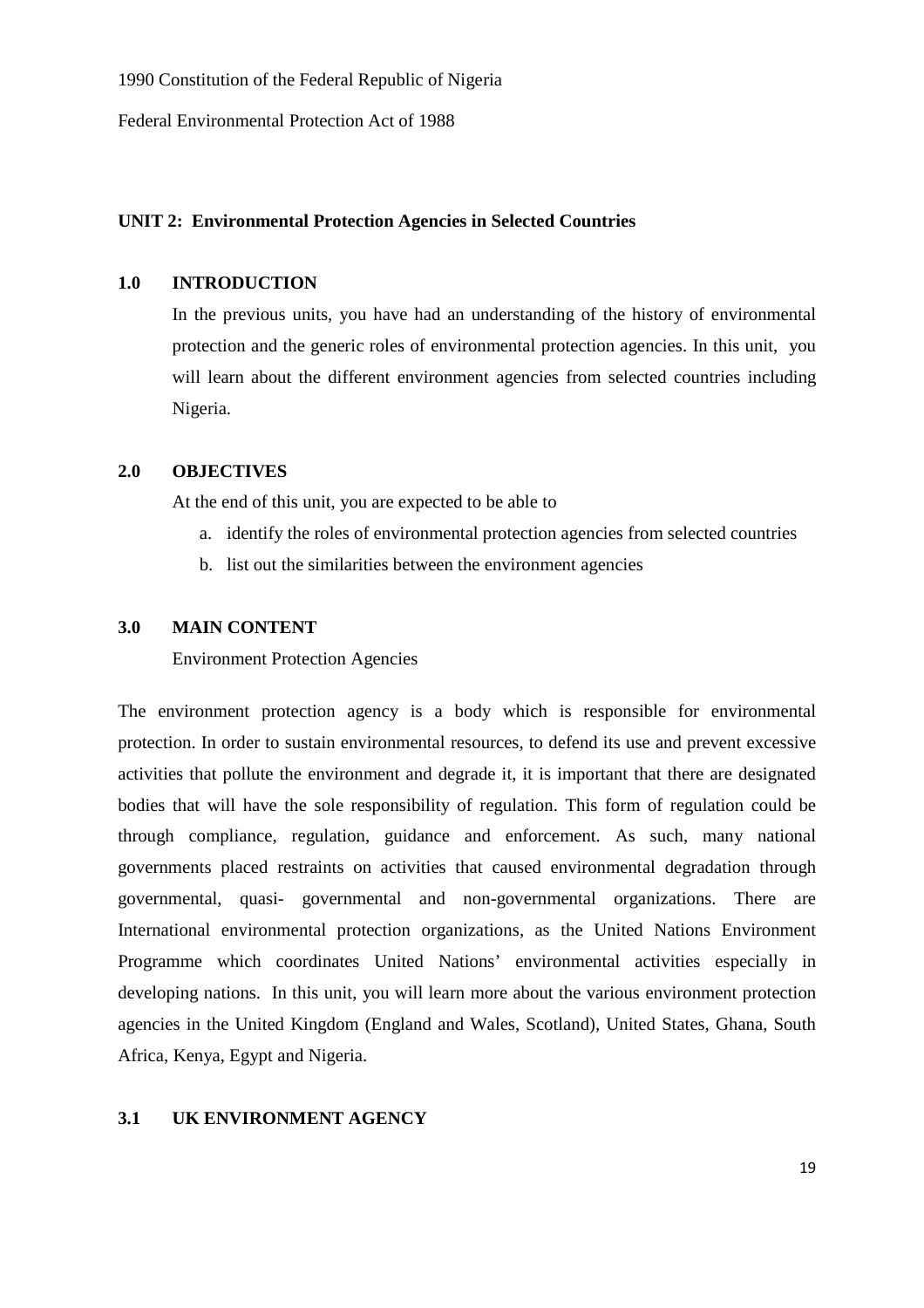1990 Constitution of the Federal Republic of Nigeria

Federal Environmental Protection Act of 1988

## UNIT 2: Environmental Protection Agencies in Selected Countries

### 1.0 INTRODUCTION

In the previous units, you have had an understanding of the history of environmental protection and the generic roles of environmental protection agencies. In this unit, you will learn about the different environment agencies from selected countries including Nigeria.

### 2.0 OBJECTIVES

At the end of this unit, you are expected to be able to

a. identify the roles of environmental protection agencies from selected countries
b. list out the similarities between the environment agencies

### 3.0 MAIN CONTENT

Environment Protection Agencies

The environment protection agency is a body which is responsible for environmental protection. In order to sustain environmental resources, to defend its use and prevent excessive activities that pollute the environment and degrade it, it is important that there are designated bodies that will have the sole responsibility of regulation. This form of regulation could be through compliance, regulation, guidance and enforcement. As such, many national governments placed restraints on activities that caused environmental degradation through governmental, quasi- governmental and non-governmental organizations. There are International environmental protection organizations, as the United Nations Environment Programme which coordinates United Nations' environmental activities especially in developing nations. In this unit, you will learn more about the various environment protection agencies in the United Kingdom (England and Wales, Scotland), United States, Ghana, South Africa, Kenya, Egypt and Nigeria.

### 3.1 UK ENVIRONMENT AGENCY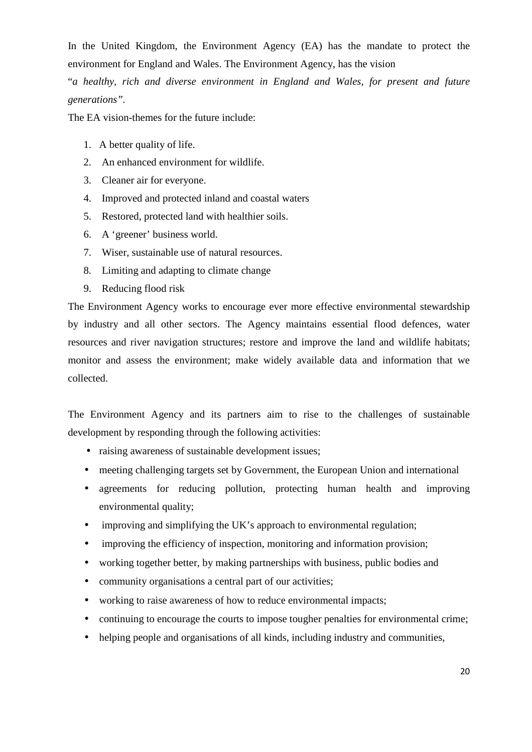In the United Kingdom, the Environment Agency (EA) has the mandate to protect the environment for England and Wales. The Environment Agency, has the vision

"*a healthy, rich and diverse environment in England and Wales, for present and future generations"*.

The EA vision-themes for the future include:

1. A better quality of life.
2. An enhanced environment for wildlife.
3. Cleaner air for everyone.
4. Improved and protected inland and coastal waters
5. Restored, protected land with healthier soils.
6. A 'greener' business world.
7. Wiser, sustainable use of natural resources.
8. Limiting and adapting to climate change
9. Reducing flood risk

The Environment Agency works to encourage ever more effective environmental stewardship by industry and all other sectors. The Agency maintains essential flood defences, water resources and river navigation structures; restore and improve the land and wildlife habitats; monitor and assess the environment; make widely available data and information that we collected.

The Environment Agency and its partners aim to rise to the challenges of sustainable development by responding through the following activities:

- raising awareness of sustainable development issues;
- meeting challenging targets set by Government, the European Union and international
- agreements for reducing pollution, protecting human health and improving environmental quality;
- improving and simplifying the UK's approach to environmental regulation;
- improving the efficiency of inspection, monitoring and information provision;
- working together better, by making partnerships with business, public bodies and
- community organisations a central part of our activities;
- working to raise awareness of how to reduce environmental impacts;
- continuing to encourage the courts to impose tougher penalties for environmental crime;
- helping people and organisations of all kinds, including industry and communities,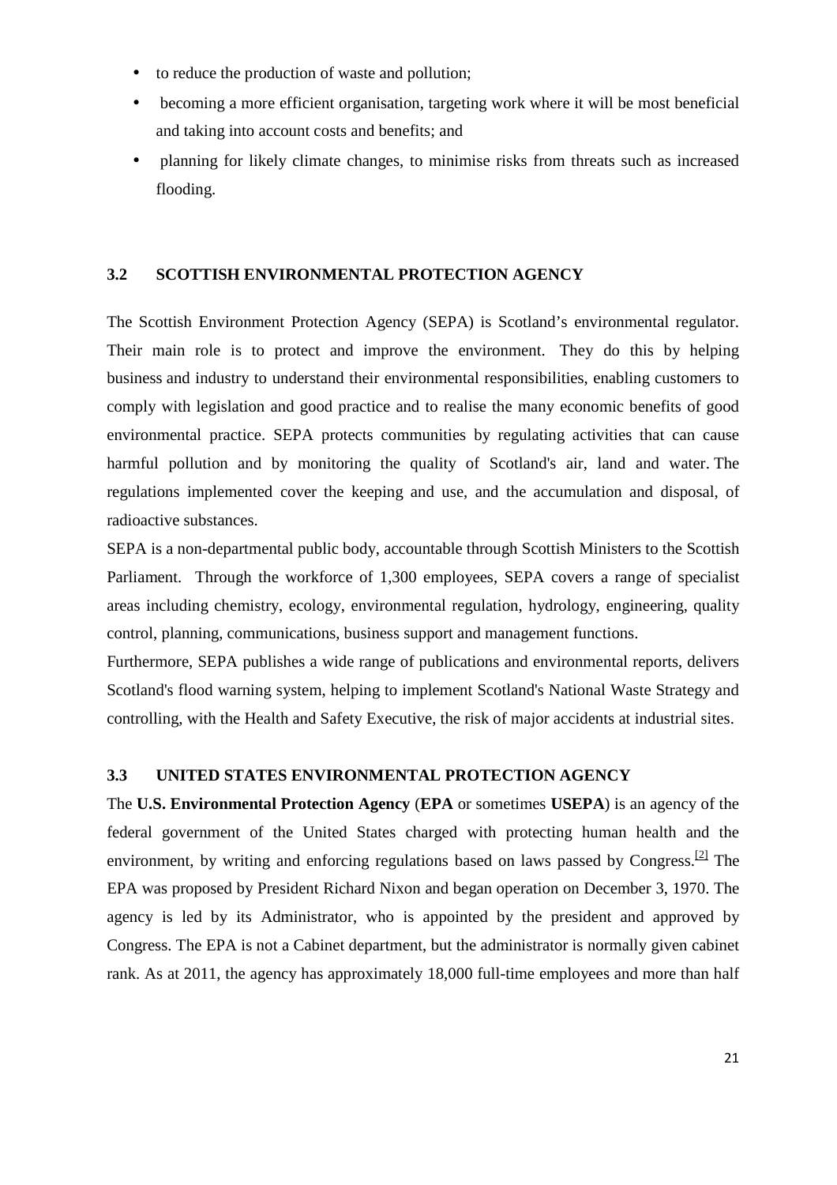- to reduce the production of waste and pollution;
- becoming a more efficient organisation, targeting work where it will be most beneficial and taking into account costs and benefits; and
- planning for likely climate changes, to minimise risks from threats such as increased flooding.

### 3.2 SCOTTISH ENVIRONMENTAL PROTECTION AGENCY

The Scottish Environment Protection Agency (SEPA) is Scotland's environmental regulator. Their main role is to protect and improve the environment. They do this by helping business and industry to understand their environmental responsibilities, enabling customers to comply with legislation and good practice and to realise the many economic benefits of good environmental practice. SEPA protects communities by regulating activities that can cause harmful pollution and by monitoring the quality of Scotland's air, land and water. The regulations implemented cover the keeping and use, and the accumulation and disposal, of radioactive substances.

SEPA is a non-departmental public body, accountable through Scottish Ministers to the Scottish Parliament. Through the workforce of 1,300 employees, SEPA covers a range of specialist areas including chemistry, ecology, environmental regulation, hydrology, engineering, quality control, planning, communications, business support and management functions.

Furthermore, SEPA publishes a wide range of publications and environmental reports, delivers Scotland's flood warning system, helping to implement Scotland's National Waste Strategy and controlling, with the Health and Safety Executive, the risk of major accidents at industrial sites.

### 3.3 UNITED STATES ENVIRONMENTAL PROTECTION AGENCY

The **U.S. Environmental Protection Agency** (**EPA** or sometimes **USEPA**) is an agency of the federal government of the United States charged with protecting human health and the environment, by writing and enforcing regulations based on laws passed by Congress.[2] The EPA was proposed by President Richard Nixon and began operation on December 3, 1970. The agency is led by its Administrator, who is appointed by the president and approved by Congress. The EPA is not a Cabinet department, but the administrator is normally given cabinet rank. As at 2011, the agency has approximately 18,000 full-time employees and more than half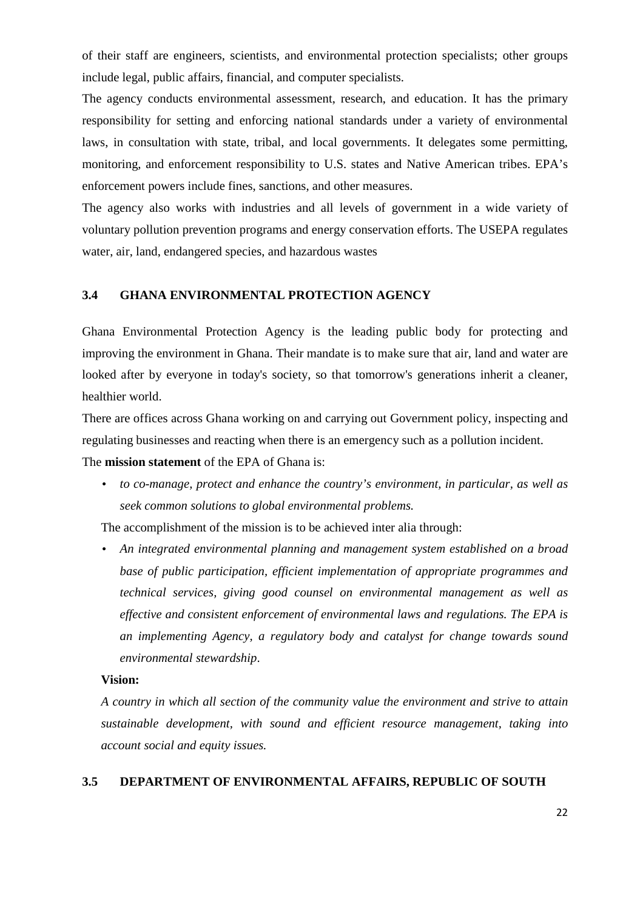of their staff are engineers, scientists, and environmental protection specialists; other groups include legal, public affairs, financial, and computer specialists.

The agency conducts environmental assessment, research, and education. It has the primary responsibility for setting and enforcing national standards under a variety of environmental laws, in consultation with state, tribal, and local governments. It delegates some permitting, monitoring, and enforcement responsibility to U.S. states and Native American tribes. EPA's enforcement powers include fines, sanctions, and other measures.

The agency also works with industries and all levels of government in a wide variety of voluntary pollution prevention programs and energy conservation efforts. The USEPA regulates water, air, land, endangered species, and hazardous wastes

## 3.4 GHANA ENVIRONMENTAL PROTECTION AGENCY

Ghana Environmental Protection Agency is the leading public body for protecting and improving the environment in Ghana. Their mandate is to make sure that air, land and water are looked after by everyone in today's society, so that tomorrow's generations inherit a cleaner, healthier world.

There are offices across Ghana working on and carrying out Government policy, inspecting and regulating businesses and reacting when there is an emergency such as a pollution incident.

The **mission statement** of the EPA of Ghana is:

- *to co-manage, protect and enhance the country's environment, in particular, as well as seek common solutions to global environmental problems.*

The accomplishment of the mission is to be achieved inter alia through:

- *An integrated environmental planning and management system established on a broad base of public participation, efficient implementation of appropriate programmes and technical services, giving good counsel on environmental management as well as effective and consistent enforcement of environmental laws and regulations. The EPA is an implementing Agency, a regulatory body and catalyst for change towards sound environmental stewardship.*

**Vision:**

*A country in which all section of the community value the environment and strive to attain sustainable development, with sound and efficient resource management, taking into account social and equity issues.*

## 3.5 DEPARTMENT OF ENVIRONMENTAL AFFAIRS, REPUBLIC OF SOUTH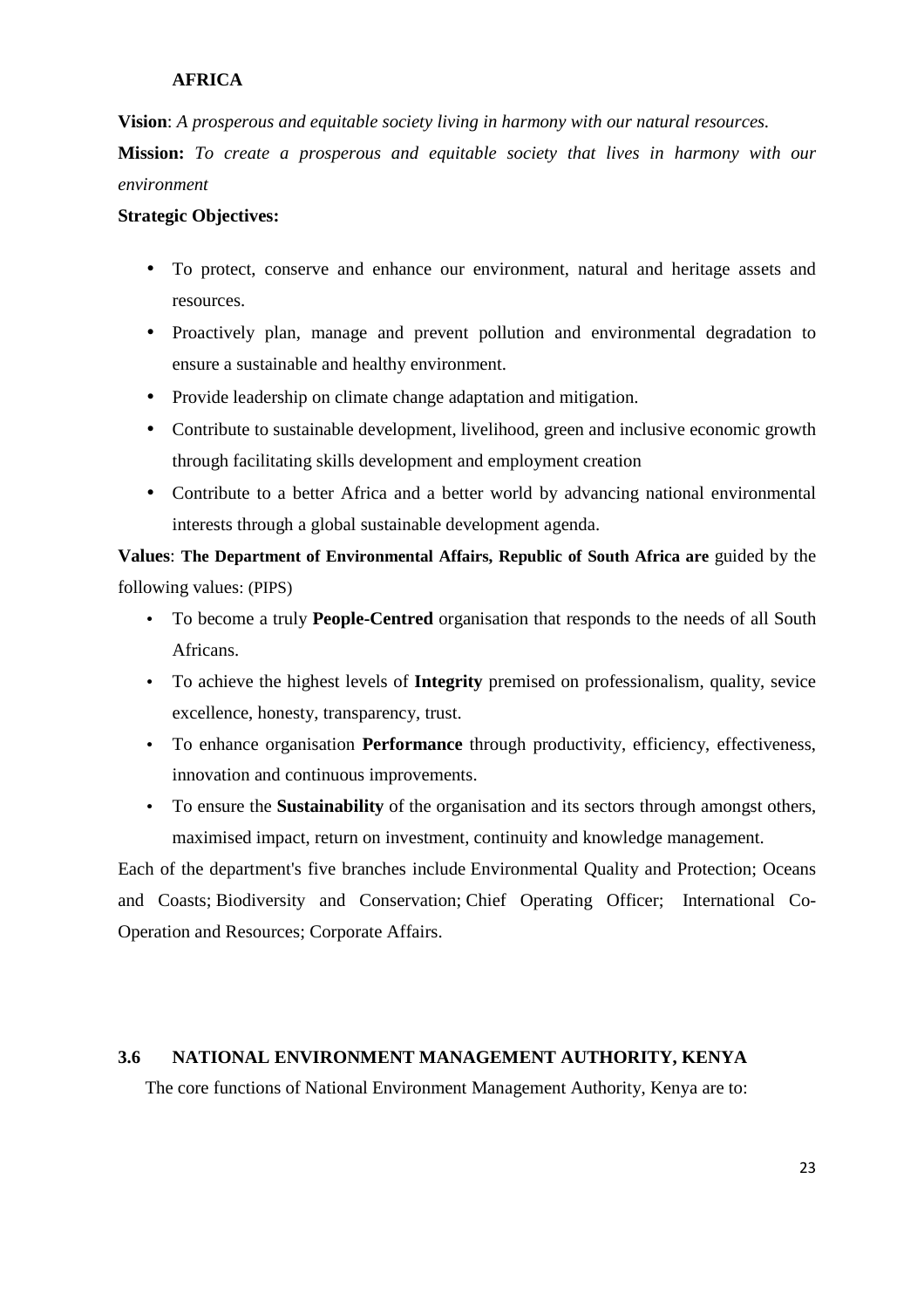**AFRICA**

**Vision**: *A prosperous and equitable society living in harmony with our natural resources.*

**Mission:** *To create a prosperous and equitable society that lives in harmony with our environment*

**Strategic Objectives:**

- To protect, conserve and enhance our environment, natural and heritage assets and resources.
- Proactively plan, manage and prevent pollution and environmental degradation to ensure a sustainable and healthy environment.
- Provide leadership on climate change adaptation and mitigation.
- Contribute to sustainable development, livelihood, green and inclusive economic growth through facilitating skills development and employment creation
- Contribute to a better Africa and a better world by advancing national environmental interests through a global sustainable development agenda.

**Values**: **The Department of Environmental Affairs, Republic of South Africa are** guided by the following values: (PIPS)

- To become a truly **People-Centred** organisation that responds to the needs of all South Africans.
- To achieve the highest levels of **Integrity** premised on professionalism, quality, sevice excellence, honesty, transparency, trust.
- To enhance organisation **Performance** through productivity, efficiency, effectiveness, innovation and continuous improvements.
- To ensure the **Sustainability** of the organisation and its sectors through amongst others, maximised impact, return on investment, continuity and knowledge management.

Each of the department's five branches include Environmental Quality and Protection; Oceans and Coasts; Biodiversity and Conservation; Chief Operating Officer; International Co-Operation and Resources; Corporate Affairs.

### 3.6 NATIONAL ENVIRONMENT MANAGEMENT AUTHORITY, KENYA

The core functions of National Environment Management Authority, Kenya are to: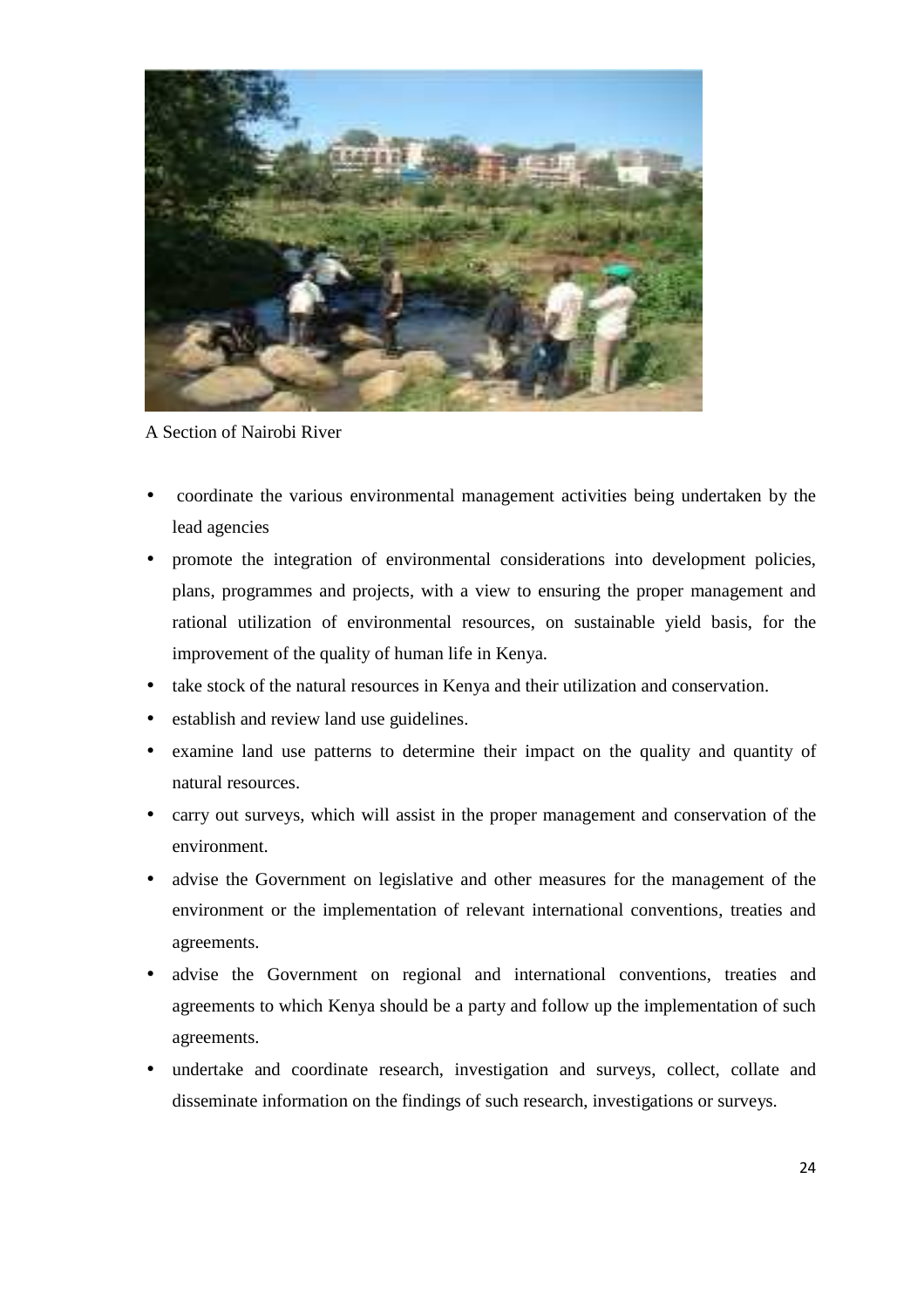A Section of Nairobi River

- coordinate the various environmental management activities being undertaken by the lead agencies
- promote the integration of environmental considerations into development policies, plans, programmes and projects, with a view to ensuring the proper management and rational utilization of environmental resources, on sustainable yield basis, for the improvement of the quality of human life in Kenya.
- take stock of the natural resources in Kenya and their utilization and conservation.
- establish and review land use guidelines.
- examine land use patterns to determine their impact on the quality and quantity of natural resources.
- carry out surveys, which will assist in the proper management and conservation of the environment.
- advise the Government on legislative and other measures for the management of the environment or the implementation of relevant international conventions, treaties and agreements.
- advise the Government on regional and international conventions, treaties and agreements to which Kenya should be a party and follow up the implementation of such agreements.
- undertake and coordinate research, investigation and surveys, collect, collate and disseminate information on the findings of such research, investigations or surveys.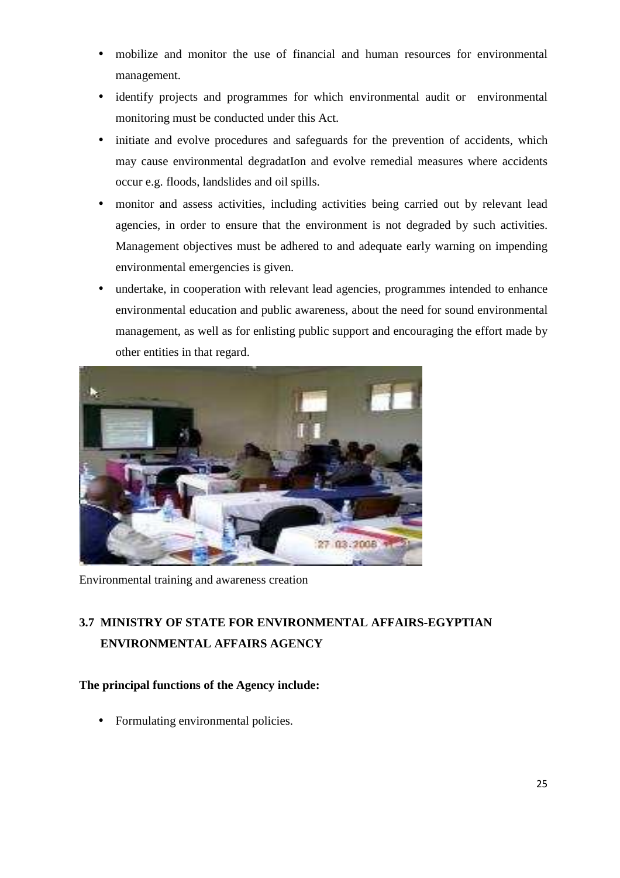- mobilize and monitor the use of financial and human resources for environmental management.
- identify projects and programmes for which environmental audit or environmental monitoring must be conducted under this Act.
- initiate and evolve procedures and safeguards for the prevention of accidents, which may cause environmental degradatIon and evolve remedial measures where accidents occur e.g. floods, landslides and oil spills.
- monitor and assess activities, including activities being carried out by relevant lead agencies, in order to ensure that the environment is not degraded by such activities. Management objectives must be adhered to and adequate early warning on impending environmental emergencies is given.
- undertake, in cooperation with relevant lead agencies, programmes intended to enhance environmental education and public awareness, about the need for sound environmental management, as well as for enlisting public support and encouraging the effort made by other entities in that regard.

Environmental training and awareness creation

## 3.7 MINISTRY OF STATE FOR ENVIRONMENTAL AFFAIRS-EGYPTIAN ENVIRONMENTAL AFFAIRS AGENCY

**The principal functions of the Agency include:**

- Formulating environmental policies.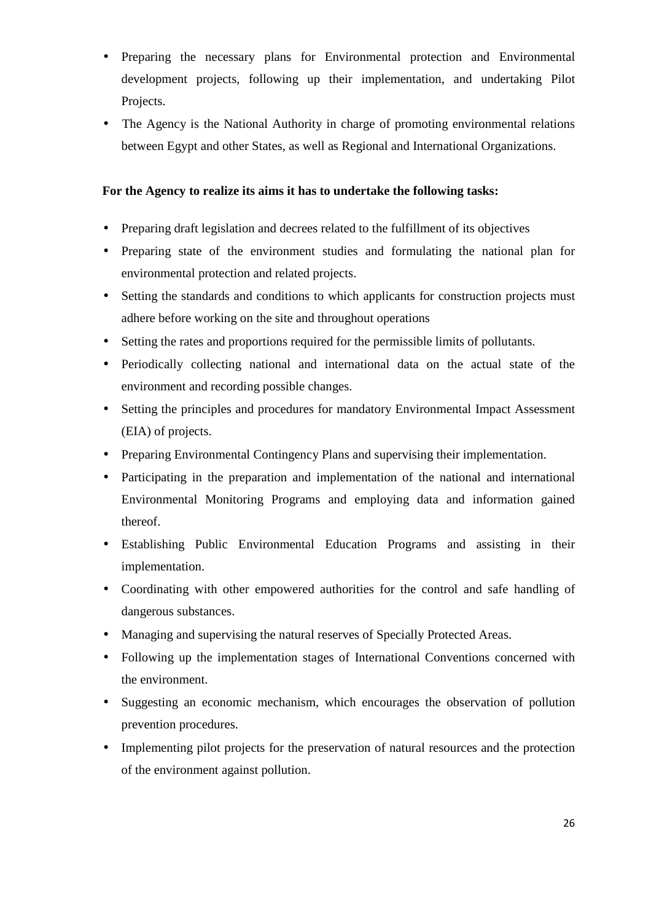- Preparing the necessary plans for Environmental protection and Environmental development projects, following up their implementation, and undertaking Pilot Projects.
- The Agency is the National Authority in charge of promoting environmental relations between Egypt and other States, as well as Regional and International Organizations.

**For the Agency to realize its aims it has to undertake the following tasks:**

- Preparing draft legislation and decrees related to the fulfillment of its objectives
- Preparing state of the environment studies and formulating the national plan for environmental protection and related projects.
- Setting the standards and conditions to which applicants for construction projects must adhere before working on the site and throughout operations
- Setting the rates and proportions required for the permissible limits of pollutants.
- Periodically collecting national and international data on the actual state of the environment and recording possible changes.
- Setting the principles and procedures for mandatory Environmental Impact Assessment (EIA) of projects.
- Preparing Environmental Contingency Plans and supervising their implementation.
- Participating in the preparation and implementation of the national and international Environmental Monitoring Programs and employing data and information gained thereof.
- Establishing Public Environmental Education Programs and assisting in their implementation.
- Coordinating with other empowered authorities for the control and safe handling of dangerous substances.
- Managing and supervising the natural reserves of Specially Protected Areas.
- Following up the implementation stages of International Conventions concerned with the environment.
- Suggesting an economic mechanism, which encourages the observation of pollution prevention procedures.
- Implementing pilot projects for the preservation of natural resources and the protection of the environment against pollution.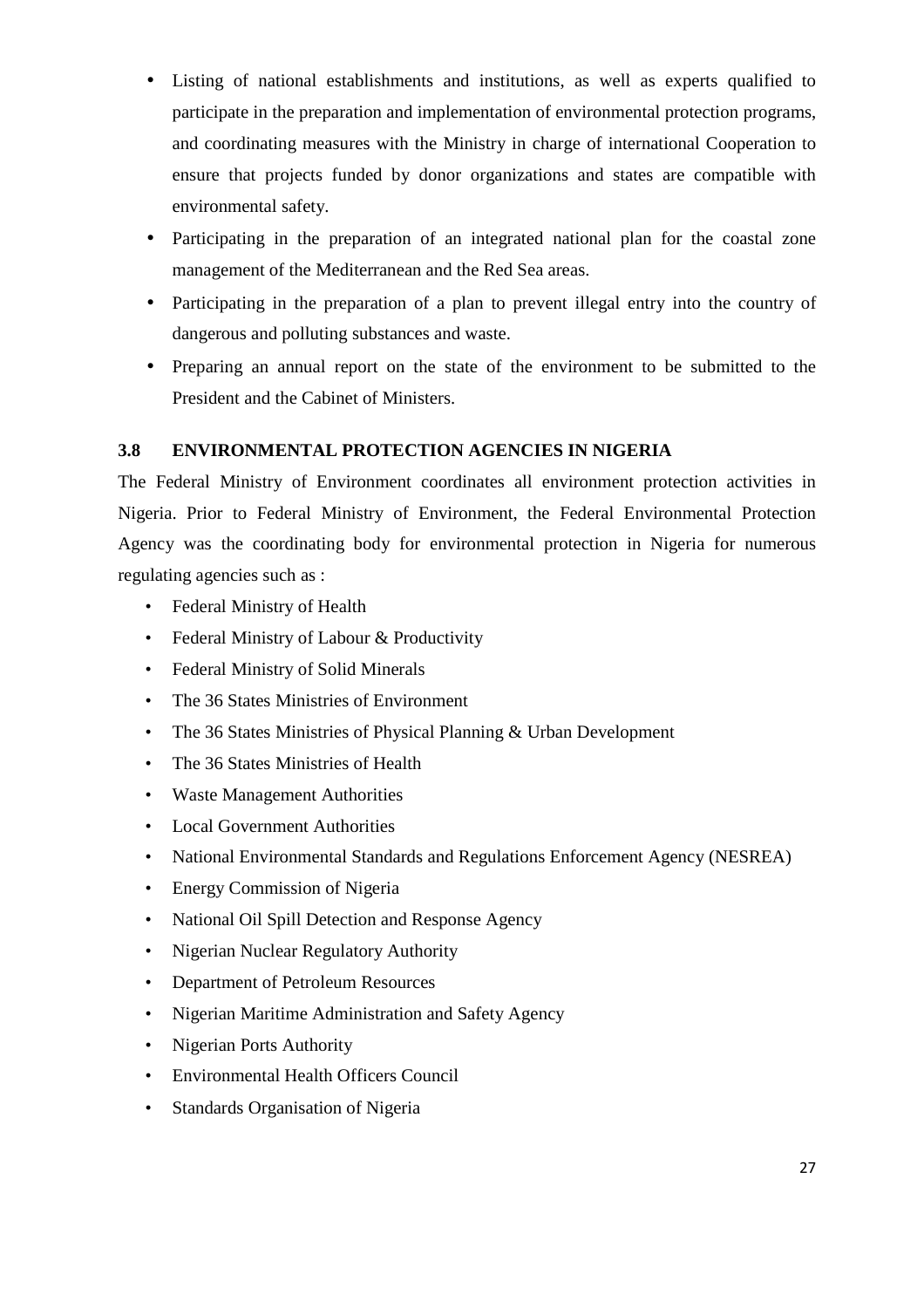- Listing of national establishments and institutions, as well as experts qualified to participate in the preparation and implementation of environmental protection programs, and coordinating measures with the Ministry in charge of international Cooperation to ensure that projects funded by donor organizations and states are compatible with environmental safety.
- Participating in the preparation of an integrated national plan for the coastal zone management of the Mediterranean and the Red Sea areas.
- Participating in the preparation of a plan to prevent illegal entry into the country of dangerous and polluting substances and waste.
- Preparing an annual report on the state of the environment to be submitted to the President and the Cabinet of Ministers.

### 3.8 ENVIRONMENTAL PROTECTION AGENCIES IN NIGERIA

The Federal Ministry of Environment coordinates all environment protection activities in Nigeria. Prior to Federal Ministry of Environment, the Federal Environmental Protection Agency was the coordinating body for environmental protection in Nigeria for numerous regulating agencies such as :

- Federal Ministry of Health
- Federal Ministry of Labour & Productivity
- Federal Ministry of Solid Minerals
- The 36 States Ministries of Environment
- The 36 States Ministries of Physical Planning & Urban Development
- The 36 States Ministries of Health
- Waste Management Authorities
- Local Government Authorities
- National Environmental Standards and Regulations Enforcement Agency (NESREA)
- Energy Commission of Nigeria
- National Oil Spill Detection and Response Agency
- Nigerian Nuclear Regulatory Authority
- Department of Petroleum Resources
- Nigerian Maritime Administration and Safety Agency
- Nigerian Ports Authority
- Environmental Health Officers Council
- Standards Organisation of Nigeria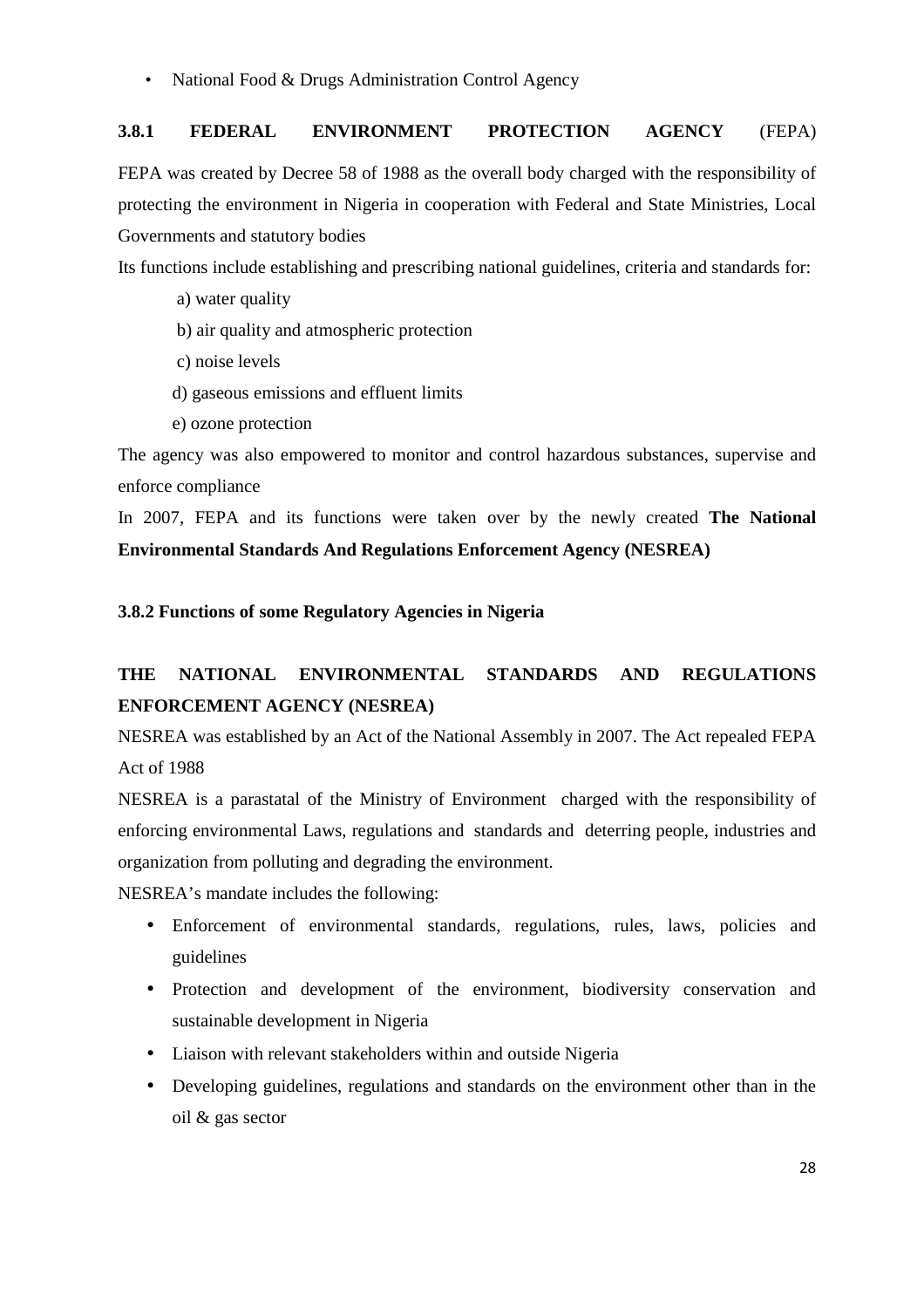- National Food & Drugs Administration Control Agency

### 3.8.1 FEDERAL ENVIRONMENT PROTECTION AGENCY (FEPA)

FEPA was created by Decree 58 of 1988 as the overall body charged with the responsibility of protecting the environment in Nigeria in cooperation with Federal and State Ministries, Local Governments and statutory bodies

Its functions include establishing and prescribing national guidelines, criteria and standards for:

a) water quality

b) air quality and atmospheric protection

c) noise levels

d) gaseous emissions and effluent limits

e) ozone protection

The agency was also empowered to monitor and control hazardous substances, supervise and enforce compliance

In 2007, FEPA and its functions were taken over by the newly created **The National Environmental Standards And Regulations Enforcement Agency (NESREA)**

### 3.8.2 Functions of some Regulatory Agencies in Nigeria

**THE NATIONAL ENVIRONMENTAL STANDARDS AND REGULATIONS ENFORCEMENT AGENCY (NESREA)**

NESREA was established by an Act of the National Assembly in 2007. The Act repealed FEPA Act of 1988

NESREA is a parastatal of the Ministry of Environment charged with the responsibility of enforcing environmental Laws, regulations and standards and deterring people, industries and organization from polluting and degrading the environment.

NESREA's mandate includes the following:

- Enforcement of environmental standards, regulations, rules, laws, policies and guidelines
- Protection and development of the environment, biodiversity conservation and sustainable development in Nigeria
- Liaison with relevant stakeholders within and outside Nigeria
- Developing guidelines, regulations and standards on the environment other than in the oil & gas sector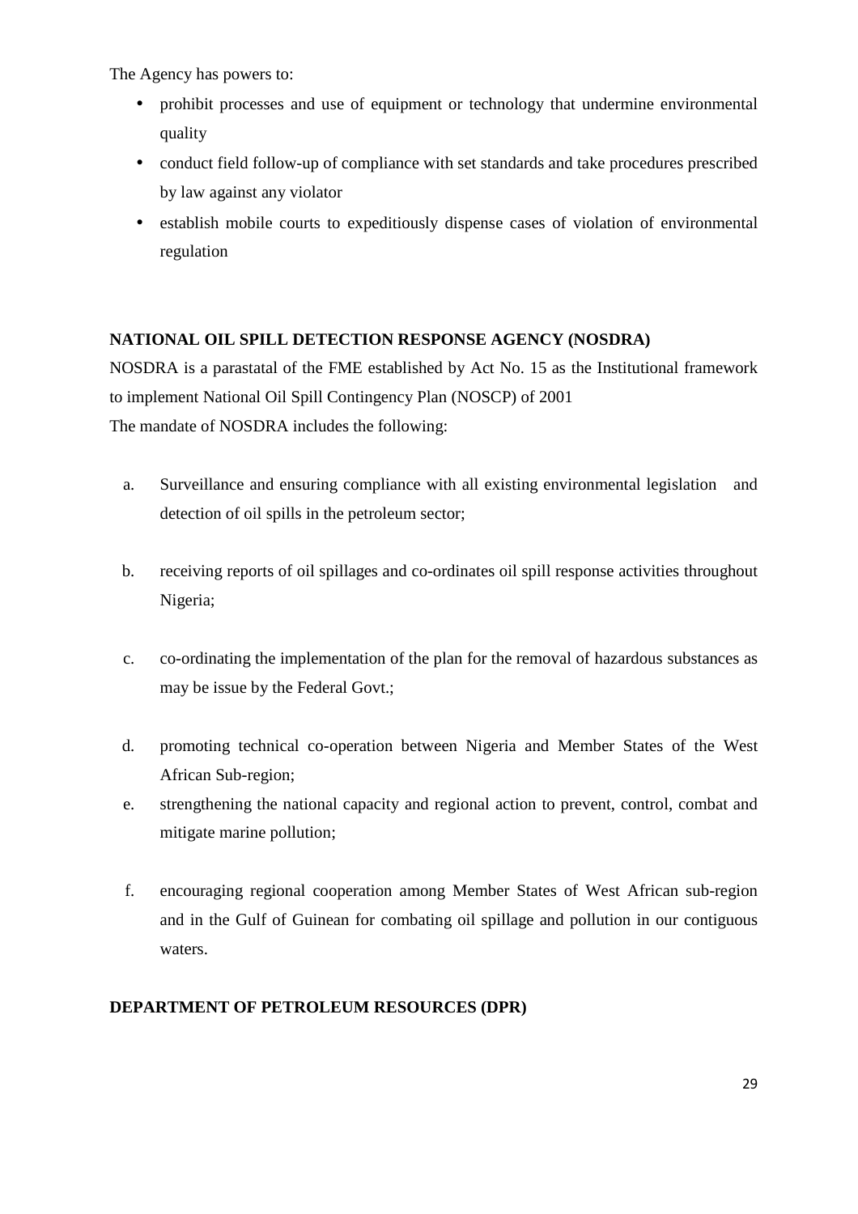The Agency has powers to:

- prohibit processes and use of equipment or technology that undermine environmental quality
- conduct field follow-up of compliance with set standards and take procedures prescribed by law against any violator
- establish mobile courts to expeditiously dispense cases of violation of environmental regulation

**NATIONAL OIL SPILL DETECTION RESPONSE AGENCY (NOSDRA)**

NOSDRA is a parastatal of the FME established by Act No. 15 as the Institutional framework to implement National Oil Spill Contingency Plan (NOSCP) of 2001

The mandate of NOSDRA includes the following:

a. Surveillance and ensuring compliance with all existing environmental legislation and detection of oil spills in the petroleum sector;

b. receiving reports of oil spillages and co-ordinates oil spill response activities throughout Nigeria;

c. co-ordinating the implementation of the plan for the removal of hazardous substances as may be issue by the Federal Govt.;

d. promoting technical co-operation between Nigeria and Member States of the West African Sub-region;

e. strengthening the national capacity and regional action to prevent, control, combat and mitigate marine pollution;

f. encouraging regional cooperation among Member States of West African sub-region and in the Gulf of Guinean for combating oil spillage and pollution in our contiguous waters.

**DEPARTMENT OF PETROLEUM RESOURCES (DPR)**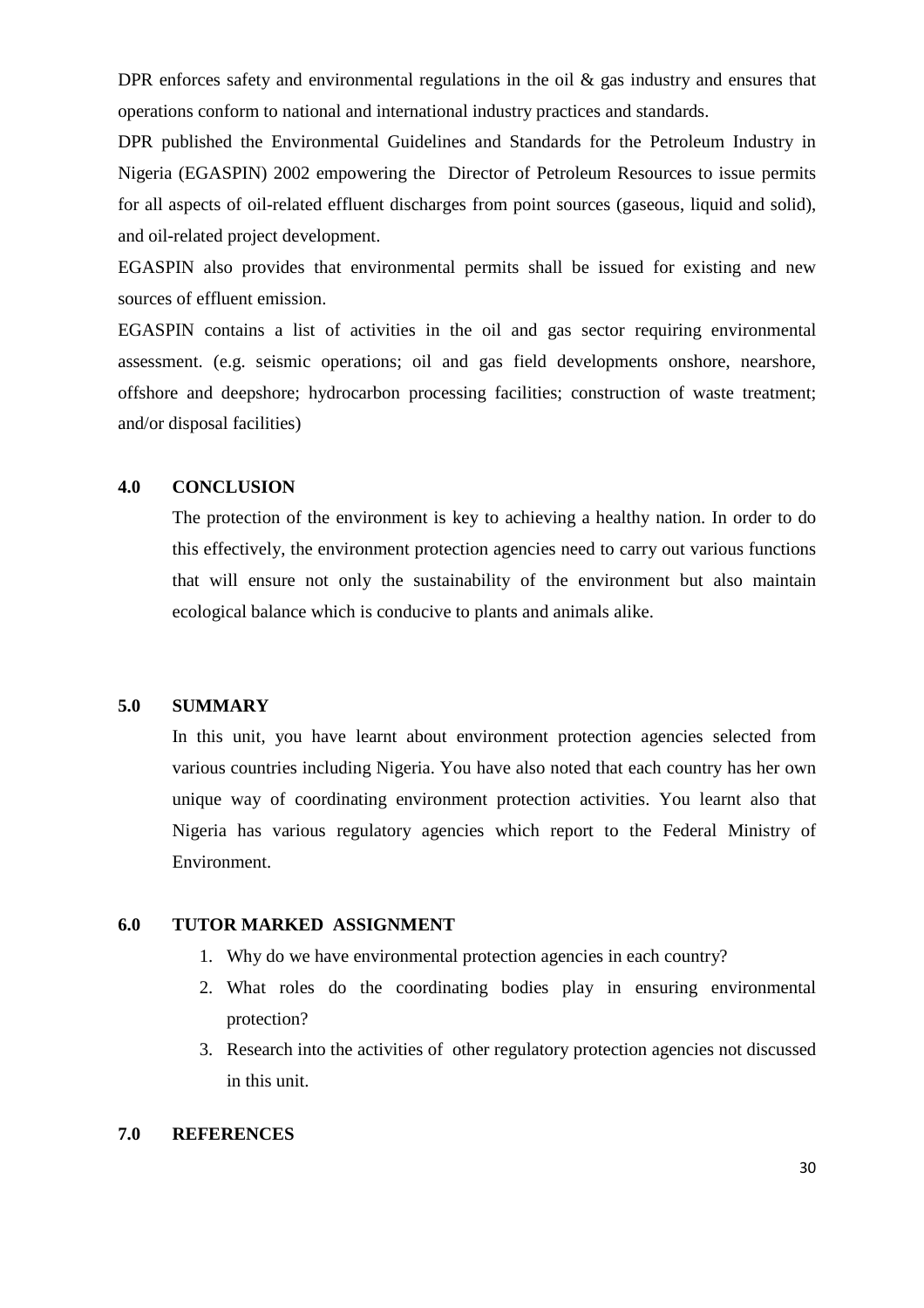DPR enforces safety and environmental regulations in the oil & gas industry and ensures that operations conform to national and international industry practices and standards.

DPR published the Environmental Guidelines and Standards for the Petroleum Industry in Nigeria (EGASPIN) 2002 empowering the Director of Petroleum Resources to issue permits for all aspects of oil-related effluent discharges from point sources (gaseous, liquid and solid), and oil-related project development.

EGASPIN also provides that environmental permits shall be issued for existing and new sources of effluent emission.

EGASPIN contains a list of activities in the oil and gas sector requiring environmental assessment. (e.g. seismic operations; oil and gas field developments onshore, nearshore, offshore and deepshore; hydrocarbon processing facilities; construction of waste treatment; and/or disposal facilities)

## 4.0 CONCLUSION

The protection of the environment is key to achieving a healthy nation. In order to do this effectively, the environment protection agencies need to carry out various functions that will ensure not only the sustainability of the environment but also maintain ecological balance which is conducive to plants and animals alike.

## 5.0 SUMMARY

In this unit, you have learnt about environment protection agencies selected from various countries including Nigeria. You have also noted that each country has her own unique way of coordinating environment protection activities. You learnt also that Nigeria has various regulatory agencies which report to the Federal Ministry of Environment.

## 6.0 TUTOR MARKED ASSIGNMENT

1. Why do we have environmental protection agencies in each country?
2. What roles do the coordinating bodies play in ensuring environmental protection?
3. Research into the activities of other regulatory protection agencies not discussed in this unit.

## 7.0 REFERENCES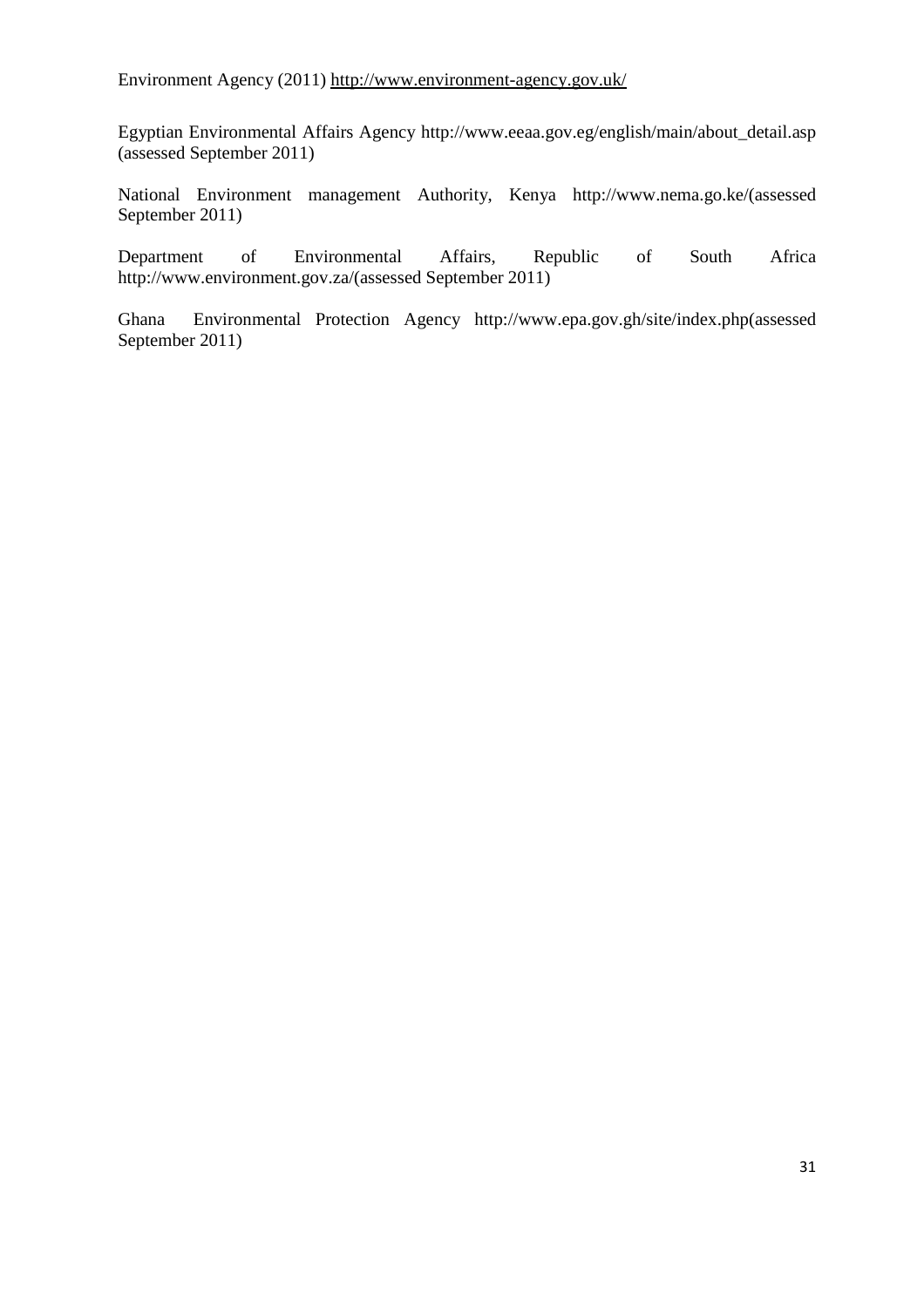Environment Agency (2011) http://www.environment-agency.gov.uk/

Egyptian Environmental Affairs Agency http://www.eeaa.gov.eg/english/main/about_detail.asp (assessed September 2011)

National Environment management Authority, Kenya http://www.nema.go.ke/(assessed September 2011)

Department of Environmental Affairs, Republic of South Africa http://www.environment.gov.za/(assessed September 2011)

Ghana Environmental Protection Agency http://www.epa.gov.gh/site/index.php(assessed September 2011)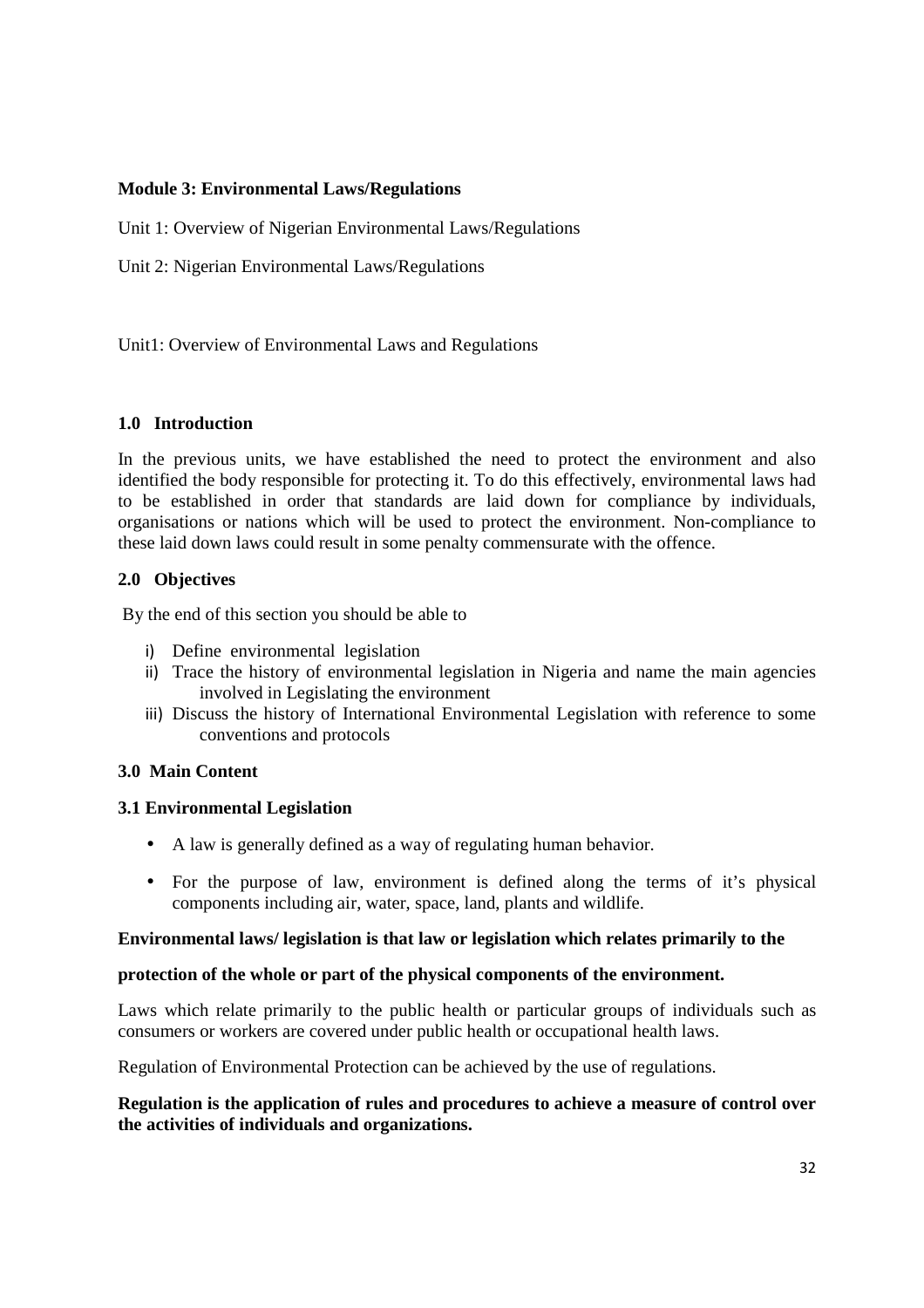**Module 3: Environmental Laws/Regulations**

Unit 1: Overview of Nigerian Environmental Laws/Regulations

Unit 2: Nigerian Environmental Laws/Regulations

Unit1: Overview of Environmental Laws and Regulations

## 1.0 Introduction

In the previous units, we have established the need to protect the environment and also identified the body responsible for protecting it. To do this effectively, environmental laws had to be established in order that standards are laid down for compliance by individuals, organisations or nations which will be used to protect the environment. Non-compliance to these laid down laws could result in some penalty commensurate with the offence.

## 2.0 Objectives

By the end of this section you should be able to

i) Define environmental legislation
ii) Trace the history of environmental legislation in Nigeria and name the main agencies involved in Legislating the environment
iii) Discuss the history of International Environmental Legislation with reference to some conventions and protocols

## 3.0 Main Content

### 3.1 Environmental Legislation

- A law is generally defined as a way of regulating human behavior.
- For the purpose of law, environment is defined along the terms of it's physical components including air, water, space, land, plants and wildlife.

**Environmental laws/ legislation is that law or legislation which relates primarily to the protection of the whole or part of the physical components of the environment.**

Laws which relate primarily to the public health or particular groups of individuals such as consumers or workers are covered under public health or occupational health laws.

Regulation of Environmental Protection can be achieved by the use of regulations.

**Regulation is the application of rules and procedures to achieve a measure of control over the activities of individuals and organizations.**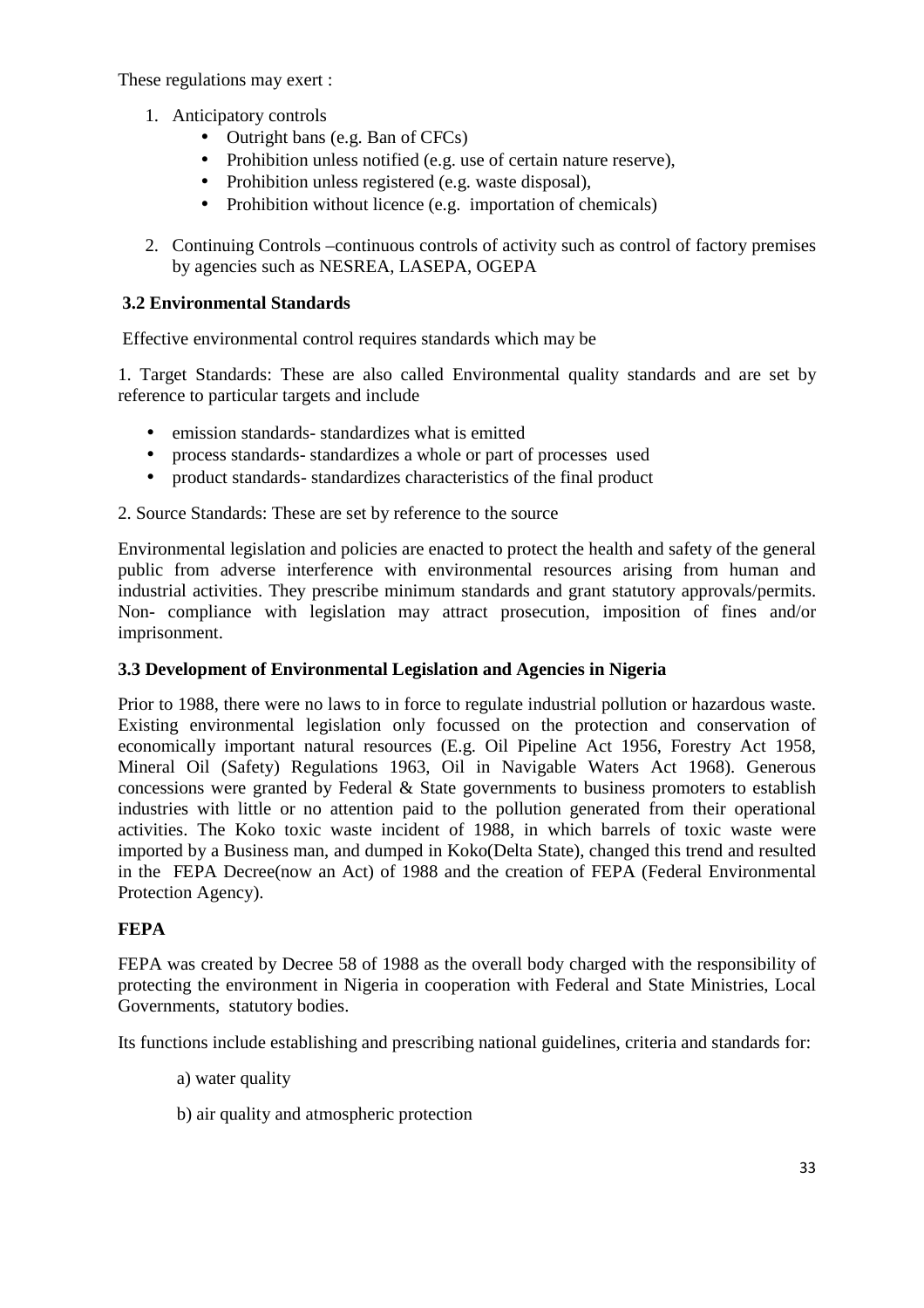These regulations may exert :

1. Anticipatory controls
   - Outright bans (e.g. Ban of CFCs)
   - Prohibition unless notified (e.g. use of certain nature reserve),
   - Prohibition unless registered (e.g. waste disposal),
   - Prohibition without licence (e.g. importation of chemicals)
2. Continuing Controls –continuous controls of activity such as control of factory premises by agencies such as NESREA, LASEPA, OGEPA

### 3.2 Environmental Standards

Effective environmental control requires standards which may be

1. Target Standards: These are also called Environmental quality standards and are set by reference to particular targets and include

- emission standards- standardizes what is emitted
- process standards- standardizes a whole or part of processes used
- product standards- standardizes characteristics of the final product

2. Source Standards: These are set by reference to the source

Environmental legislation and policies are enacted to protect the health and safety of the general public from adverse interference with environmental resources arising from human and industrial activities. They prescribe minimum standards and grant statutory approvals/permits. Non- compliance with legislation may attract prosecution, imposition of fines and/or imprisonment.

### 3.3 Development of Environmental Legislation and Agencies in Nigeria

Prior to 1988, there were no laws to in force to regulate industrial pollution or hazardous waste. Existing environmental legislation only focussed on the protection and conservation of economically important natural resources (E.g. Oil Pipeline Act 1956, Forestry Act 1958, Mineral Oil (Safety) Regulations 1963, Oil in Navigable Waters Act 1968). Generous concessions were granted by Federal & State governments to business promoters to establish industries with little or no attention paid to the pollution generated from their operational activities. The Koko toxic waste incident of 1988, in which barrels of toxic waste were imported by a Business man, and dumped in Koko(Delta State), changed this trend and resulted in the FEPA Decree(now an Act) of 1988 and the creation of FEPA (Federal Environmental Protection Agency).

**FEPA**

FEPA was created by Decree 58 of 1988 as the overall body charged with the responsibility of protecting the environment in Nigeria in cooperation with Federal and State Ministries, Local Governments, statutory bodies.

Its functions include establishing and prescribing national guidelines, criteria and standards for:

a) water quality

b) air quality and atmospheric protection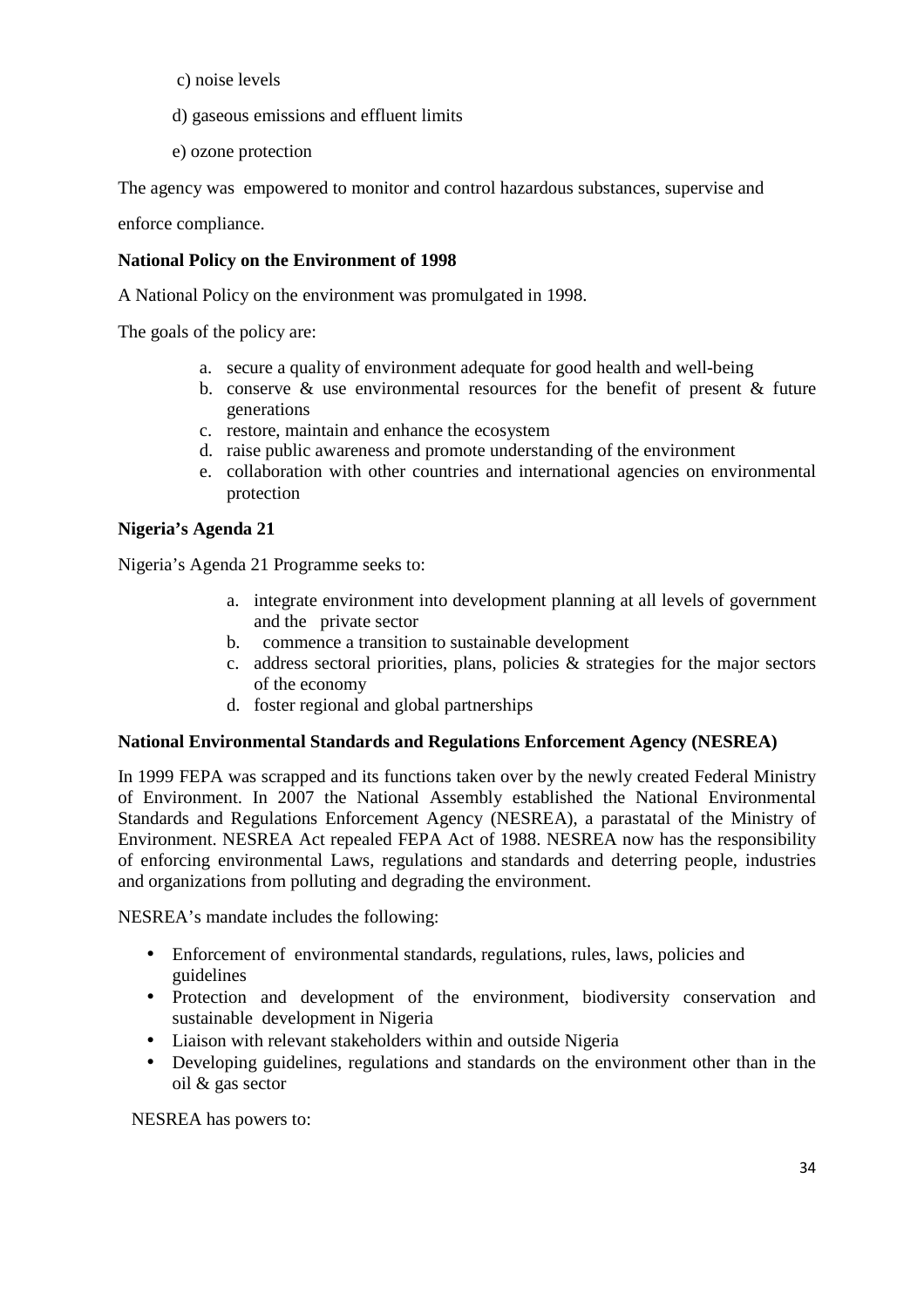c) noise levels

d) gaseous emissions and effluent limits

e) ozone protection

The agency was empowered to monitor and control hazardous substances, supervise and enforce compliance.

**National Policy on the Environment of 1998**

A National Policy on the environment was promulgated in 1998.

The goals of the policy are:

a. secure a quality of environment adequate for good health and well-being
b. conserve & use environmental resources for the benefit of present & future generations
c. restore, maintain and enhance the ecosystem
d. raise public awareness and promote understanding of the environment
e. collaboration with other countries and international agencies on environmental protection

**Nigeria's Agenda 21**

Nigeria's Agenda 21 Programme seeks to:

a. integrate environment into development planning at all levels of government and the private sector
b. commence a transition to sustainable development
c. address sectoral priorities, plans, policies & strategies for the major sectors of the economy
d. foster regional and global partnerships

**National Environmental Standards and Regulations Enforcement Agency (NESREA)**

In 1999 FEPA was scrapped and its functions taken over by the newly created Federal Ministry of Environment. In 2007 the National Assembly established the National Environmental Standards and Regulations Enforcement Agency (NESREA), a parastatal of the Ministry of Environment. NESREA Act repealed FEPA Act of 1988. NESREA now has the responsibility of enforcing environmental Laws, regulations and standards and deterring people, industries and organizations from polluting and degrading the environment.

NESREA's mandate includes the following:

- Enforcement of environmental standards, regulations, rules, laws, policies and guidelines
- Protection and development of the environment, biodiversity conservation and sustainable development in Nigeria
- Liaison with relevant stakeholders within and outside Nigeria
- Developing guidelines, regulations and standards on the environment other than in the oil & gas sector

NESREA has powers to: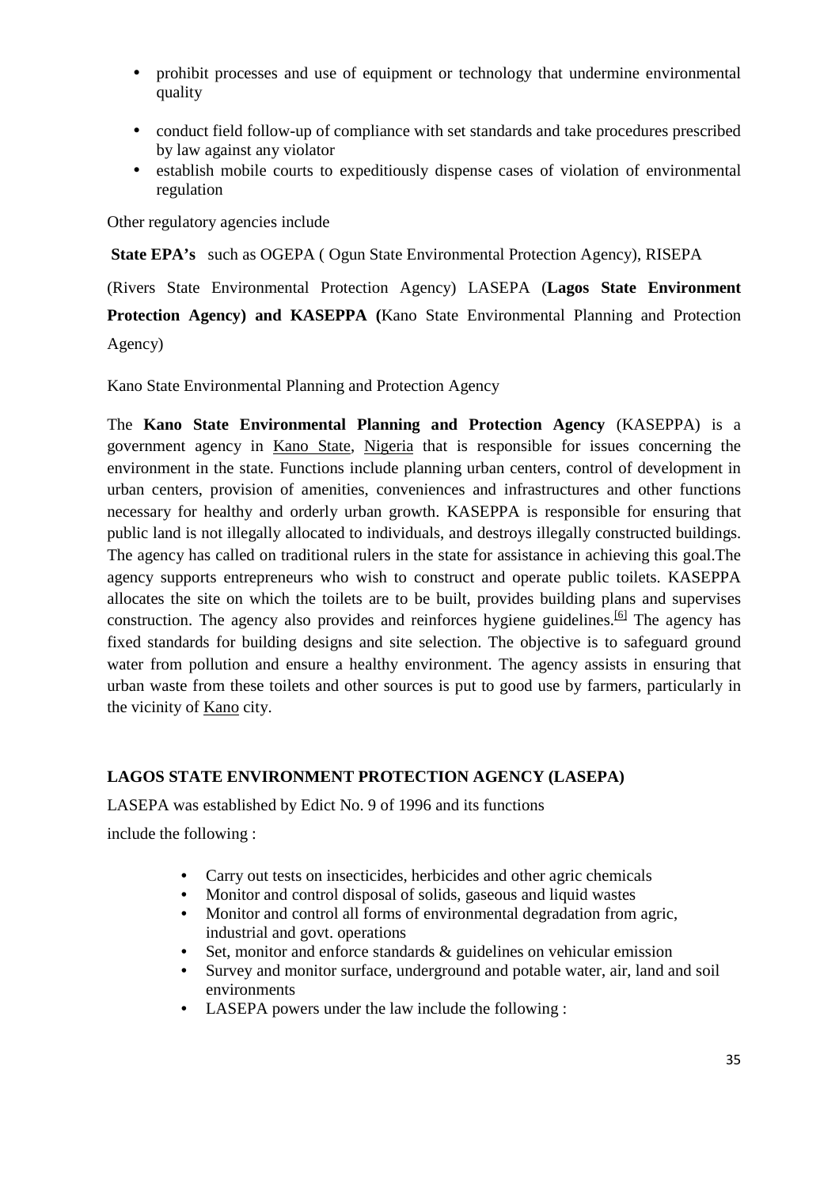- prohibit processes and use of equipment or technology that undermine environmental quality

- conduct field follow-up of compliance with set standards and take procedures prescribed by law against any violator
- establish mobile courts to expeditiously dispense cases of violation of environmental regulation

Other regulatory agencies include

**State EPA's** such as OGEPA ( Ogun State Environmental Protection Agency), RISEPA (Rivers State Environmental Protection Agency) LASEPA (**Lagos State Environment Protection Agency) and KASEPPA (**Kano State Environmental Planning and Protection Agency)

Kano State Environmental Planning and Protection Agency

The **Kano State Environmental Planning and Protection Agency** (KASEPPA) is a government agency in Kano State, Nigeria that is responsible for issues concerning the environment in the state. Functions include planning urban centers, control of development in urban centers, provision of amenities, conveniences and infrastructures and other functions necessary for healthy and orderly urban growth. KASEPPA is responsible for ensuring that public land is not illegally allocated to individuals, and destroys illegally constructed buildings. The agency has called on traditional rulers in the state for assistance in achieving this goal.The agency supports entrepreneurs who wish to construct and operate public toilets. KASEPPA allocates the site on which the toilets are to be built, provides building plans and supervises construction. The agency also provides and reinforces hygiene guidelines.[6] The agency has fixed standards for building designs and site selection. The objective is to safeguard ground water from pollution and ensure a healthy environment. The agency assists in ensuring that urban waste from these toilets and other sources is put to good use by farmers, particularly in the vicinity of Kano city.

**LAGOS STATE ENVIRONMENT PROTECTION AGENCY (LASEPA)**

LASEPA was established by Edict No. 9 of 1996 and its functions include the following :

- Carry out tests on insecticides, herbicides and other agric chemicals
- Monitor and control disposal of solids, gaseous and liquid wastes
- Monitor and control all forms of environmental degradation from agric, industrial and govt. operations
- Set, monitor and enforce standards & guidelines on vehicular emission
- Survey and monitor surface, underground and potable water, air, land and soil environments
- LASEPA powers under the law include the following :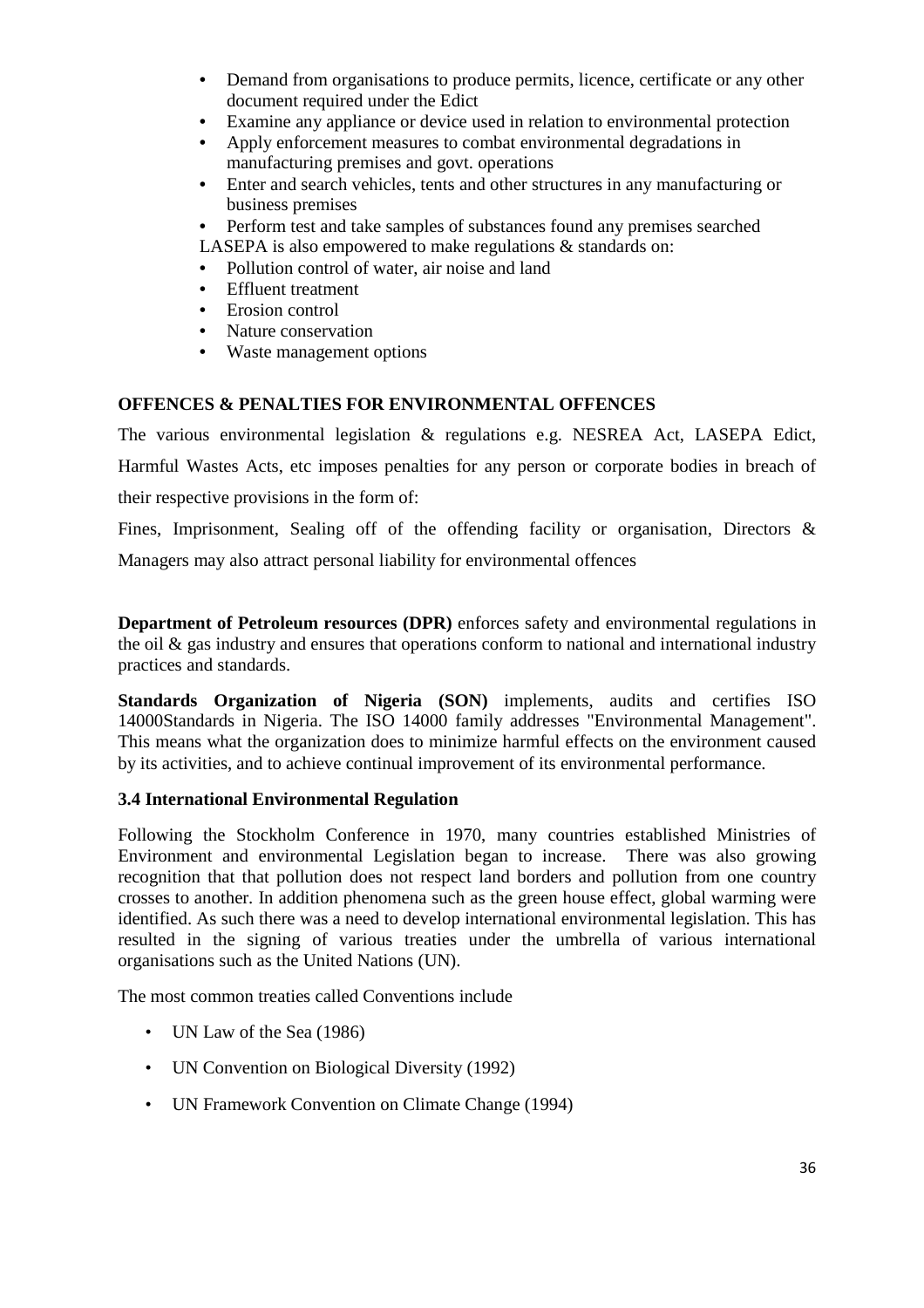- Demand from organisations to produce permits, licence, certificate or any other document required under the Edict
- Examine any appliance or device used in relation to environmental protection
- Apply enforcement measures to combat environmental degradations in manufacturing premises and govt. operations
- Enter and search vehicles, tents and other structures in any manufacturing or business premises
- Perform test and take samples of substances found any premises searched

LASEPA is also empowered to make regulations & standards on:

- Pollution control of water, air noise and land
- Effluent treatment
- Erosion control
- Nature conservation
- Waste management options

**OFFENCES & PENALTIES FOR ENVIRONMENTAL OFFENCES**

The various environmental legislation & regulations e.g. NESREA Act, LASEPA Edict, Harmful Wastes Acts, etc imposes penalties for any person or corporate bodies in breach of their respective provisions in the form of:

Fines, Imprisonment, Sealing off of the offending facility or organisation, Directors & Managers may also attract personal liability for environmental offences

**Department of Petroleum resources (DPR)** enforces safety and environmental regulations in the oil & gas industry and ensures that operations conform to national and international industry practices and standards.

**Standards Organization of Nigeria (SON)** implements, audits and certifies ISO 14000Standards in Nigeria. The ISO 14000 family addresses "Environmental Management". This means what the organization does to minimize harmful effects on the environment caused by its activities, and to achieve continual improvement of its environmental performance.

### 3.4 International Environmental Regulation

Following the Stockholm Conference in 1970, many countries established Ministries of Environment and environmental Legislation began to increase. There was also growing recognition that that pollution does not respect land borders and pollution from one country crosses to another. In addition phenomena such as the green house effect, global warming were identified. As such there was a need to develop international environmental legislation. This has resulted in the signing of various treaties under the umbrella of various international organisations such as the United Nations (UN).

The most common treaties called Conventions include

- UN Law of the Sea (1986)
- UN Convention on Biological Diversity (1992)
- UN Framework Convention on Climate Change (1994)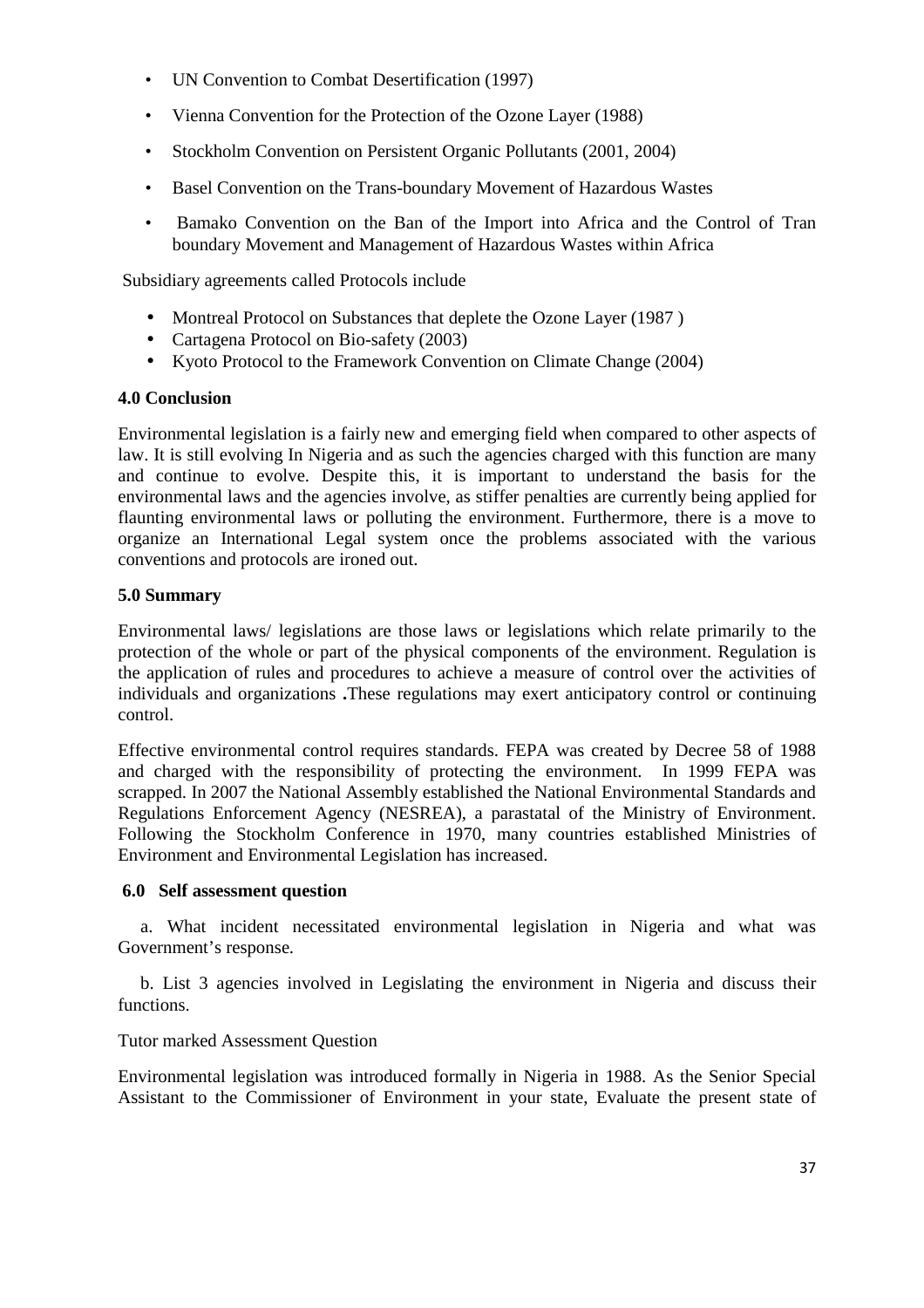- UN Convention to Combat Desertification (1997)
- Vienna Convention for the Protection of the Ozone Layer (1988)
- Stockholm Convention on Persistent Organic Pollutants (2001, 2004)
- Basel Convention on the Trans-boundary Movement of Hazardous Wastes
- Bamako Convention on the Ban of the Import into Africa and the Control of Tran boundary Movement and Management of Hazardous Wastes within Africa

Subsidiary agreements called Protocols include

- Montreal Protocol on Substances that deplete the Ozone Layer (1987 )
- Cartagena Protocol on Bio-safety (2003)
- Kyoto Protocol to the Framework Convention on Climate Change (2004)

### 4.0 Conclusion

Environmental legislation is a fairly new and emerging field when compared to other aspects of law. It is still evolving In Nigeria and as such the agencies charged with this function are many and continue to evolve. Despite this, it is important to understand the basis for the environmental laws and the agencies involve, as stiffer penalties are currently being applied for flaunting environmental laws or polluting the environment. Furthermore, there is a move to organize an International Legal system once the problems associated with the various conventions and protocols are ironed out.

### 5.0 Summary

Environmental laws/ legislations are those laws or legislations which relate primarily to the protection of the whole or part of the physical components of the environment. Regulation is the application of rules and procedures to achieve a measure of control over the activities of individuals and organizations **.**These regulations may exert anticipatory control or continuing control.

Effective environmental control requires standards. FEPA was created by Decree 58 of 1988 and charged with the responsibility of protecting the environment. In 1999 FEPA was scrapped. In 2007 the National Assembly established the National Environmental Standards and Regulations Enforcement Agency (NESREA), a parastatal of the Ministry of Environment. Following the Stockholm Conference in 1970, many countries established Ministries of Environment and Environmental Legislation has increased.

### 6.0 Self assessment question

a. What incident necessitated environmental legislation in Nigeria and what was Government's response.

b. List 3 agencies involved in Legislating the environment in Nigeria and discuss their functions.

Tutor marked Assessment Question

Environmental legislation was introduced formally in Nigeria in 1988. As the Senior Special Assistant to the Commissioner of Environment in your state, Evaluate the present state of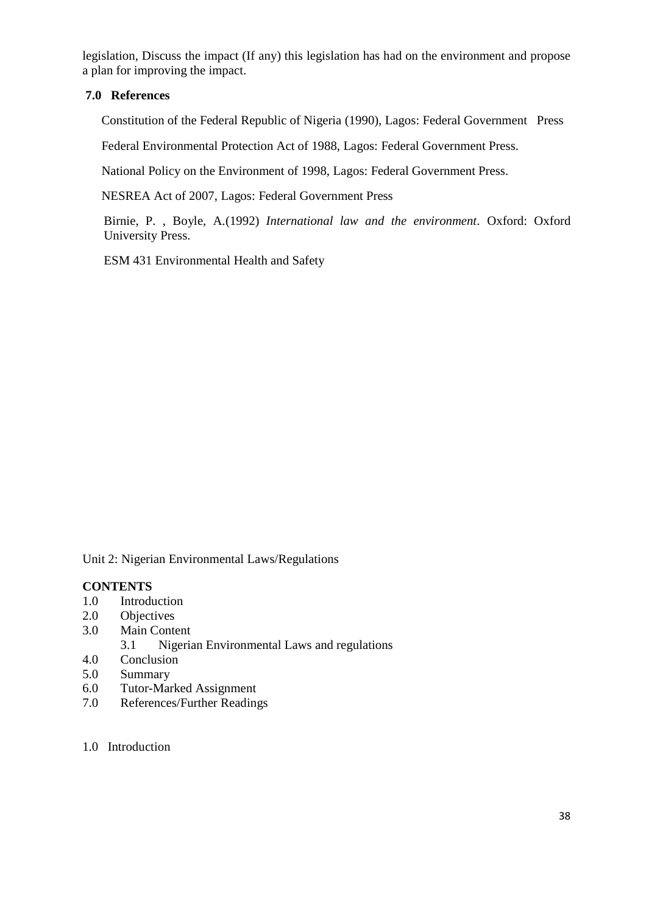legislation, Discuss the impact (If any) this legislation has had on the environment and propose a plan for improving the impact.

## 7.0 References

Constitution of the Federal Republic of Nigeria (1990), Lagos: Federal Government Press

Federal Environmental Protection Act of 1988, Lagos: Federal Government Press.

National Policy on the Environment of 1998, Lagos: Federal Government Press.

NESREA Act of 2007, Lagos: Federal Government Press

Birnie, P. , Boyle, A.(1992) *International law and the environment*. Oxford: Oxford University Press.

ESM 431 Environmental Health and Safety

# Unit 2: Nigerian Environmental Laws/Regulations

**CONTENTS**

1.0 Introduction
2.0 Objectives
3.0 Main Content
   3.1 Nigerian Environmental Laws and regulations
4.0 Conclusion
5.0 Summary
6.0 Tutor-Marked Assignment
7.0 References/Further Readings

## 1.0 Introduction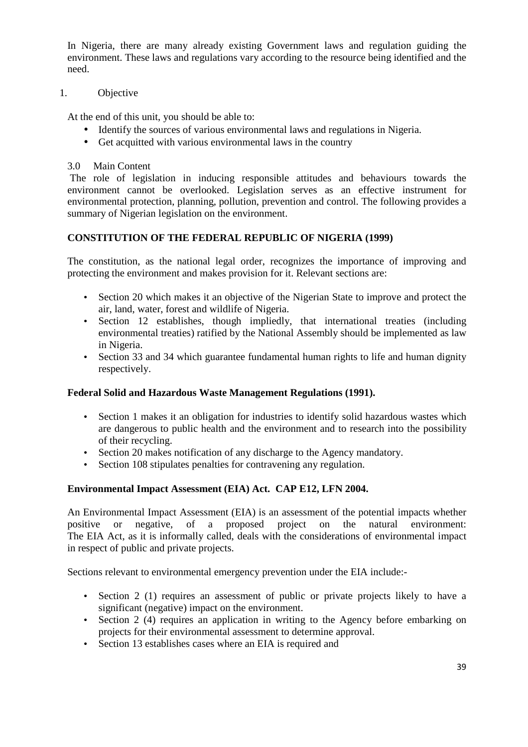In Nigeria, there are many already existing Government laws and regulation guiding the environment. These laws and regulations vary according to the resource being identified and the need.

1. Objective

At the end of this unit, you should be able to:

- Identify the sources of various environmental laws and regulations in Nigeria.
- Get acquitted with various environmental laws in the country

3.0 Main Content

The role of legislation in inducing responsible attitudes and behaviours towards the environment cannot be overlooked. Legislation serves as an effective instrument for environmental protection, planning, pollution, prevention and control. The following provides a summary of Nigerian legislation on the environment.

**CONSTITUTION OF THE FEDERAL REPUBLIC OF NIGERIA (1999)**

The constitution, as the national legal order, recognizes the importance of improving and protecting the environment and makes provision for it. Relevant sections are:

- Section 20 which makes it an objective of the Nigerian State to improve and protect the air, land, water, forest and wildlife of Nigeria.
- Section 12 establishes, though impliedly, that international treaties (including environmental treaties) ratified by the National Assembly should be implemented as law in Nigeria.
- Section 33 and 34 which guarantee fundamental human rights to life and human dignity respectively.

**Federal Solid and Hazardous Waste Management Regulations (1991).**

- Section 1 makes it an obligation for industries to identify solid hazardous wastes which are dangerous to public health and the environment and to research into the possibility of their recycling.
- Section 20 makes notification of any discharge to the Agency mandatory.
- Section 108 stipulates penalties for contravening any regulation.

**Environmental Impact Assessment (EIA) Act. CAP E12, LFN 2004.**

An Environmental Impact Assessment (EIA) is an assessment of the potential impacts whether positive or negative, of a proposed project on the natural environment: The EIA Act, as it is informally called, deals with the considerations of environmental impact in respect of public and private projects.

Sections relevant to environmental emergency prevention under the EIA include:-

- Section 2 (1) requires an assessment of public or private projects likely to have a significant (negative) impact on the environment.
- Section 2 (4) requires an application in writing to the Agency before embarking on projects for their environmental assessment to determine approval.
- Section 13 establishes cases where an EIA is required and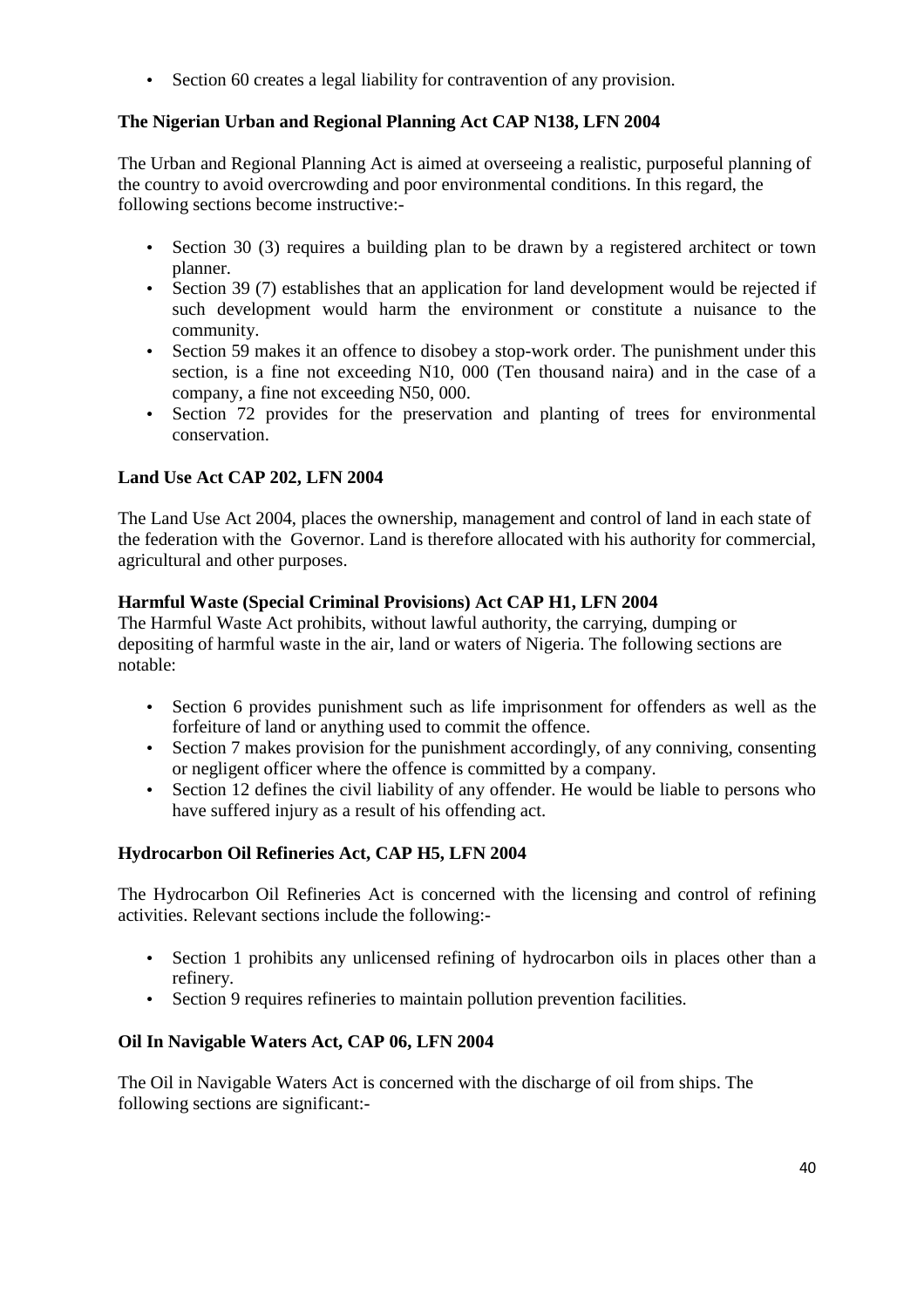- Section 60 creates a legal liability for contravention of any provision.

**The Nigerian Urban and Regional Planning Act CAP N138, LFN 2004**

The Urban and Regional Planning Act is aimed at overseeing a realistic, purposeful planning of the country to avoid overcrowding and poor environmental conditions. In this regard, the following sections become instructive:-

- Section 30 (3) requires a building plan to be drawn by a registered architect or town planner.
- Section 39 (7) establishes that an application for land development would be rejected if such development would harm the environment or constitute a nuisance to the community.
- Section 59 makes it an offence to disobey a stop-work order. The punishment under this section, is a fine not exceeding N10, 000 (Ten thousand naira) and in the case of a company, a fine not exceeding N50, 000.
- Section 72 provides for the preservation and planting of trees for environmental conservation.

**Land Use Act CAP 202, LFN 2004**

The Land Use Act 2004, places the ownership, management and control of land in each state of the federation with the Governor. Land is therefore allocated with his authority for commercial, agricultural and other purposes.

**Harmful Waste (Special Criminal Provisions) Act CAP H1, LFN 2004**

The Harmful Waste Act prohibits, without lawful authority, the carrying, dumping or depositing of harmful waste in the air, land or waters of Nigeria. The following sections are notable:

- Section 6 provides punishment such as life imprisonment for offenders as well as the forfeiture of land or anything used to commit the offence.
- Section 7 makes provision for the punishment accordingly, of any conniving, consenting or negligent officer where the offence is committed by a company.
- Section 12 defines the civil liability of any offender. He would be liable to persons who have suffered injury as a result of his offending act.

**Hydrocarbon Oil Refineries Act, CAP H5, LFN 2004**

The Hydrocarbon Oil Refineries Act is concerned with the licensing and control of refining activities. Relevant sections include the following:-

- Section 1 prohibits any unlicensed refining of hydrocarbon oils in places other than a refinery.
- Section 9 requires refineries to maintain pollution prevention facilities.

**Oil In Navigable Waters Act, CAP 06, LFN 2004**

The Oil in Navigable Waters Act is concerned with the discharge of oil from ships. The following sections are significant:-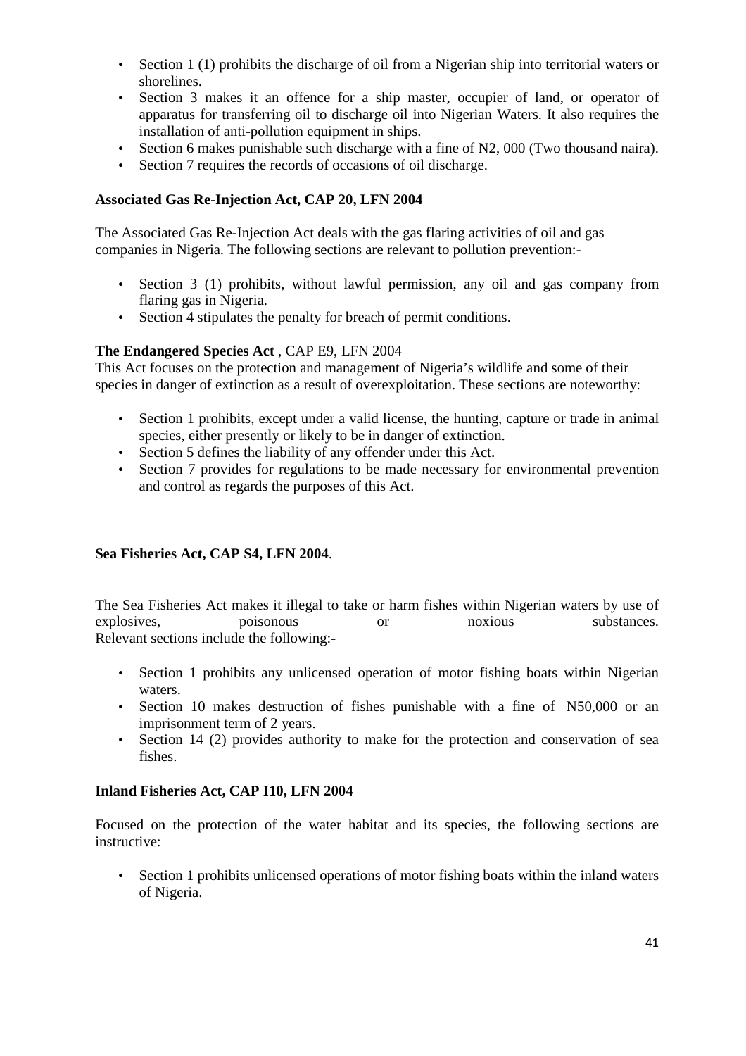- Section 1 (1) prohibits the discharge of oil from a Nigerian ship into territorial waters or shorelines.
- Section 3 makes it an offence for a ship master, occupier of land, or operator of apparatus for transferring oil to discharge oil into Nigerian Waters. It also requires the installation of anti-pollution equipment in ships.
- Section 6 makes punishable such discharge with a fine of N2, 000 (Two thousand naira).
- Section 7 requires the records of occasions of oil discharge.

**Associated Gas Re-Injection Act, CAP 20, LFN 2004**

The Associated Gas Re-Injection Act deals with the gas flaring activities of oil and gas companies in Nigeria. The following sections are relevant to pollution prevention:-

- Section 3 (1) prohibits, without lawful permission, any oil and gas company from flaring gas in Nigeria.
- Section 4 stipulates the penalty for breach of permit conditions.

**The Endangered Species Act** , CAP E9, LFN 2004

This Act focuses on the protection and management of Nigeria's wildlife and some of their species in danger of extinction as a result of overexploitation. These sections are noteworthy:

- Section 1 prohibits, except under a valid license, the hunting, capture or trade in animal species, either presently or likely to be in danger of extinction.
- Section 5 defines the liability of any offender under this Act.
- Section 7 provides for regulations to be made necessary for environmental prevention and control as regards the purposes of this Act.

**Sea Fisheries Act, CAP S4, LFN 2004**.

The Sea Fisheries Act makes it illegal to take or harm fishes within Nigerian waters by use of explosives, poisonous or noxious substances.
Relevant sections include the following:-

- Section 1 prohibits any unlicensed operation of motor fishing boats within Nigerian waters.
- Section 10 makes destruction of fishes punishable with a fine of N50,000 or an imprisonment term of 2 years.
- Section 14 (2) provides authority to make for the protection and conservation of sea fishes.

**Inland Fisheries Act, CAP I10, LFN 2004**

Focused on the protection of the water habitat and its species, the following sections are instructive:

- Section 1 prohibits unlicensed operations of motor fishing boats within the inland waters of Nigeria.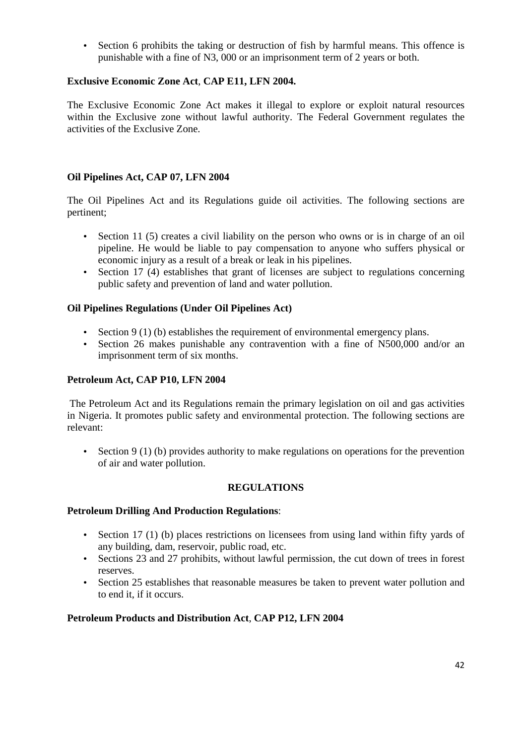- Section 6 prohibits the taking or destruction of fish by harmful means. This offence is punishable with a fine of N3, 000 or an imprisonment term of 2 years or both.

**Exclusive Economic Zone Act**, **CAP E11, LFN 2004.**

The Exclusive Economic Zone Act makes it illegal to explore or exploit natural resources within the Exclusive zone without lawful authority. The Federal Government regulates the activities of the Exclusive Zone.

**Oil Pipelines Act, CAP 07, LFN 2004**

The Oil Pipelines Act and its Regulations guide oil activities. The following sections are pertinent;

- Section 11 (5) creates a civil liability on the person who owns or is in charge of an oil pipeline. He would be liable to pay compensation to anyone who suffers physical or economic injury as a result of a break or leak in his pipelines.
- Section 17 (4) establishes that grant of licenses are subject to regulations concerning public safety and prevention of land and water pollution.

**Oil Pipelines Regulations (Under Oil Pipelines Act)**

- Section 9 (1) (b) establishes the requirement of environmental emergency plans.
- Section 26 makes punishable any contravention with a fine of N500,000 and/or an imprisonment term of six months.

**Petroleum Act, CAP P10, LFN 2004**

The Petroleum Act and its Regulations remain the primary legislation on oil and gas activities in Nigeria. It promotes public safety and environmental protection. The following sections are relevant:

- Section 9 (1) (b) provides authority to make regulations on operations for the prevention of air and water pollution.

**REGULATIONS**

**Petroleum Drilling And Production Regulations**:

- Section 17 (1) (b) places restrictions on licensees from using land within fifty yards of any building, dam, reservoir, public road, etc.
- Sections 23 and 27 prohibits, without lawful permission, the cut down of trees in forest reserves.
- Section 25 establishes that reasonable measures be taken to prevent water pollution and to end it, if it occurs.

**Petroleum Products and Distribution Act**, **CAP P12, LFN 2004**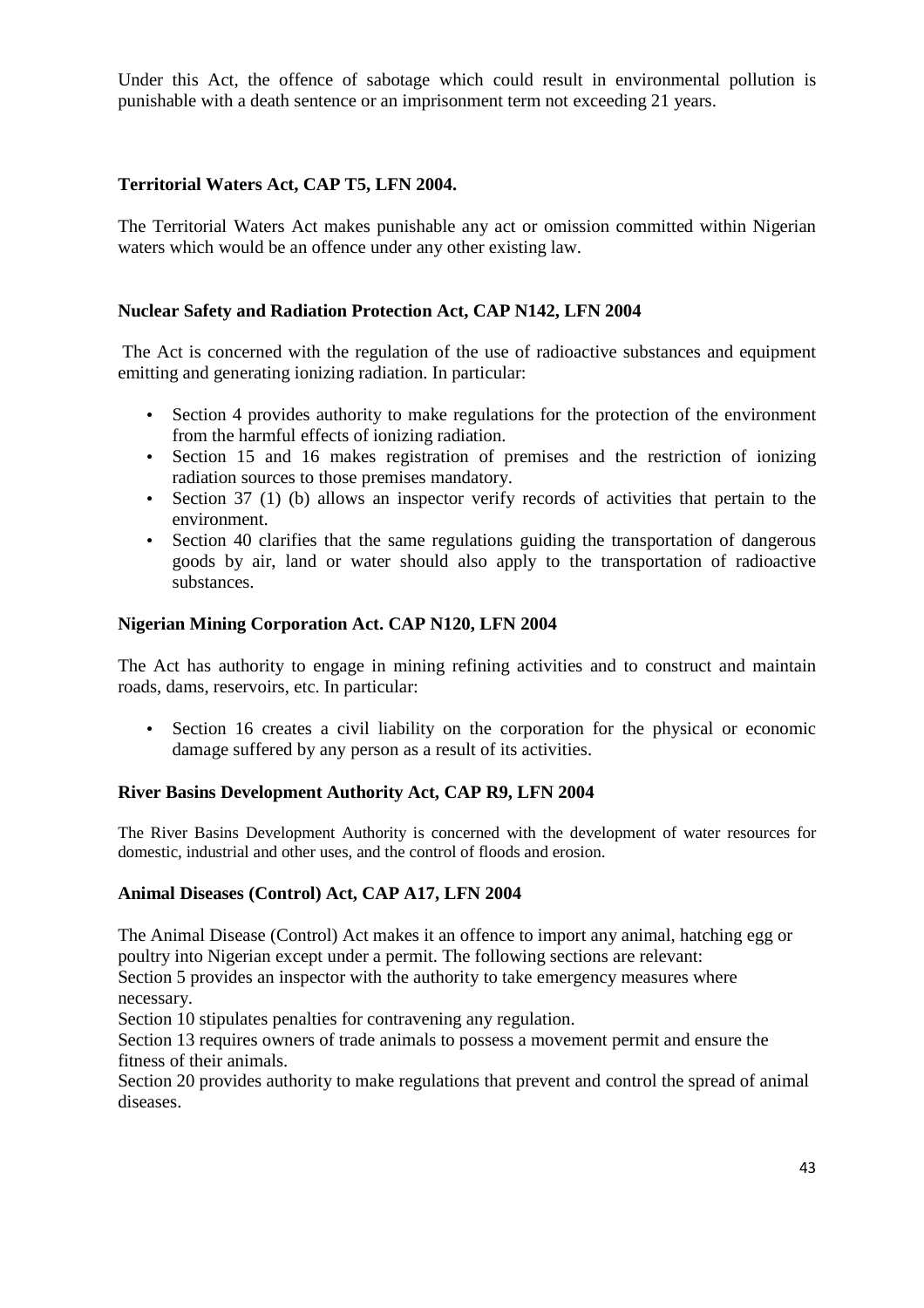Under this Act, the offence of sabotage which could result in environmental pollution is punishable with a death sentence or an imprisonment term not exceeding 21 years.

**Territorial Waters Act, CAP T5, LFN 2004.**

The Territorial Waters Act makes punishable any act or omission committed within Nigerian waters which would be an offence under any other existing law.

**Nuclear Safety and Radiation Protection Act, CAP N142, LFN 2004**

The Act is concerned with the regulation of the use of radioactive substances and equipment emitting and generating ionizing radiation. In particular:

- Section 4 provides authority to make regulations for the protection of the environment from the harmful effects of ionizing radiation.
- Section 15 and 16 makes registration of premises and the restriction of ionizing radiation sources to those premises mandatory.
- Section 37 (1) (b) allows an inspector verify records of activities that pertain to the environment.
- Section 40 clarifies that the same regulations guiding the transportation of dangerous goods by air, land or water should also apply to the transportation of radioactive substances.

**Nigerian Mining Corporation Act. CAP N120, LFN 2004**

The Act has authority to engage in mining refining activities and to construct and maintain roads, dams, reservoirs, etc. In particular:

- Section 16 creates a civil liability on the corporation for the physical or economic damage suffered by any person as a result of its activities.

**River Basins Development Authority Act, CAP R9, LFN 2004**

The River Basins Development Authority is concerned with the development of water resources for domestic, industrial and other uses, and the control of floods and erosion.

**Animal Diseases (Control) Act, CAP A17, LFN 2004**

The Animal Disease (Control) Act makes it an offence to import any animal, hatching egg or poultry into Nigerian except under a permit. The following sections are relevant:
Section 5 provides an inspector with the authority to take emergency measures where necessary.
Section 10 stipulates penalties for contravening any regulation.
Section 13 requires owners of trade animals to possess a movement permit and ensure the fitness of their animals.
Section 20 provides authority to make regulations that prevent and control the spread of animal diseases.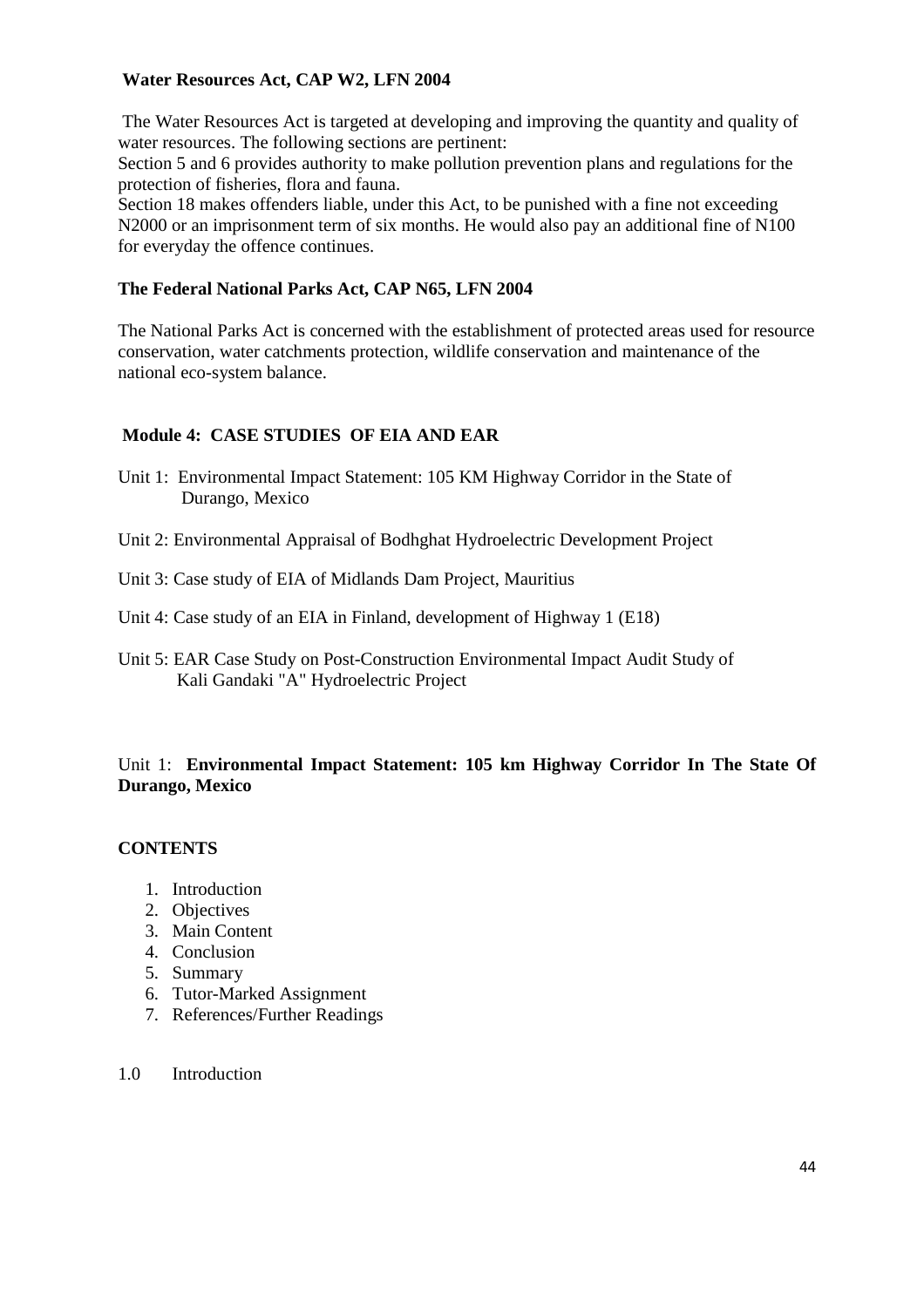**Water Resources Act, CAP W2, LFN 2004**

The Water Resources Act is targeted at developing and improving the quantity and quality of water resources. The following sections are pertinent:

Section 5 and 6 provides authority to make pollution prevention plans and regulations for the protection of fisheries, flora and fauna.

Section 18 makes offenders liable, under this Act, to be punished with a fine not exceeding N2000 or an imprisonment term of six months. He would also pay an additional fine of N100 for everyday the offence continues.

**The Federal National Parks Act, CAP N65, LFN 2004**

The National Parks Act is concerned with the establishment of protected areas used for resource conservation, water catchments protection, wildlife conservation and maintenance of the national eco-system balance.

## Module 4: CASE STUDIES OF EIA AND EAR

Unit 1: Environmental Impact Statement: 105 KM Highway Corridor in the State of Durango, Mexico

Unit 2: Environmental Appraisal of Bodhghat Hydroelectric Development Project

Unit 3: Case study of EIA of Midlands Dam Project, Mauritius

Unit 4: Case study of an EIA in Finland, development of Highway 1 (E18)

Unit 5: EAR Case Study on Post-Construction Environmental Impact Audit Study of Kali Gandaki "A" Hydroelectric Project

### Unit 1: **Environmental Impact Statement: 105 km Highway Corridor In The State Of Durango, Mexico**

**CONTENTS**

1. Introduction
2. Objectives
3. Main Content
4. Conclusion
5. Summary
6. Tutor-Marked Assignment
7. References/Further Readings

1.0 Introduction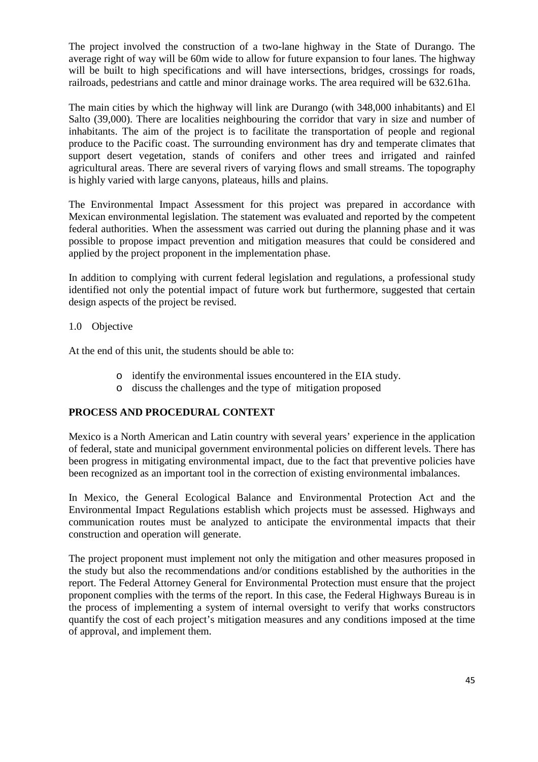The project involved the construction of a two-lane highway in the State of Durango. The average right of way will be 60m wide to allow for future expansion to four lanes. The highway will be built to high specifications and will have intersections, bridges, crossings for roads, railroads, pedestrians and cattle and minor drainage works. The area required will be 632.61ha.

The main cities by which the highway will link are Durango (with 348,000 inhabitants) and El Salto (39,000). There are localities neighbouring the corridor that vary in size and number of inhabitants. The aim of the project is to facilitate the transportation of people and regional produce to the Pacific coast. The surrounding environment has dry and temperate climates that support desert vegetation, stands of conifers and other trees and irrigated and rainfed agricultural areas. There are several rivers of varying flows and small streams. The topography is highly varied with large canyons, plateaus, hills and plains.

The Environmental Impact Assessment for this project was prepared in accordance with Mexican environmental legislation. The statement was evaluated and reported by the competent federal authorities. When the assessment was carried out during the planning phase and it was possible to propose impact prevention and mitigation measures that could be considered and applied by the project proponent in the implementation phase.

In addition to complying with current federal legislation and regulations, a professional study identified not only the potential impact of future work but furthermore, suggested that certain design aspects of the project be revised.

1.0 Objective

At the end of this unit, the students should be able to:

- identify the environmental issues encountered in the EIA study.
- discuss the challenges and the type of mitigation proposed

**PROCESS AND PROCEDURAL CONTEXT**

Mexico is a North American and Latin country with several years' experience in the application of federal, state and municipal government environmental policies on different levels. There has been progress in mitigating environmental impact, due to the fact that preventive policies have been recognized as an important tool in the correction of existing environmental imbalances.

In Mexico, the General Ecological Balance and Environmental Protection Act and the Environmental Impact Regulations establish which projects must be assessed. Highways and communication routes must be analyzed to anticipate the environmental impacts that their construction and operation will generate.

The project proponent must implement not only the mitigation and other measures proposed in the study but also the recommendations and/or conditions established by the authorities in the report. The Federal Attorney General for Environmental Protection must ensure that the project proponent complies with the terms of the report. In this case, the Federal Highways Bureau is in the process of implementing a system of internal oversight to verify that works constructors quantify the cost of each project's mitigation measures and any conditions imposed at the time of approval, and implement them.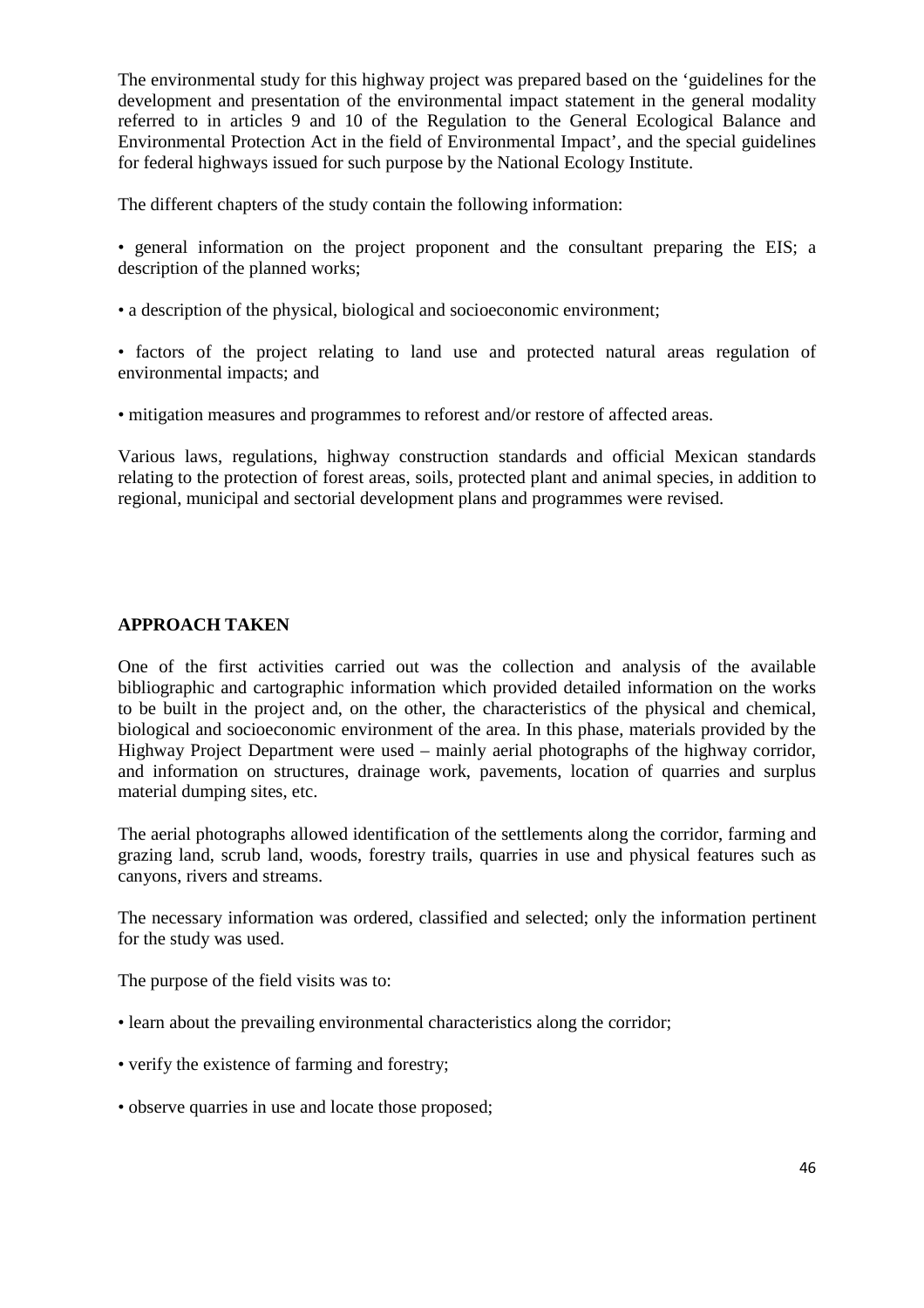The environmental study for this highway project was prepared based on the 'guidelines for the development and presentation of the environmental impact statement in the general modality referred to in articles 9 and 10 of the Regulation to the General Ecological Balance and Environmental Protection Act in the field of Environmental Impact', and the special guidelines for federal highways issued for such purpose by the National Ecology Institute.

The different chapters of the study contain the following information:

• general information on the project proponent and the consultant preparing the EIS; a description of the planned works;

• a description of the physical, biological and socioeconomic environment;

• factors of the project relating to land use and protected natural areas regulation of environmental impacts; and

• mitigation measures and programmes to reforest and/or restore of affected areas.

Various laws, regulations, highway construction standards and official Mexican standards relating to the protection of forest areas, soils, protected plant and animal species, in addition to regional, municipal and sectorial development plans and programmes were revised.

## APPROACH TAKEN

One of the first activities carried out was the collection and analysis of the available bibliographic and cartographic information which provided detailed information on the works to be built in the project and, on the other, the characteristics of the physical and chemical, biological and socioeconomic environment of the area. In this phase, materials provided by the Highway Project Department were used – mainly aerial photographs of the highway corridor, and information on structures, drainage work, pavements, location of quarries and surplus material dumping sites, etc.

The aerial photographs allowed identification of the settlements along the corridor, farming and grazing land, scrub land, woods, forestry trails, quarries in use and physical features such as canyons, rivers and streams.

The necessary information was ordered, classified and selected; only the information pertinent for the study was used.

The purpose of the field visits was to:

• learn about the prevailing environmental characteristics along the corridor;

• verify the existence of farming and forestry;

• observe quarries in use and locate those proposed;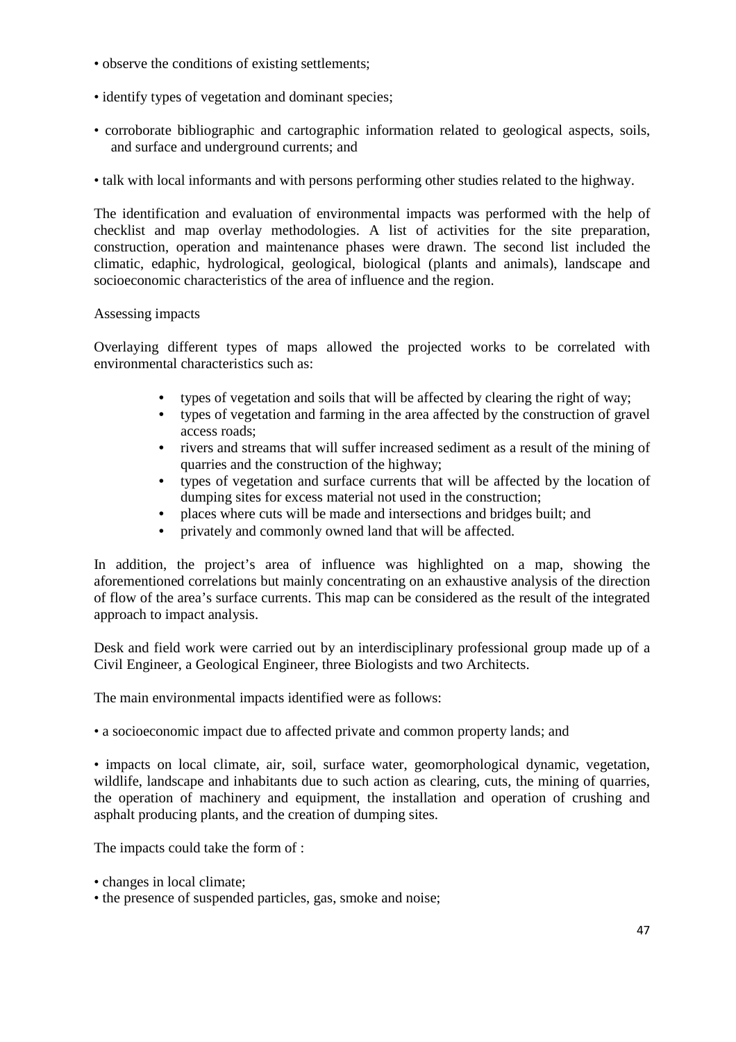- observe the conditions of existing settlements;
- identify types of vegetation and dominant species;
- corroborate bibliographic and cartographic information related to geological aspects, soils, and surface and underground currents; and
- talk with local informants and with persons performing other studies related to the highway.

The identification and evaluation of environmental impacts was performed with the help of checklist and map overlay methodologies. A list of activities for the site preparation, construction, operation and maintenance phases were drawn. The second list included the climatic, edaphic, hydrological, geological, biological (plants and animals), landscape and socioeconomic characteristics of the area of influence and the region.

Assessing impacts

Overlaying different types of maps allowed the projected works to be correlated with environmental characteristics such as:

- types of vegetation and soils that will be affected by clearing the right of way;
- types of vegetation and farming in the area affected by the construction of gravel access roads;
- rivers and streams that will suffer increased sediment as a result of the mining of quarries and the construction of the highway;
- types of vegetation and surface currents that will be affected by the location of dumping sites for excess material not used in the construction;
- places where cuts will be made and intersections and bridges built; and
- privately and commonly owned land that will be affected.

In addition, the project's area of influence was highlighted on a map, showing the aforementioned correlations but mainly concentrating on an exhaustive analysis of the direction of flow of the area's surface currents. This map can be considered as the result of the integrated approach to impact analysis.

Desk and field work were carried out by an interdisciplinary professional group made up of a Civil Engineer, a Geological Engineer, three Biologists and two Architects.

The main environmental impacts identified were as follows:

- a socioeconomic impact due to affected private and common property lands; and
- impacts on local climate, air, soil, surface water, geomorphological dynamic, vegetation, wildlife, landscape and inhabitants due to such action as clearing, cuts, the mining of quarries, the operation of machinery and equipment, the installation and operation of crushing and asphalt producing plants, and the creation of dumping sites.

The impacts could take the form of :

- changes in local climate;
- the presence of suspended particles, gas, smoke and noise;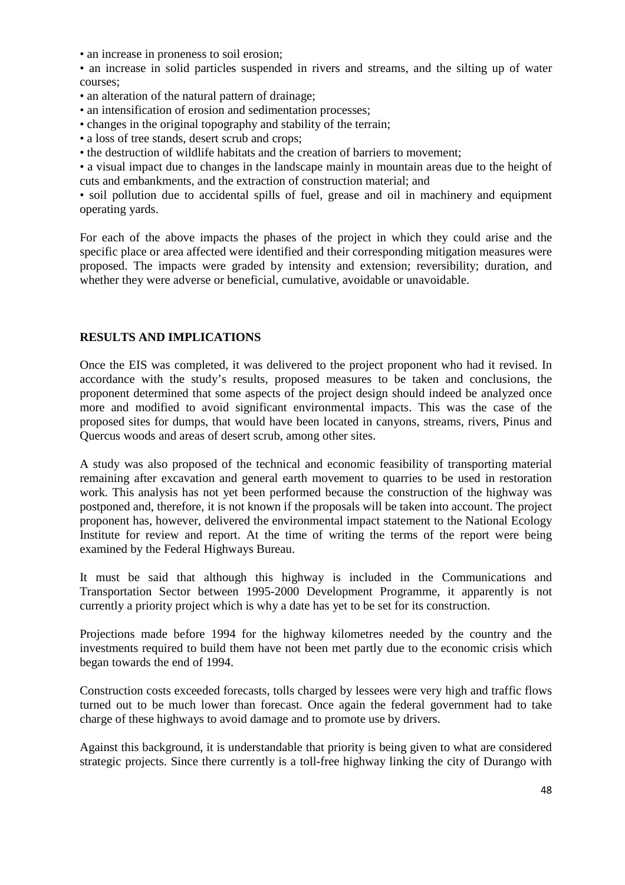- an increase in proneness to soil erosion;
- an increase in solid particles suspended in rivers and streams, and the silting up of water courses;
- an alteration of the natural pattern of drainage;
- an intensification of erosion and sedimentation processes;
- changes in the original topography and stability of the terrain;
- a loss of tree stands, desert scrub and crops;
- the destruction of wildlife habitats and the creation of barriers to movement;
- a visual impact due to changes in the landscape mainly in mountain areas due to the height of cuts and embankments, and the extraction of construction material; and
- soil pollution due to accidental spills of fuel, grease and oil in machinery and equipment operating yards.

For each of the above impacts the phases of the project in which they could arise and the specific place or area affected were identified and their corresponding mitigation measures were proposed. The impacts were graded by intensity and extension; reversibility; duration, and whether they were adverse or beneficial, cumulative, avoidable or unavoidable.

## RESULTS AND IMPLICATIONS

Once the EIS was completed, it was delivered to the project proponent who had it revised. In accordance with the study's results, proposed measures to be taken and conclusions, the proponent determined that some aspects of the project design should indeed be analyzed once more and modified to avoid significant environmental impacts. This was the case of the proposed sites for dumps, that would have been located in canyons, streams, rivers, Pinus and Quercus woods and areas of desert scrub, among other sites.

A study was also proposed of the technical and economic feasibility of transporting material remaining after excavation and general earth movement to quarries to be used in restoration work. This analysis has not yet been performed because the construction of the highway was postponed and, therefore, it is not known if the proposals will be taken into account. The project proponent has, however, delivered the environmental impact statement to the National Ecology Institute for review and report. At the time of writing the terms of the report were being examined by the Federal Highways Bureau.

It must be said that although this highway is included in the Communications and Transportation Sector between 1995-2000 Development Programme, it apparently is not currently a priority project which is why a date has yet to be set for its construction.

Projections made before 1994 for the highway kilometres needed by the country and the investments required to build them have not been met partly due to the economic crisis which began towards the end of 1994.

Construction costs exceeded forecasts, tolls charged by lessees were very high and traffic flows turned out to be much lower than forecast. Once again the federal government had to take charge of these highways to avoid damage and to promote use by drivers.

Against this background, it is understandable that priority is being given to what are considered strategic projects. Since there currently is a toll-free highway linking the city of Durango with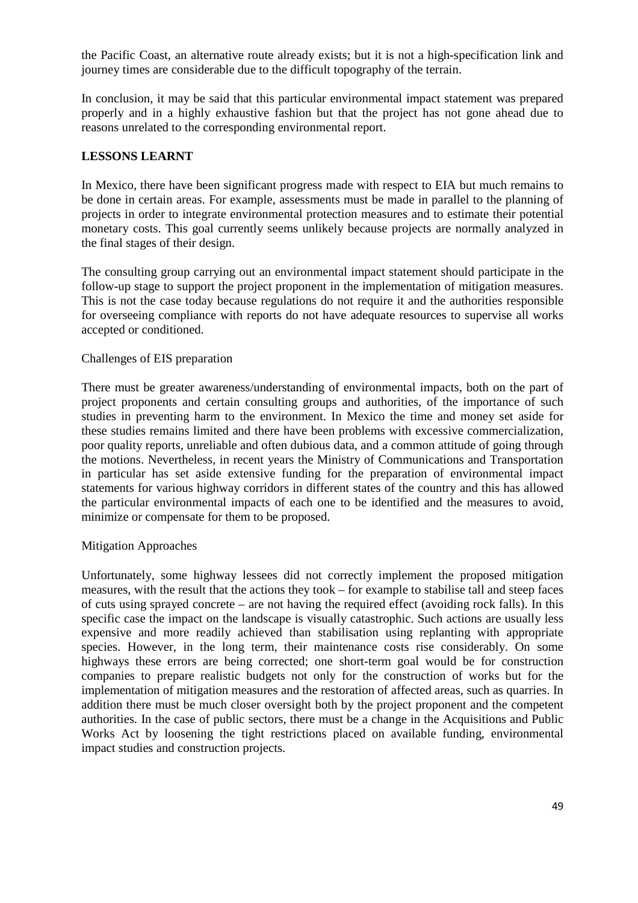the Pacific Coast, an alternative route already exists; but it is not a high-specification link and journey times are considerable due to the difficult topography of the terrain.

In conclusion, it may be said that this particular environmental impact statement was prepared properly and in a highly exhaustive fashion but that the project has not gone ahead due to reasons unrelated to the corresponding environmental report.

## LESSONS LEARNT

In Mexico, there have been significant progress made with respect to EIA but much remains to be done in certain areas. For example, assessments must be made in parallel to the planning of projects in order to integrate environmental protection measures and to estimate their potential monetary costs. This goal currently seems unlikely because projects are normally analyzed in the final stages of their design.

The consulting group carrying out an environmental impact statement should participate in the follow-up stage to support the project proponent in the implementation of mitigation measures. This is not the case today because regulations do not require it and the authorities responsible for overseeing compliance with reports do not have adequate resources to supervise all works accepted or conditioned.

### Challenges of EIS preparation

There must be greater awareness/understanding of environmental impacts, both on the part of project proponents and certain consulting groups and authorities, of the importance of such studies in preventing harm to the environment. In Mexico the time and money set aside for these studies remains limited and there have been problems with excessive commercialization, poor quality reports, unreliable and often dubious data, and a common attitude of going through the motions. Nevertheless, in recent years the Ministry of Communications and Transportation in particular has set aside extensive funding for the preparation of environmental impact statements for various highway corridors in different states of the country and this has allowed the particular environmental impacts of each one to be identified and the measures to avoid, minimize or compensate for them to be proposed.

### Mitigation Approaches

Unfortunately, some highway lessees did not correctly implement the proposed mitigation measures, with the result that the actions they took – for example to stabilise tall and steep faces of cuts using sprayed concrete – are not having the required effect (avoiding rock falls). In this specific case the impact on the landscape is visually catastrophic. Such actions are usually less expensive and more readily achieved than stabilisation using replanting with appropriate species. However, in the long term, their maintenance costs rise considerably. On some highways these errors are being corrected; one short-term goal would be for construction companies to prepare realistic budgets not only for the construction of works but for the implementation of mitigation measures and the restoration of affected areas, such as quarries. In addition there must be much closer oversight both by the project proponent and the competent authorities. In the case of public sectors, there must be a change in the Acquisitions and Public Works Act by loosening the tight restrictions placed on available funding, environmental impact studies and construction projects.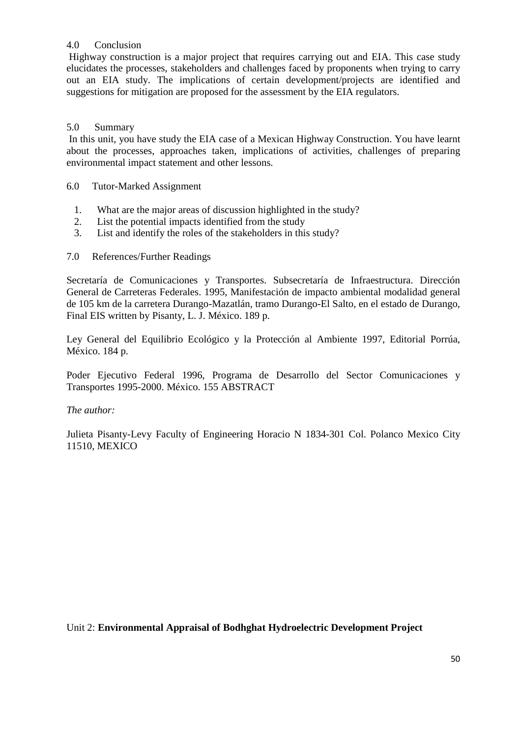## 4.0 Conclusion

Highway construction is a major project that requires carrying out and EIA. This case study elucidates the processes, stakeholders and challenges faced by proponents when trying to carry out an EIA study. The implications of certain development/projects are identified and suggestions for mitigation are proposed for the assessment by the EIA regulators.

## 5.0 Summary

In this unit, you have study the EIA case of a Mexican Highway Construction. You have learnt about the processes, approaches taken, implications of activities, challenges of preparing environmental impact statement and other lessons.

## 6.0 Tutor-Marked Assignment

1. What are the major areas of discussion highlighted in the study?
2. List the potential impacts identified from the study
3. List and identify the roles of the stakeholders in this study?

## 7.0 References/Further Readings

Secretaría de Comunicaciones y Transportes. Subsecretaría de Infraestructura. Dirección General de Carreteras Federales. 1995, Manifestación de impacto ambiental modalidad general de 105 km de la carretera Durango-Mazatlán, tramo Durango-El Salto, en el estado de Durango, Final EIS written by Pisanty, L. J. México. 189 p.

Ley General del Equilibrio Ecológico y la Protección al Ambiente 1997, Editorial Porrúa, México. 184 p.

Poder Ejecutivo Federal 1996, Programa de Desarrollo del Sector Comunicaciones y Transportes 1995-2000. México. 155 ABSTRACT

*The author:*

Julieta Pisanty-Levy Faculty of Engineering Horacio N 1834-301 Col. Polanco Mexico City 11510, MEXICO

# Unit 2: **Environmental Appraisal of Bodhghat Hydroelectric Development Project**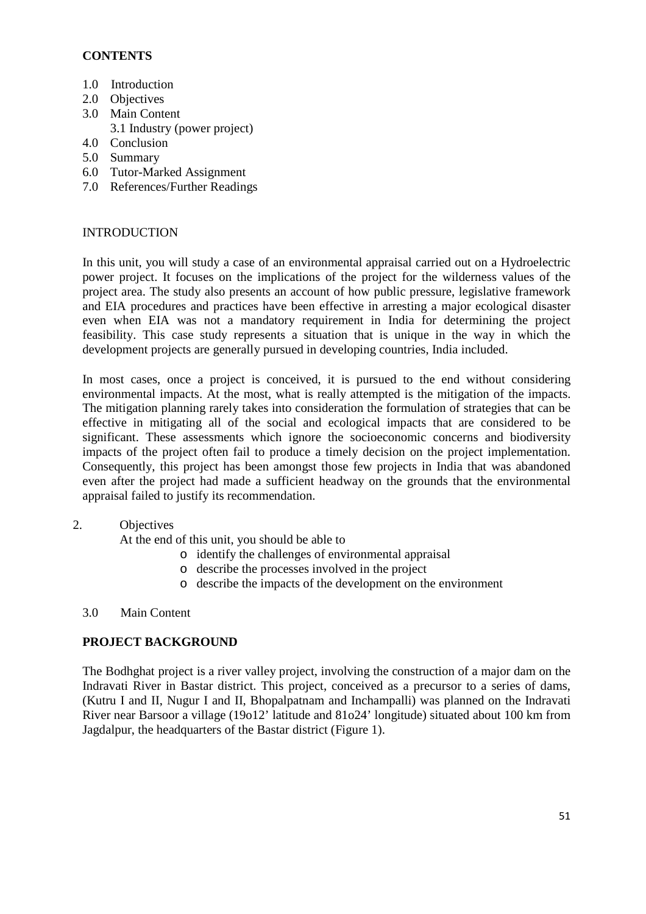**CONTENTS**

1.0 Introduction
2.0 Objectives
3.0 Main Content
    3.1 Industry (power project)
4.0 Conclusion
5.0 Summary
6.0 Tutor-Marked Assignment
7.0 References/Further Readings

INTRODUCTION

In this unit, you will study a case of an environmental appraisal carried out on a Hydroelectric power project. It focuses on the implications of the project for the wilderness values of the project area. The study also presents an account of how public pressure, legislative framework and EIA procedures and practices have been effective in arresting a major ecological disaster even when EIA was not a mandatory requirement in India for determining the project feasibility. This case study represents a situation that is unique in the way in which the development projects are generally pursued in developing countries, India included.

In most cases, once a project is conceived, it is pursued to the end without considering environmental impacts. At the most, what is really attempted is the mitigation of the impacts. The mitigation planning rarely takes into consideration the formulation of strategies that can be effective in mitigating all of the social and ecological impacts that are considered to be significant. These assessments which ignore the socioeconomic concerns and biodiversity impacts of the project often fail to produce a timely decision on the project implementation. Consequently, this project has been amongst those few projects in India that was abandoned even after the project had made a sufficient headway on the grounds that the environmental appraisal failed to justify its recommendation.

2. Objectives

At the end of this unit, you should be able to

- identify the challenges of environmental appraisal
- describe the processes involved in the project
- describe the impacts of the development on the environment

3.0 Main Content

**PROJECT BACKGROUND**

The Bodhghat project is a river valley project, involving the construction of a major dam on the Indravati River in Bastar district. This project, conceived as a precursor to a series of dams, (Kutru I and II, Nugur I and II, Bhopalpatnam and Inchampalli) was planned on the Indravati River near Barsoor a village (19o12' latitude and 81o24' longitude) situated about 100 km from Jagdalpur, the headquarters of the Bastar district (Figure 1).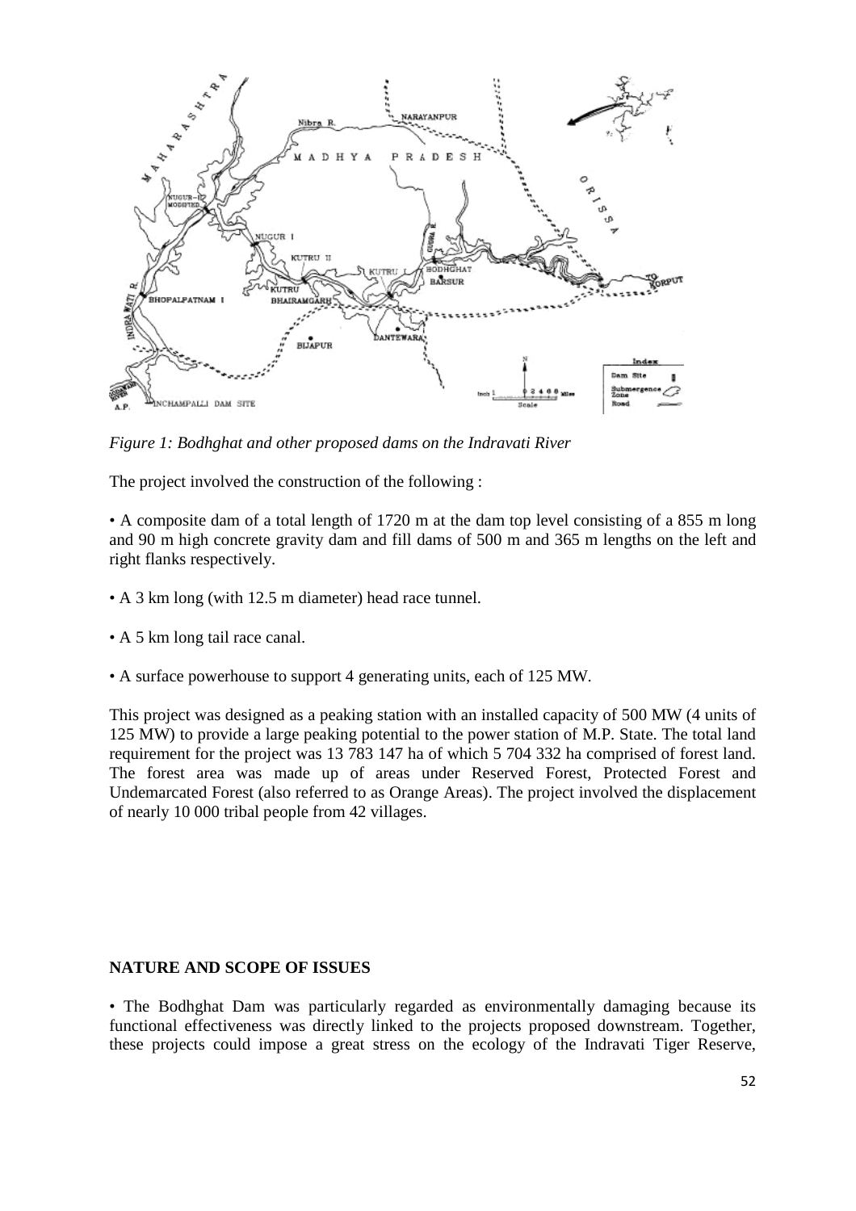*Figure 1: Bodhghat and other proposed dams on the Indravati River*

The project involved the construction of the following :

- A composite dam of a total length of 1720 m at the dam top level consisting of a 855 m long and 90 m high concrete gravity dam and fill dams of 500 m and 365 m lengths on the left and right flanks respectively.

- A 3 km long (with 12.5 m diameter) head race tunnel.

- A 5 km long tail race canal.

- A surface powerhouse to support 4 generating units, each of 125 MW.

This project was designed as a peaking station with an installed capacity of 500 MW (4 units of 125 MW) to provide a large peaking potential to the power station of M.P. State. The total land requirement for the project was 13 783 147 ha of which 5 704 332 ha comprised of forest land. The forest area was made up of areas under Reserved Forest, Protected Forest and Undemarcated Forest (also referred to as Orange Areas). The project involved the displacement of nearly 10 000 tribal people from 42 villages.

**NATURE AND SCOPE OF ISSUES**

- The Bodhghat Dam was particularly regarded as environmentally damaging because its functional effectiveness was directly linked to the projects proposed downstream. Together, these projects could impose a great stress on the ecology of the Indravati Tiger Reserve,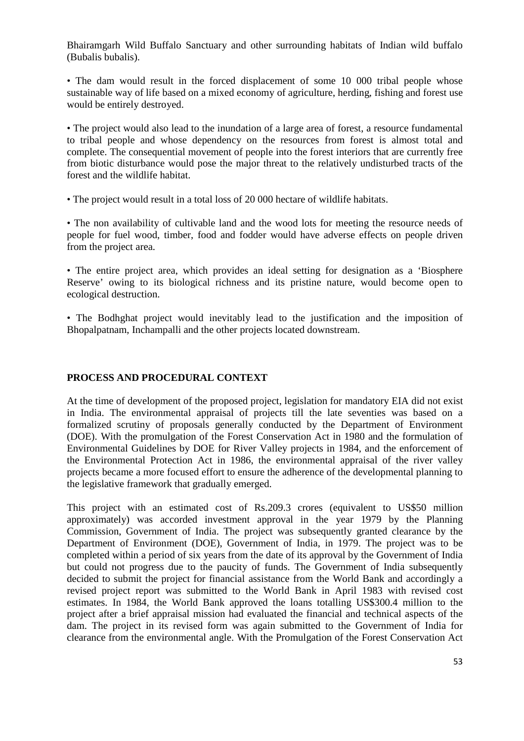Bhairamgarh Wild Buffalo Sanctuary and other surrounding habitats of Indian wild buffalo (Bubalis bubalis).

• The dam would result in the forced displacement of some 10 000 tribal people whose sustainable way of life based on a mixed economy of agriculture, herding, fishing and forest use would be entirely destroyed.

• The project would also lead to the inundation of a large area of forest, a resource fundamental to tribal people and whose dependency on the resources from forest is almost total and complete. The consequential movement of people into the forest interiors that are currently free from biotic disturbance would pose the major threat to the relatively undisturbed tracts of the forest and the wildlife habitat.

• The project would result in a total loss of 20 000 hectare of wildlife habitats.

• The non availability of cultivable land and the wood lots for meeting the resource needs of people for fuel wood, timber, food and fodder would have adverse effects on people driven from the project area.

• The entire project area, which provides an ideal setting for designation as a 'Biosphere Reserve' owing to its biological richness and its pristine nature, would become open to ecological destruction.

• The Bodhghat project would inevitably lead to the justification and the imposition of Bhopalpatnam, Inchampalli and the other projects located downstream.

## PROCESS AND PROCEDURAL CONTEXT

At the time of development of the proposed project, legislation for mandatory EIA did not exist in India. The environmental appraisal of projects till the late seventies was based on a formalized scrutiny of proposals generally conducted by the Department of Environment (DOE). With the promulgation of the Forest Conservation Act in 1980 and the formulation of Environmental Guidelines by DOE for River Valley projects in 1984, and the enforcement of the Environmental Protection Act in 1986, the environmental appraisal of the river valley projects became a more focused effort to ensure the adherence of the developmental planning to the legislative framework that gradually emerged.

This project with an estimated cost of Rs.209.3 crores (equivalent to US$50 million approximately) was accorded investment approval in the year 1979 by the Planning Commission, Government of India. The project was subsequently granted clearance by the Department of Environment (DOE), Government of India, in 1979. The project was to be completed within a period of six years from the date of its approval by the Government of India but could not progress due to the paucity of funds. The Government of India subsequently decided to submit the project for financial assistance from the World Bank and accordingly a revised project report was submitted to the World Bank in April 1983 with revised cost estimates. In 1984, the World Bank approved the loans totalling US$300.4 million to the project after a brief appraisal mission had evaluated the financial and technical aspects of the dam. The project in its revised form was again submitted to the Government of India for clearance from the environmental angle. With the Promulgation of the Forest Conservation Act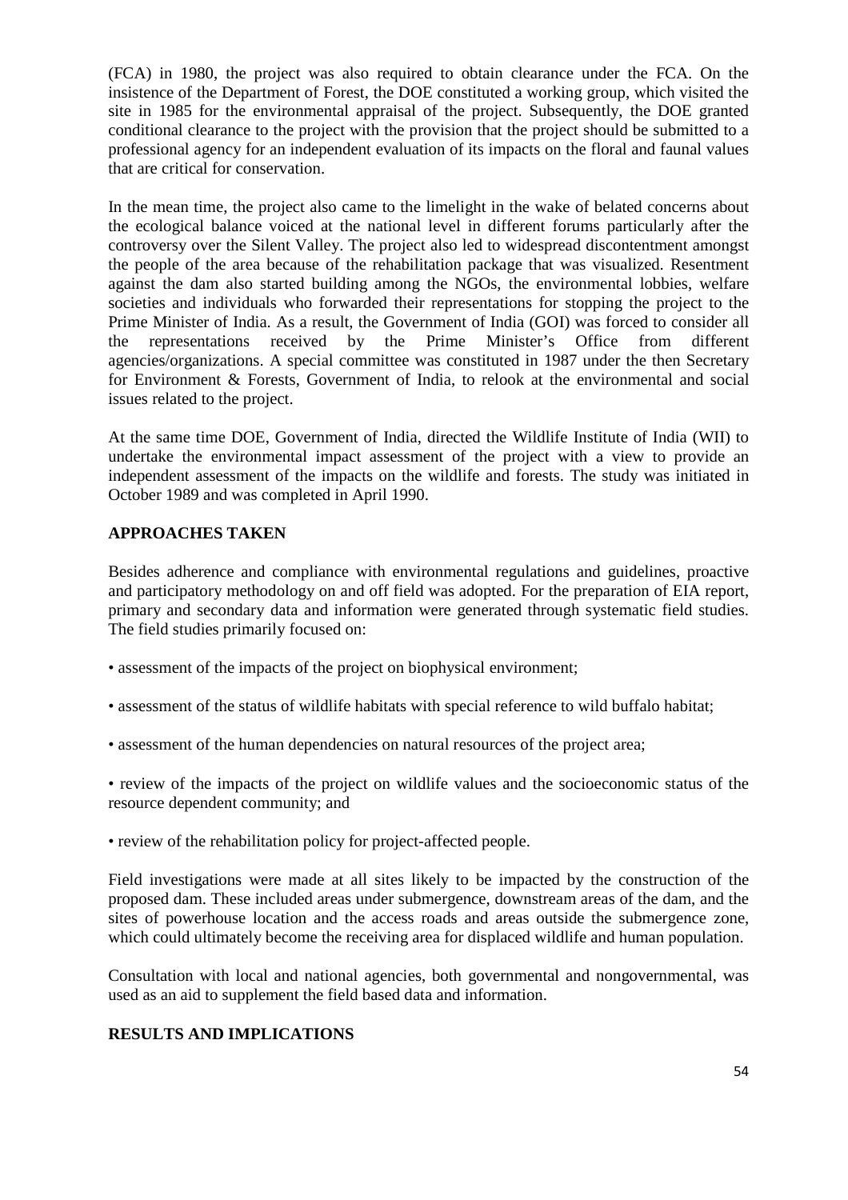(FCA) in 1980, the project was also required to obtain clearance under the FCA. On the insistence of the Department of Forest, the DOE constituted a working group, which visited the site in 1985 for the environmental appraisal of the project. Subsequently, the DOE granted conditional clearance to the project with the provision that the project should be submitted to a professional agency for an independent evaluation of its impacts on the floral and faunal values that are critical for conservation.

In the mean time, the project also came to the limelight in the wake of belated concerns about the ecological balance voiced at the national level in different forums particularly after the controversy over the Silent Valley. The project also led to widespread discontentment amongst the people of the area because of the rehabilitation package that was visualized. Resentment against the dam also started building among the NGOs, the environmental lobbies, welfare societies and individuals who forwarded their representations for stopping the project to the Prime Minister of India. As a result, the Government of India (GOI) was forced to consider all the representations received by the Prime Minister's Office from different agencies/organizations. A special committee was constituted in 1987 under the then Secretary for Environment & Forests, Government of India, to relook at the environmental and social issues related to the project.

At the same time DOE, Government of India, directed the Wildlife Institute of India (WII) to undertake the environmental impact assessment of the project with a view to provide an independent assessment of the impacts on the wildlife and forests. The study was initiated in October 1989 and was completed in April 1990.

## APPROACHES TAKEN

Besides adherence and compliance with environmental regulations and guidelines, proactive and participatory methodology on and off field was adopted. For the preparation of EIA report, primary and secondary data and information were generated through systematic field studies. The field studies primarily focused on:

- assessment of the impacts of the project on biophysical environment;
- assessment of the status of wildlife habitats with special reference to wild buffalo habitat;
- assessment of the human dependencies on natural resources of the project area;
- review of the impacts of the project on wildlife values and the socioeconomic status of the resource dependent community; and
- review of the rehabilitation policy for project-affected people.

Field investigations were made at all sites likely to be impacted by the construction of the proposed dam. These included areas under submergence, downstream areas of the dam, and the sites of powerhouse location and the access roads and areas outside the submergence zone, which could ultimately become the receiving area for displaced wildlife and human population.

Consultation with local and national agencies, both governmental and nongovernmental, was used as an aid to supplement the field based data and information.

## RESULTS AND IMPLICATIONS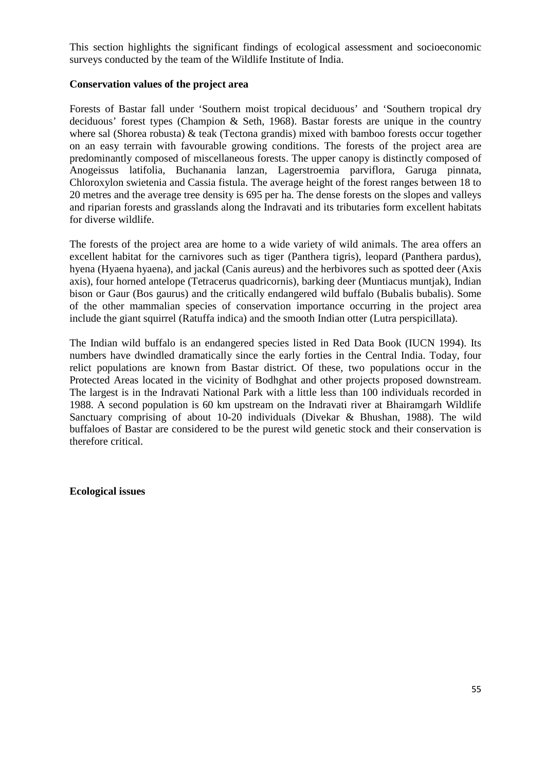This section highlights the significant findings of ecological assessment and socioeconomic surveys conducted by the team of the Wildlife Institute of India.

**Conservation values of the project area**

Forests of Bastar fall under 'Southern moist tropical deciduous' and 'Southern tropical dry deciduous' forest types (Champion & Seth, 1968). Bastar forests are unique in the country where sal (Shorea robusta) & teak (Tectona grandis) mixed with bamboo forests occur together on an easy terrain with favourable growing conditions. The forests of the project area are predominantly composed of miscellaneous forests. The upper canopy is distinctly composed of Anogeissus latifolia, Buchanania lanzan, Lagerstroemia parviflora, Garuga pinnata, Chloroxylon swietenia and Cassia fistula. The average height of the forest ranges between 18 to 20 metres and the average tree density is 695 per ha. The dense forests on the slopes and valleys and riparian forests and grasslands along the Indravati and its tributaries form excellent habitats for diverse wildlife.

The forests of the project area are home to a wide variety of wild animals. The area offers an excellent habitat for the carnivores such as tiger (Panthera tigris), leopard (Panthera pardus), hyena (Hyaena hyaena), and jackal (Canis aureus) and the herbivores such as spotted deer (Axis axis), four horned antelope (Tetracerus quadricornis), barking deer (Muntiacus muntjak), Indian bison or Gaur (Bos gaurus) and the critically endangered wild buffalo (Bubalis bubalis). Some of the other mammalian species of conservation importance occurring in the project area include the giant squirrel (Ratuffa indica) and the smooth Indian otter (Lutra perspicillata).

The Indian wild buffalo is an endangered species listed in Red Data Book (IUCN 1994). Its numbers have dwindled dramatically since the early forties in the Central India. Today, four relict populations are known from Bastar district. Of these, two populations occur in the Protected Areas located in the vicinity of Bodhghat and other projects proposed downstream. The largest is in the Indravati National Park with a little less than 100 individuals recorded in 1988. A second population is 60 km upstream on the Indravati river at Bhairamgarh Wildlife Sanctuary comprising of about 10-20 individuals (Divekar & Bhushan, 1988). The wild buffaloes of Bastar are considered to be the purest wild genetic stock and their conservation is therefore critical.

**Ecological issues**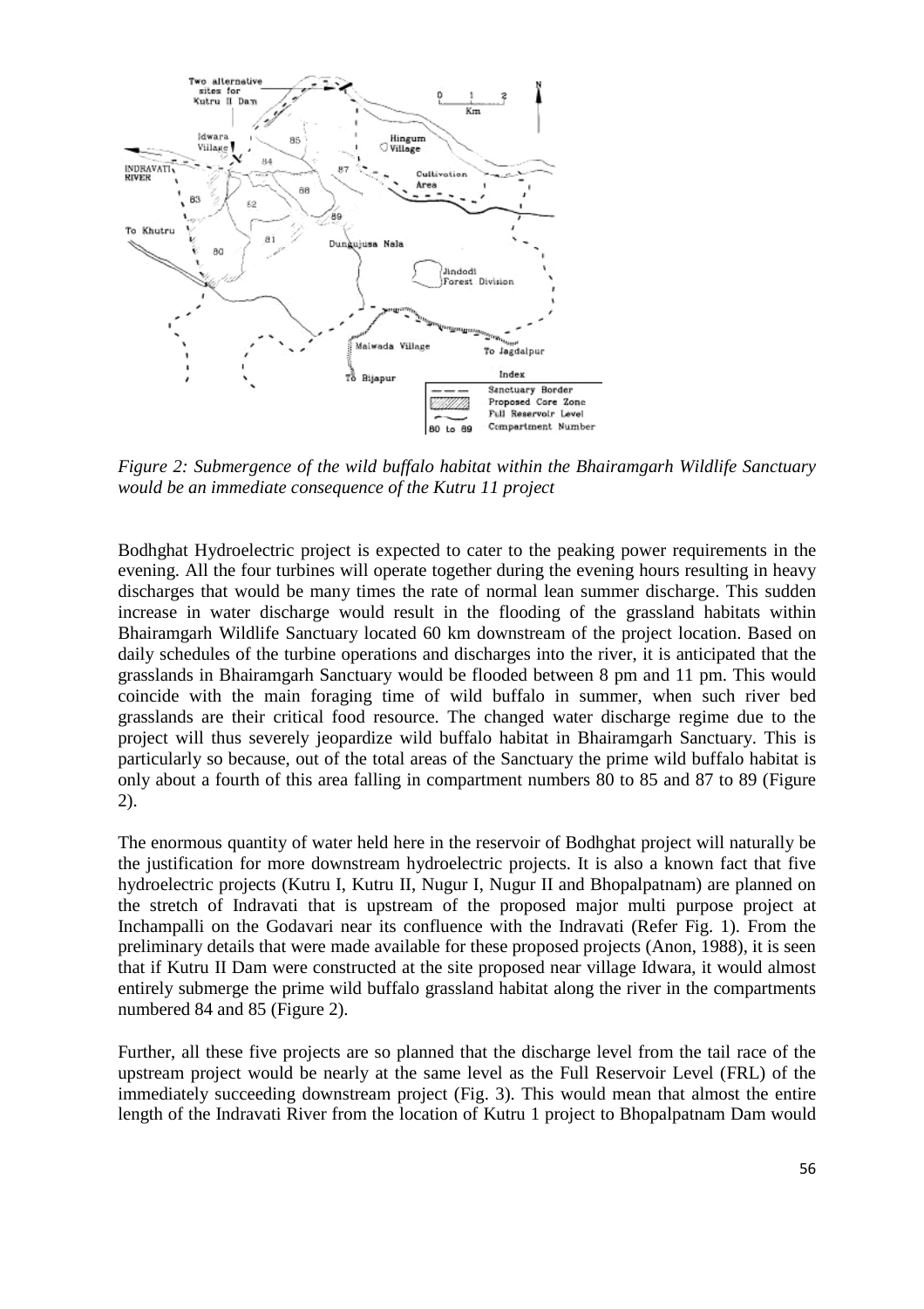*Figure 2: Submergence of the wild buffalo habitat within the Bhairamgarh Wildlife Sanctuary would be an immediate consequence of the Kutru 11 project*

Bodhghat Hydroelectric project is expected to cater to the peaking power requirements in the evening. All the four turbines will operate together during the evening hours resulting in heavy discharges that would be many times the rate of normal lean summer discharge. This sudden increase in water discharge would result in the flooding of the grassland habitats within Bhairamgarh Wildlife Sanctuary located 60 km downstream of the project location. Based on daily schedules of the turbine operations and discharges into the river, it is anticipated that the grasslands in Bhairamgarh Sanctuary would be flooded between 8 pm and 11 pm. This would coincide with the main foraging time of wild buffalo in summer, when such river bed grasslands are their critical food resource. The changed water discharge regime due to the project will thus severely jeopardize wild buffalo habitat in Bhairamgarh Sanctuary. This is particularly so because, out of the total areas of the Sanctuary the prime wild buffalo habitat is only about a fourth of this area falling in compartment numbers 80 to 85 and 87 to 89 (Figure 2).

The enormous quantity of water held here in the reservoir of Bodhghat project will naturally be the justification for more downstream hydroelectric projects. It is also a known fact that five hydroelectric projects (Kutru I, Kutru II, Nugur I, Nugur II and Bhopalpatnam) are planned on the stretch of Indravati that is upstream of the proposed major multi purpose project at Inchampalli on the Godavari near its confluence with the Indravati (Refer Fig. 1). From the preliminary details that were made available for these proposed projects (Anon, 1988), it is seen that if Kutru II Dam were constructed at the site proposed near village Idwara, it would almost entirely submerge the prime wild buffalo grassland habitat along the river in the compartments numbered 84 and 85 (Figure 2).

Further, all these five projects are so planned that the discharge level from the tail race of the upstream project would be nearly at the same level as the Full Reservoir Level (FRL) of the immediately succeeding downstream project (Fig. 3). This would mean that almost the entire length of the Indravati River from the location of Kutru 1 project to Bhopalpatnam Dam would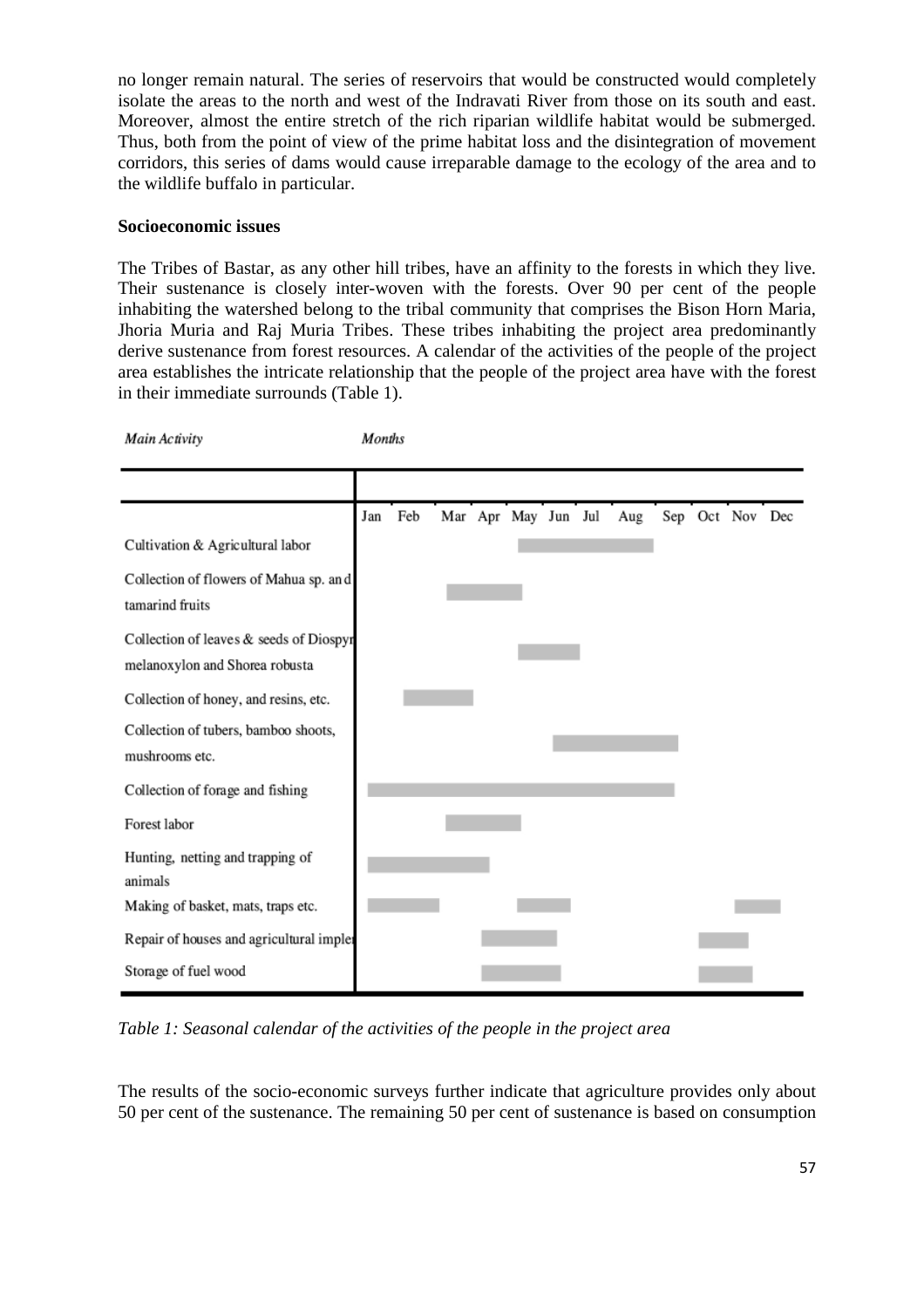no longer remain natural. The series of reservoirs that would be constructed would completely isolate the areas to the north and west of the Indravati River from those on its south and east. Moreover, almost the entire stretch of the rich riparian wildlife habitat would be submerged. Thus, both from the point of view of the prime habitat loss and the disintegration of movement corridors, this series of dams would cause irreparable damage to the ecology of the area and to the wildlife buffalo in particular.

**Socioeconomic issues**

The Tribes of Bastar, as any other hill tribes, have an affinity to the forests in which they live. Their sustenance is closely inter-woven with the forests. Over 90 per cent of the people inhabiting the watershed belong to the tribal community that comprises the Bison Horn Maria, Jhoria Muria and Raj Muria Tribes. These tribes inhabiting the project area predominantly derive sustenance from forest resources. A calendar of the activities of the people of the project area establishes the intricate relationship that the people of the project area have with the forest in their immediate surrounds (Table 1).

| *Main Activity* | *Months* | | | | | | | | | | | |
|---|---|---|---|---|---|---|---|---|---|---|---|---|
| | Jan | Feb | Mar | Apr | May | Jun | Jul | Aug | Sep | Oct | Nov | Dec |
| Cultivation & Agricultural labor | | | | | X | X | X | X | | | | |
| Collection of flowers of Mahua sp. and tamarind fruits | | | X | X | X | | | | | | | |
| Collection of leaves & seeds of Diospyr melanoxylon and Shorea robusta | | | | | X | X | | | | | | |
| Collection of honey, and resins, etc. | | X | X | | | | | | | | | |
| Collection of tubers, bamboo shoots, mushrooms etc. | | | | | | X | X | X | X | | | |
| Collection of forage and fishing | X | X | X | X | X | X | X | X | X | | | |
| Forest labor | | | X | X | X | | | | | | | |
| Hunting, netting and trapping of animals | X | X | X | X | | | | | | | | |
| Making of basket, mats, traps etc. | X | X | | | X | X | | | | | X | X |
| Repair of houses and agricultural imple | | | | X | X | X | | | | X | X | |
| Storage of fuel wood | | | | X | X | X | | | | X | X | |

*Table 1: Seasonal calendar of the activities of the people in the project area*

The results of the socio-economic surveys further indicate that agriculture provides only about 50 per cent of the sustenance. The remaining 50 per cent of sustenance is based on consumption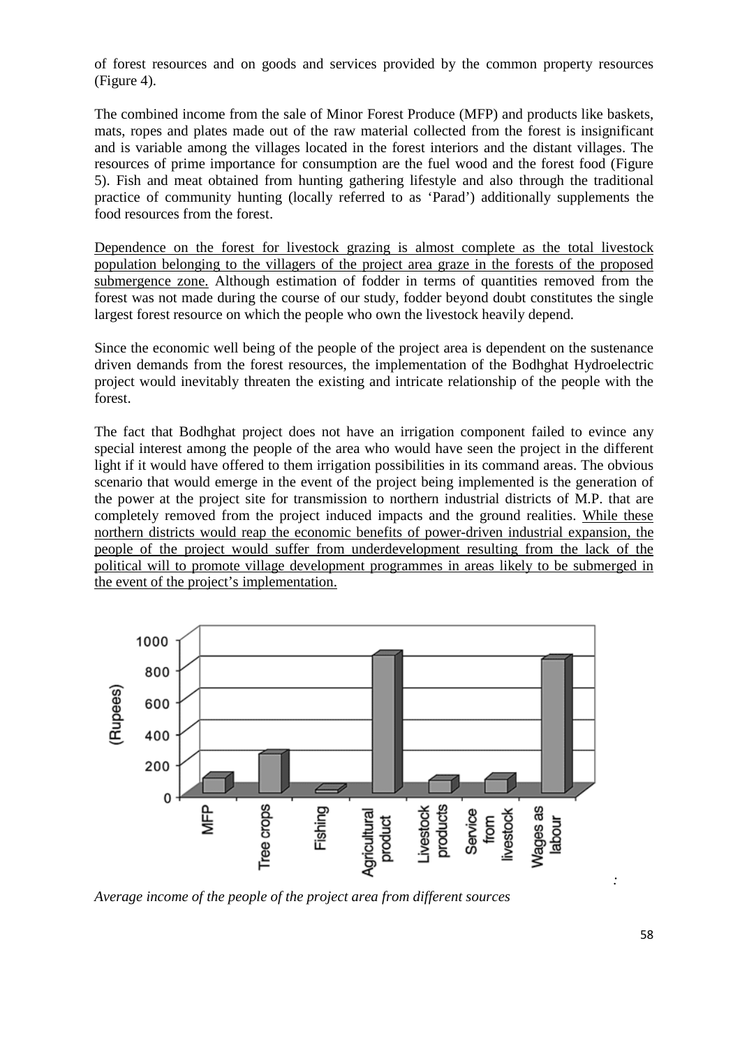of forest resources and on goods and services provided by the common property resources (Figure 4).

The combined income from the sale of Minor Forest Produce (MFP) and products like baskets, mats, ropes and plates made out of the raw material collected from the forest is insignificant and is variable among the villages located in the forest interiors and the distant villages. The resources of prime importance for consumption are the fuel wood and the forest food (Figure 5). Fish and meat obtained from hunting gathering lifestyle and also through the traditional practice of community hunting (locally referred to as 'Parad') additionally supplements the food resources from the forest.

Dependence on the forest for livestock grazing is almost complete as the total livestock population belonging to the villagers of the project area graze in the forests of the proposed submergence zone. Although estimation of fodder in terms of quantities removed from the forest was not made during the course of our study, fodder beyond doubt constitutes the single largest forest resource on which the people who own the livestock heavily depend.

Since the economic well being of the people of the project area is dependent on the sustenance driven demands from the forest resources, the implementation of the Bodhghat Hydroelectric project would inevitably threaten the existing and intricate relationship of the people with the forest.

The fact that Bodhghat project does not have an irrigation component failed to evince any special interest among the people of the area who would have seen the project in the different light if it would have offered to them irrigation possibilities in its command areas. The obvious scenario that would emerge in the event of the project being implemented is the generation of the power at the project site for transmission to northern industrial districts of M.P. that are completely removed from the project induced impacts and the ground realities. While these northern districts would reap the economic benefits of power-driven industrial expansion, the people of the project would suffer from underdevelopment resulting from the lack of the political will to promote village development programmes in areas likely to be submerged in the event of the project's implementation.

*Average income of the people of the project area from different sources*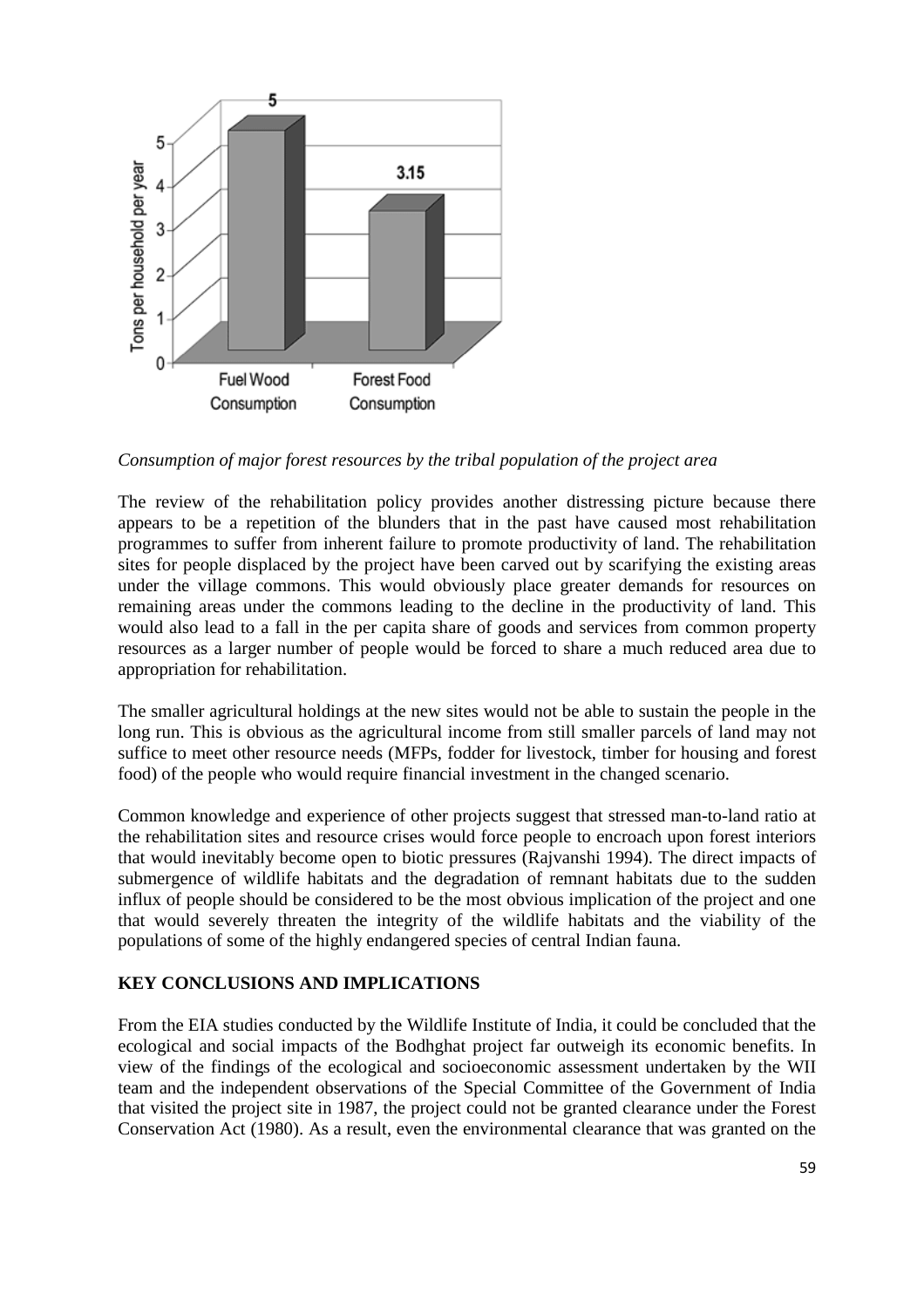*Consumption of major forest resources by the tribal population of the project area*

The review of the rehabilitation policy provides another distressing picture because there appears to be a repetition of the blunders that in the past have caused most rehabilitation programmes to suffer from inherent failure to promote productivity of land. The rehabilitation sites for people displaced by the project have been carved out by scarifying the existing areas under the village commons. This would obviously place greater demands for resources on remaining areas under the commons leading to the decline in the productivity of land. This would also lead to a fall in the per capita share of goods and services from common property resources as a larger number of people would be forced to share a much reduced area due to appropriation for rehabilitation.

The smaller agricultural holdings at the new sites would not be able to sustain the people in the long run. This is obvious as the agricultural income from still smaller parcels of land may not suffice to meet other resource needs (MFPs, fodder for livestock, timber for housing and forest food) of the people who would require financial investment in the changed scenario.

Common knowledge and experience of other projects suggest that stressed man-to-land ratio at the rehabilitation sites and resource crises would force people to encroach upon forest interiors that would inevitably become open to biotic pressures (Rajvanshi 1994). The direct impacts of submergence of wildlife habitats and the degradation of remnant habitats due to the sudden influx of people should be considered to be the most obvious implication of the project and one that would severely threaten the integrity of the wildlife habitats and the viability of the populations of some of the highly endangered species of central Indian fauna.

**KEY CONCLUSIONS AND IMPLICATIONS**

From the EIA studies conducted by the Wildlife Institute of India, it could be concluded that the ecological and social impacts of the Bodhghat project far outweigh its economic benefits. In view of the findings of the ecological and socioeconomic assessment undertaken by the WII team and the independent observations of the Special Committee of the Government of India that visited the project site in 1987, the project could not be granted clearance under the Forest Conservation Act (1980). As a result, even the environmental clearance that was granted on the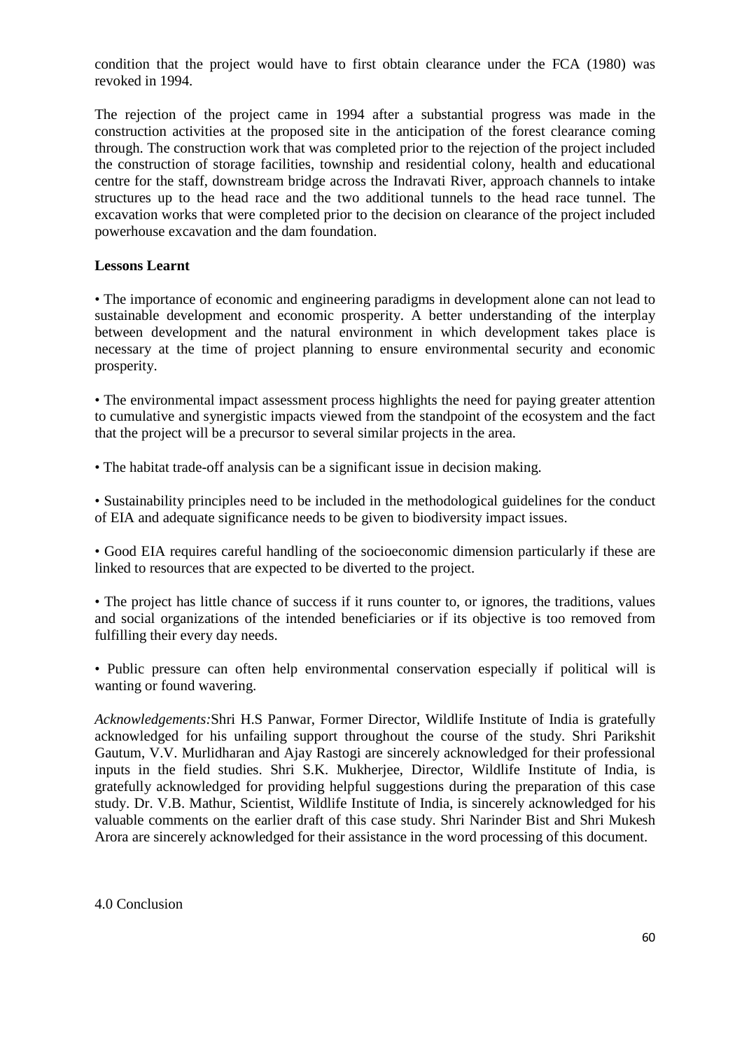condition that the project would have to first obtain clearance under the FCA (1980) was revoked in 1994.

The rejection of the project came in 1994 after a substantial progress was made in the construction activities at the proposed site in the anticipation of the forest clearance coming through. The construction work that was completed prior to the rejection of the project included the construction of storage facilities, township and residential colony, health and educational centre for the staff, downstream bridge across the Indravati River, approach channels to intake structures up to the head race and the two additional tunnels to the head race tunnel. The excavation works that were completed prior to the decision on clearance of the project included powerhouse excavation and the dam foundation.

**Lessons Learnt**

• The importance of economic and engineering paradigms in development alone can not lead to sustainable development and economic prosperity. A better understanding of the interplay between development and the natural environment in which development takes place is necessary at the time of project planning to ensure environmental security and economic prosperity.

• The environmental impact assessment process highlights the need for paying greater attention to cumulative and synergistic impacts viewed from the standpoint of the ecosystem and the fact that the project will be a precursor to several similar projects in the area.

• The habitat trade-off analysis can be a significant issue in decision making.

• Sustainability principles need to be included in the methodological guidelines for the conduct of EIA and adequate significance needs to be given to biodiversity impact issues.

• Good EIA requires careful handling of the socioeconomic dimension particularly if these are linked to resources that are expected to be diverted to the project.

• The project has little chance of success if it runs counter to, or ignores, the traditions, values and social organizations of the intended beneficiaries or if its objective is too removed from fulfilling their every day needs.

• Public pressure can often help environmental conservation especially if political will is wanting or found wavering.

*Acknowledgements:*Shri H.S Panwar, Former Director, Wildlife Institute of India is gratefully acknowledged for his unfailing support throughout the course of the study. Shri Parikshit Gautum, V.V. Murlidharan and Ajay Rastogi are sincerely acknowledged for their professional inputs in the field studies. Shri S.K. Mukherjee, Director, Wildlife Institute of India, is gratefully acknowledged for providing helpful suggestions during the preparation of this case study. Dr. V.B. Mathur, Scientist, Wildlife Institute of India, is sincerely acknowledged for his valuable comments on the earlier draft of this case study. Shri Narinder Bist and Shri Mukesh Arora are sincerely acknowledged for their assistance in the word processing of this document.

4.0 Conclusion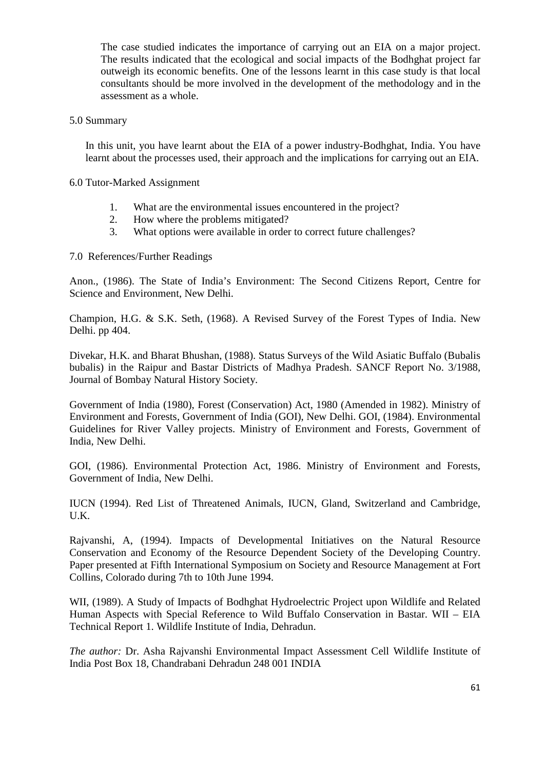The case studied indicates the importance of carrying out an EIA on a major project. The results indicated that the ecological and social impacts of the Bodhghat project far outweigh its economic benefits. One of the lessons learnt in this case study is that local consultants should be more involved in the development of the methodology and in the assessment as a whole.

## 5.0 Summary

In this unit, you have learnt about the EIA of a power industry-Bodhghat, India. You have learnt about the processes used, their approach and the implications for carrying out an EIA.

## 6.0 Tutor-Marked Assignment

1. What are the environmental issues encountered in the project?
2. How where the problems mitigated?
3. What options were available in order to correct future challenges?

## 7.0 References/Further Readings

Anon., (1986). The State of India's Environment: The Second Citizens Report, Centre for Science and Environment, New Delhi.

Champion, H.G. & S.K. Seth, (1968). A Revised Survey of the Forest Types of India. New Delhi. pp 404.

Divekar, H.K. and Bharat Bhushan, (1988). Status Surveys of the Wild Asiatic Buffalo (Bubalis bubalis) in the Raipur and Bastar Districts of Madhya Pradesh. SANCF Report No. 3/1988, Journal of Bombay Natural History Society.

Government of India (1980), Forest (Conservation) Act, 1980 (Amended in 1982). Ministry of Environment and Forests, Government of India (GOI), New Delhi. GOI, (1984). Environmental Guidelines for River Valley projects. Ministry of Environment and Forests, Government of India, New Delhi.

GOI, (1986). Environmental Protection Act, 1986. Ministry of Environment and Forests, Government of India, New Delhi.

IUCN (1994). Red List of Threatened Animals, IUCN, Gland, Switzerland and Cambridge, U.K.

Rajvanshi, A, (1994). Impacts of Developmental Initiatives on the Natural Resource Conservation and Economy of the Resource Dependent Society of the Developing Country. Paper presented at Fifth International Symposium on Society and Resource Management at Fort Collins, Colorado during 7th to 10th June 1994.

WII, (1989). A Study of Impacts of Bodhghat Hydroelectric Project upon Wildlife and Related Human Aspects with Special Reference to Wild Buffalo Conservation in Bastar. WII – EIA Technical Report 1. Wildlife Institute of India, Dehradun.

*The author:* Dr. Asha Rajvanshi Environmental Impact Assessment Cell Wildlife Institute of India Post Box 18, Chandrabani Dehradun 248 001 INDIA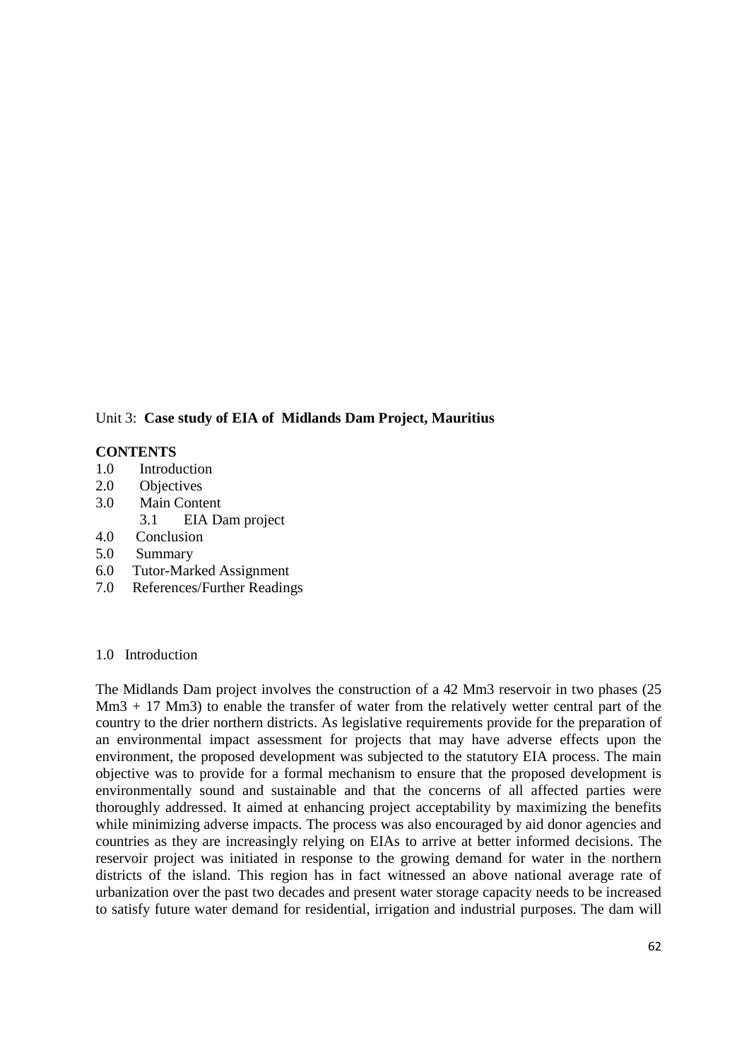Unit 3: **Case study of EIA of Midlands Dam Project, Mauritius**

**CONTENTS**

1.0 Introduction
2.0 Objectives
3.0 Main Content
    3.1 EIA Dam project
4.0 Conclusion
5.0 Summary
6.0 Tutor-Marked Assignment
7.0 References/Further Readings

## 1.0 Introduction

The Midlands Dam project involves the construction of a 42 Mm3 reservoir in two phases (25 Mm3 + 17 Mm3) to enable the transfer of water from the relatively wetter central part of the country to the drier northern districts. As legislative requirements provide for the preparation of an environmental impact assessment for projects that may have adverse effects upon the environment, the proposed development was subjected to the statutory EIA process. The main objective was to provide for a formal mechanism to ensure that the proposed development is environmentally sound and sustainable and that the concerns of all affected parties were thoroughly addressed. It aimed at enhancing project acceptability by maximizing the benefits while minimizing adverse impacts. The process was also encouraged by aid donor agencies and countries as they are increasingly relying on EIAs to arrive at better informed decisions. The reservoir project was initiated in response to the growing demand for water in the northern districts of the island. This region has in fact witnessed an above national average rate of urbanization over the past two decades and present water storage capacity needs to be increased to satisfy future water demand for residential, irrigation and industrial purposes. The dam will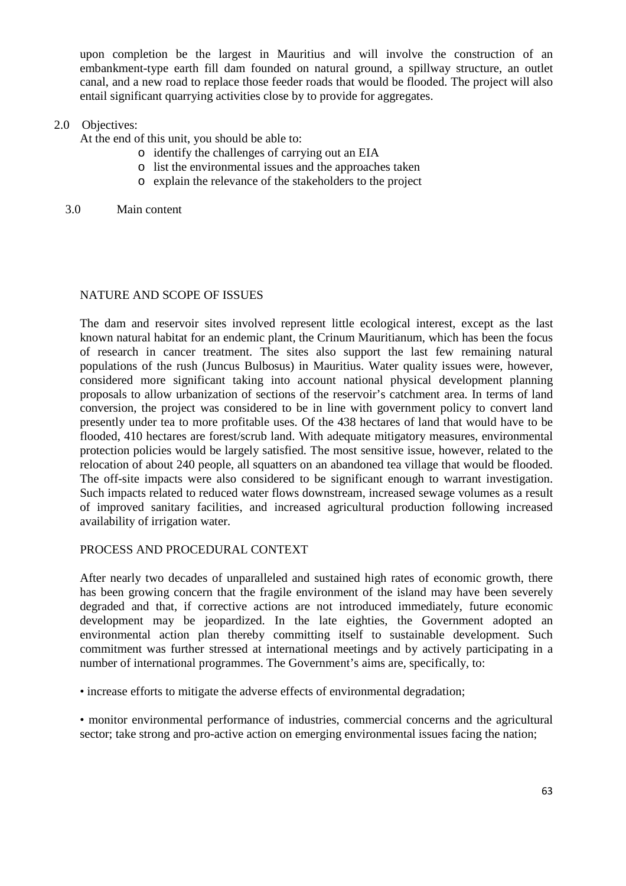upon completion be the largest in Mauritius and will involve the construction of an embankment-type earth fill dam founded on natural ground, a spillway structure, an outlet canal, and a new road to replace those feeder roads that would be flooded. The project will also entail significant quarrying activities close by to provide for aggregates.

## 2.0 Objectives:

At the end of this unit, you should be able to:

- identify the challenges of carrying out an EIA
- list the environmental issues and the approaches taken
- explain the relevance of the stakeholders to the project

## 3.0 Main content

### NATURE AND SCOPE OF ISSUES

The dam and reservoir sites involved represent little ecological interest, except as the last known natural habitat for an endemic plant, the Crinum Mauritianum, which has been the focus of research in cancer treatment. The sites also support the last few remaining natural populations of the rush (Juncus Bulbosus) in Mauritius. Water quality issues were, however, considered more significant taking into account national physical development planning proposals to allow urbanization of sections of the reservoir's catchment area. In terms of land conversion, the project was considered to be in line with government policy to convert land presently under tea to more profitable uses. Of the 438 hectares of land that would have to be flooded, 410 hectares are forest/scrub land. With adequate mitigatory measures, environmental protection policies would be largely satisfied. The most sensitive issue, however, related to the relocation of about 240 people, all squatters on an abandoned tea village that would be flooded. The off-site impacts were also considered to be significant enough to warrant investigation. Such impacts related to reduced water flows downstream, increased sewage volumes as a result of improved sanitary facilities, and increased agricultural production following increased availability of irrigation water.

### PROCESS AND PROCEDURAL CONTEXT

After nearly two decades of unparalleled and sustained high rates of economic growth, there has been growing concern that the fragile environment of the island may have been severely degraded and that, if corrective actions are not introduced immediately, future economic development may be jeopardized. In the late eighties, the Government adopted an environmental action plan thereby committing itself to sustainable development. Such commitment was further stressed at international meetings and by actively participating in a number of international programmes. The Government's aims are, specifically, to:

• increase efforts to mitigate the adverse effects of environmental degradation;

• monitor environmental performance of industries, commercial concerns and the agricultural sector; take strong and pro-active action on emerging environmental issues facing the nation;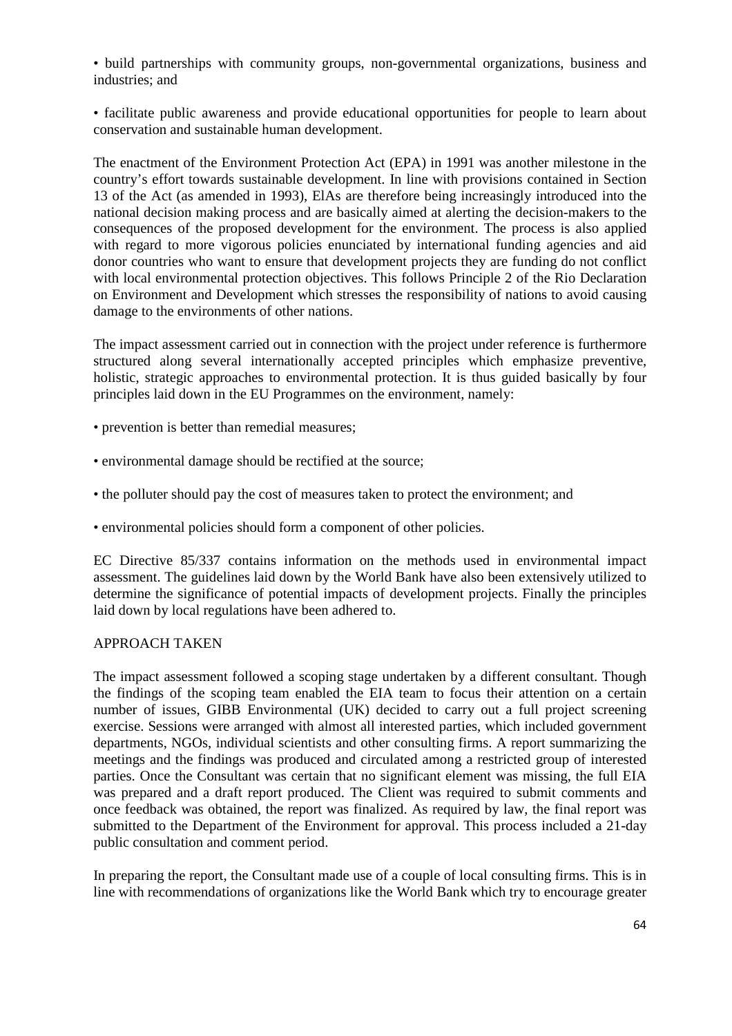• build partnerships with community groups, non-governmental organizations, business and industries; and

• facilitate public awareness and provide educational opportunities for people to learn about conservation and sustainable human development.

The enactment of the Environment Protection Act (EPA) in 1991 was another milestone in the country's effort towards sustainable development. In line with provisions contained in Section 13 of the Act (as amended in 1993), ElAs are therefore being increasingly introduced into the national decision making process and are basically aimed at alerting the decision-makers to the consequences of the proposed development for the environment. The process is also applied with regard to more vigorous policies enunciated by international funding agencies and aid donor countries who want to ensure that development projects they are funding do not conflict with local environmental protection objectives. This follows Principle 2 of the Rio Declaration on Environment and Development which stresses the responsibility of nations to avoid causing damage to the environments of other nations.

The impact assessment carried out in connection with the project under reference is furthermore structured along several internationally accepted principles which emphasize preventive, holistic, strategic approaches to environmental protection. It is thus guided basically by four principles laid down in the EU Programmes on the environment, namely:

• prevention is better than remedial measures;

• environmental damage should be rectified at the source;

• the polluter should pay the cost of measures taken to protect the environment; and

• environmental policies should form a component of other policies.

EC Directive 85/337 contains information on the methods used in environmental impact assessment. The guidelines laid down by the World Bank have also been extensively utilized to determine the significance of potential impacts of development projects. Finally the principles laid down by local regulations have been adhered to.

## APPROACH TAKEN

The impact assessment followed a scoping stage undertaken by a different consultant. Though the findings of the scoping team enabled the EIA team to focus their attention on a certain number of issues, GIBB Environmental (UK) decided to carry out a full project screening exercise. Sessions were arranged with almost all interested parties, which included government departments, NGOs, individual scientists and other consulting firms. A report summarizing the meetings and the findings was produced and circulated among a restricted group of interested parties. Once the Consultant was certain that no significant element was missing, the full EIA was prepared and a draft report produced. The Client was required to submit comments and once feedback was obtained, the report was finalized. As required by law, the final report was submitted to the Department of the Environment for approval. This process included a 21-day public consultation and comment period.

In preparing the report, the Consultant made use of a couple of local consulting firms. This is in line with recommendations of organizations like the World Bank which try to encourage greater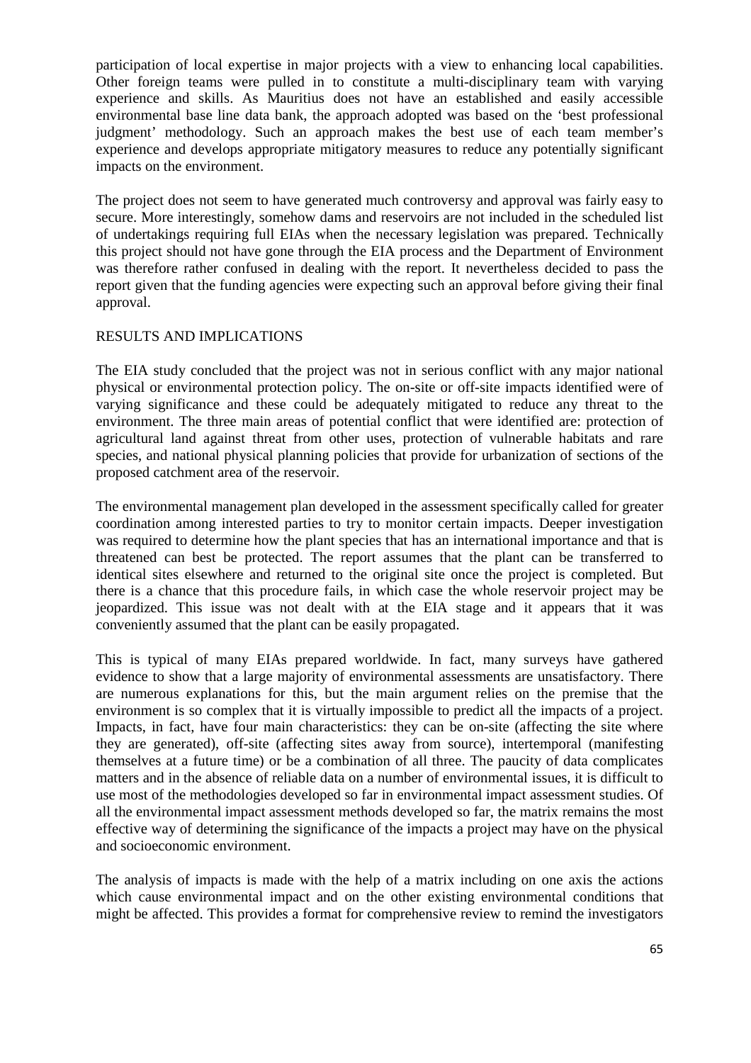participation of local expertise in major projects with a view to enhancing local capabilities. Other foreign teams were pulled in to constitute a multi-disciplinary team with varying experience and skills. As Mauritius does not have an established and easily accessible environmental base line data bank, the approach adopted was based on the 'best professional judgment' methodology. Such an approach makes the best use of each team member's experience and develops appropriate mitigatory measures to reduce any potentially significant impacts on the environment.

The project does not seem to have generated much controversy and approval was fairly easy to secure. More interestingly, somehow dams and reservoirs are not included in the scheduled list of undertakings requiring full EIAs when the necessary legislation was prepared. Technically this project should not have gone through the EIA process and the Department of Environment was therefore rather confused in dealing with the report. It nevertheless decided to pass the report given that the funding agencies were expecting such an approval before giving their final approval.

## RESULTS AND IMPLICATIONS

The EIA study concluded that the project was not in serious conflict with any major national physical or environmental protection policy. The on-site or off-site impacts identified were of varying significance and these could be adequately mitigated to reduce any threat to the environment. The three main areas of potential conflict that were identified are: protection of agricultural land against threat from other uses, protection of vulnerable habitats and rare species, and national physical planning policies that provide for urbanization of sections of the proposed catchment area of the reservoir.

The environmental management plan developed in the assessment specifically called for greater coordination among interested parties to try to monitor certain impacts. Deeper investigation was required to determine how the plant species that has an international importance and that is threatened can best be protected. The report assumes that the plant can be transferred to identical sites elsewhere and returned to the original site once the project is completed. But there is a chance that this procedure fails, in which case the whole reservoir project may be jeopardized. This issue was not dealt with at the EIA stage and it appears that it was conveniently assumed that the plant can be easily propagated.

This is typical of many EIAs prepared worldwide. In fact, many surveys have gathered evidence to show that a large majority of environmental assessments are unsatisfactory. There are numerous explanations for this, but the main argument relies on the premise that the environment is so complex that it is virtually impossible to predict all the impacts of a project. Impacts, in fact, have four main characteristics: they can be on-site (affecting the site where they are generated), off-site (affecting sites away from source), intertemporal (manifesting themselves at a future time) or be a combination of all three. The paucity of data complicates matters and in the absence of reliable data on a number of environmental issues, it is difficult to use most of the methodologies developed so far in environmental impact assessment studies. Of all the environmental impact assessment methods developed so far, the matrix remains the most effective way of determining the significance of the impacts a project may have on the physical and socioeconomic environment.

The analysis of impacts is made with the help of a matrix including on one axis the actions which cause environmental impact and on the other existing environmental conditions that might be affected. This provides a format for comprehensive review to remind the investigators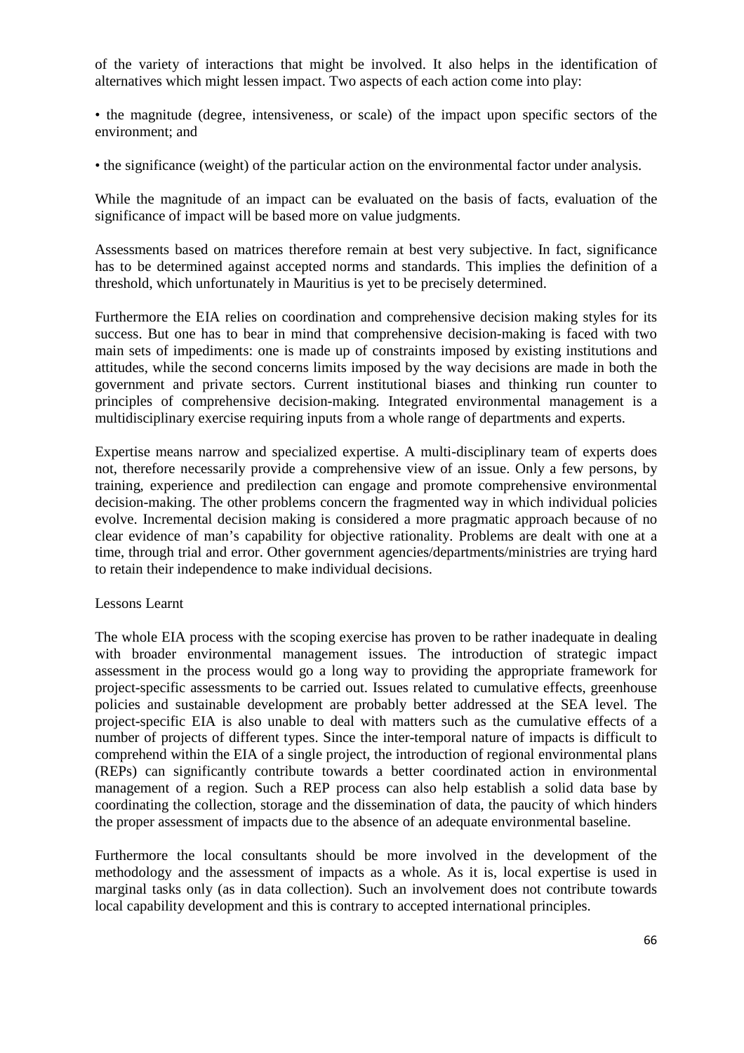of the variety of interactions that might be involved. It also helps in the identification of alternatives which might lessen impact. Two aspects of each action come into play:

• the magnitude (degree, intensiveness, or scale) of the impact upon specific sectors of the environment; and

• the significance (weight) of the particular action on the environmental factor under analysis.

While the magnitude of an impact can be evaluated on the basis of facts, evaluation of the significance of impact will be based more on value judgments.

Assessments based on matrices therefore remain at best very subjective. In fact, significance has to be determined against accepted norms and standards. This implies the definition of a threshold, which unfortunately in Mauritius is yet to be precisely determined.

Furthermore the EIA relies on coordination and comprehensive decision making styles for its success. But one has to bear in mind that comprehensive decision-making is faced with two main sets of impediments: one is made up of constraints imposed by existing institutions and attitudes, while the second concerns limits imposed by the way decisions are made in both the government and private sectors. Current institutional biases and thinking run counter to principles of comprehensive decision-making. Integrated environmental management is a multidisciplinary exercise requiring inputs from a whole range of departments and experts.

Expertise means narrow and specialized expertise. A multi-disciplinary team of experts does not, therefore necessarily provide a comprehensive view of an issue. Only a few persons, by training, experience and predilection can engage and promote comprehensive environmental decision-making. The other problems concern the fragmented way in which individual policies evolve. Incremental decision making is considered a more pragmatic approach because of no clear evidence of man's capability for objective rationality. Problems are dealt with one at a time, through trial and error. Other government agencies/departments/ministries are trying hard to retain their independence to make individual decisions.

## Lessons Learnt

The whole EIA process with the scoping exercise has proven to be rather inadequate in dealing with broader environmental management issues. The introduction of strategic impact assessment in the process would go a long way to providing the appropriate framework for project-specific assessments to be carried out. Issues related to cumulative effects, greenhouse policies and sustainable development are probably better addressed at the SEA level. The project-specific EIA is also unable to deal with matters such as the cumulative effects of a number of projects of different types. Since the inter-temporal nature of impacts is difficult to comprehend within the EIA of a single project, the introduction of regional environmental plans (REPs) can significantly contribute towards a better coordinated action in environmental management of a region. Such a REP process can also help establish a solid data base by coordinating the collection, storage and the dissemination of data, the paucity of which hinders the proper assessment of impacts due to the absence of an adequate environmental baseline.

Furthermore the local consultants should be more involved in the development of the methodology and the assessment of impacts as a whole. As it is, local expertise is used in marginal tasks only (as in data collection). Such an involvement does not contribute towards local capability development and this is contrary to accepted international principles.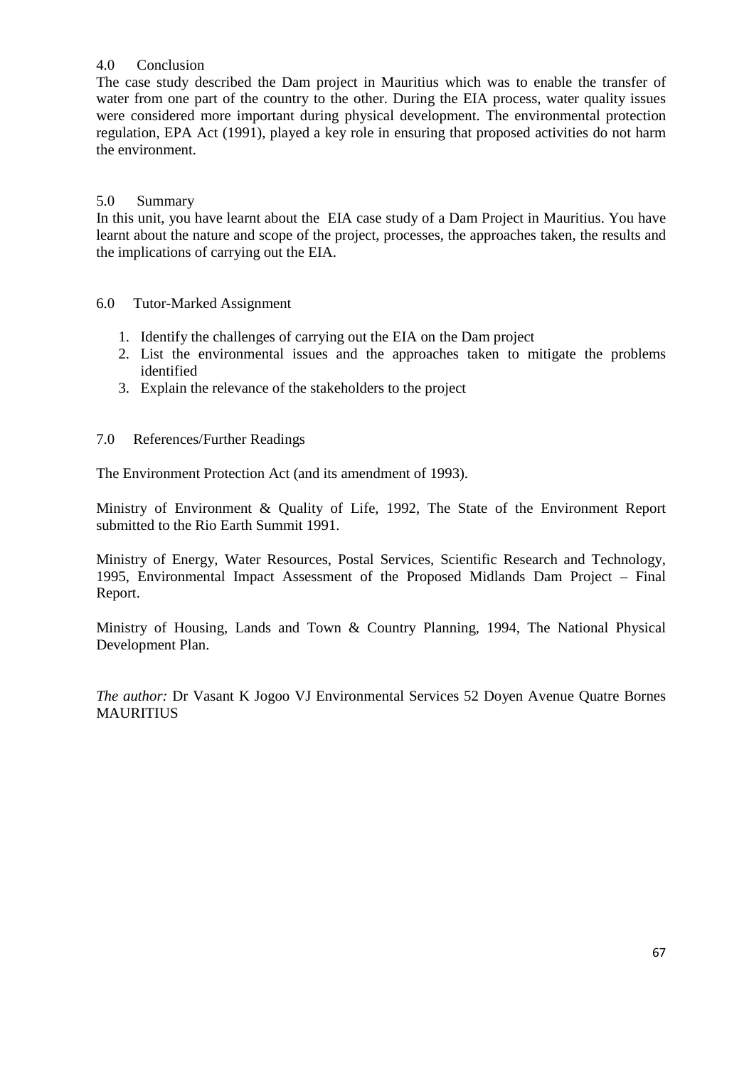## 4.0 Conclusion

The case study described the Dam project in Mauritius which was to enable the transfer of water from one part of the country to the other. During the EIA process, water quality issues were considered more important during physical development. The environmental protection regulation, EPA Act (1991), played a key role in ensuring that proposed activities do not harm the environment.

## 5.0 Summary

In this unit, you have learnt about the EIA case study of a Dam Project in Mauritius. You have learnt about the nature and scope of the project, processes, the approaches taken, the results and the implications of carrying out the EIA.

## 6.0 Tutor-Marked Assignment

1. Identify the challenges of carrying out the EIA on the Dam project
2. List the environmental issues and the approaches taken to mitigate the problems identified
3. Explain the relevance of the stakeholders to the project

## 7.0 References/Further Readings

The Environment Protection Act (and its amendment of 1993).

Ministry of Environment & Quality of Life, 1992, The State of the Environment Report submitted to the Rio Earth Summit 1991.

Ministry of Energy, Water Resources, Postal Services, Scientific Research and Technology, 1995, Environmental Impact Assessment of the Proposed Midlands Dam Project – Final Report.

Ministry of Housing, Lands and Town & Country Planning, 1994, The National Physical Development Plan.

*The author:* Dr Vasant K Jogoo VJ Environmental Services 52 Doyen Avenue Quatre Bornes MAURITIUS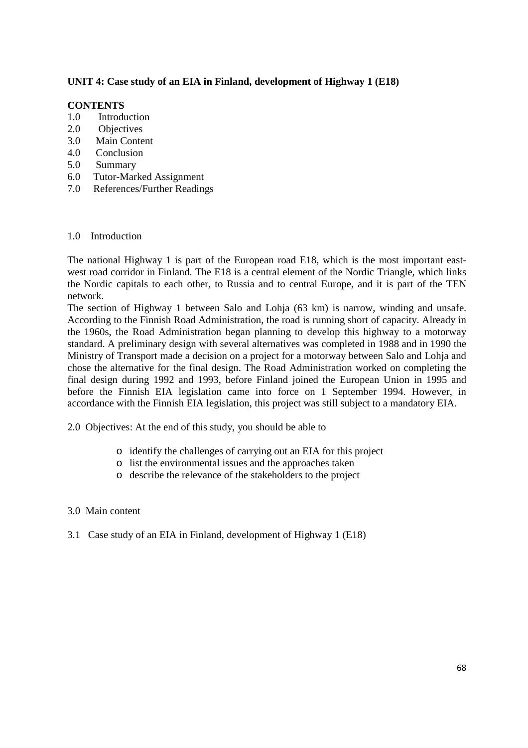**UNIT 4: Case study of an EIA in Finland, development of Highway 1 (E18)**

**CONTENTS**

1.0 Introduction
2.0 Objectives
3.0 Main Content
4.0 Conclusion
5.0 Summary
6.0 Tutor-Marked Assignment
7.0 References/Further Readings

1.0 Introduction

The national Highway 1 is part of the European road E18, which is the most important east-west road corridor in Finland. The E18 is a central element of the Nordic Triangle, which links the Nordic capitals to each other, to Russia and to central Europe, and it is part of the TEN network.

The section of Highway 1 between Salo and Lohja (63 km) is narrow, winding and unsafe. According to the Finnish Road Administration, the road is running short of capacity. Already in the 1960s, the Road Administration began planning to develop this highway to a motorway standard. A preliminary design with several alternatives was completed in 1988 and in 1990 the Ministry of Transport made a decision on a project for a motorway between Salo and Lohja and chose the alternative for the final design. The Road Administration worked on completing the final design during 1992 and 1993, before Finland joined the European Union in 1995 and before the Finnish EIA legislation came into force on 1 September 1994. However, in accordance with the Finnish EIA legislation, this project was still subject to a mandatory EIA.

2.0 Objectives: At the end of this study, you should be able to

- identify the challenges of carrying out an EIA for this project
- list the environmental issues and the approaches taken
- describe the relevance of the stakeholders to the project

3.0 Main content

3.1 Case study of an EIA in Finland, development of Highway 1 (E18)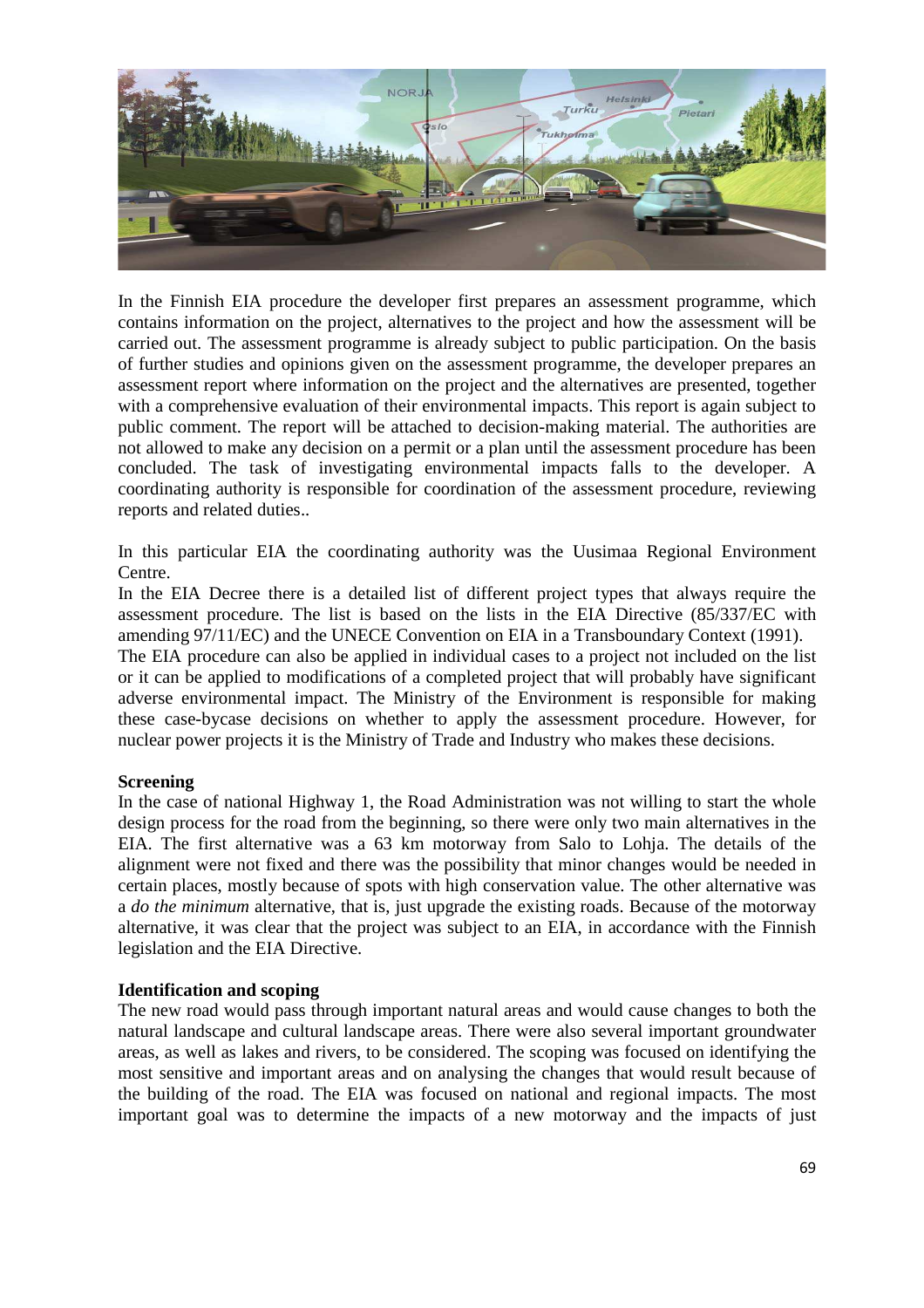In the Finnish EIA procedure the developer first prepares an assessment programme, which contains information on the project, alternatives to the project and how the assessment will be carried out. The assessment programme is already subject to public participation. On the basis of further studies and opinions given on the assessment programme, the developer prepares an assessment report where information on the project and the alternatives are presented, together with a comprehensive evaluation of their environmental impacts. This report is again subject to public comment. The report will be attached to decision-making material. The authorities are not allowed to make any decision on a permit or a plan until the assessment procedure has been concluded. The task of investigating environmental impacts falls to the developer. A coordinating authority is responsible for coordination of the assessment procedure, reviewing reports and related duties..

In this particular EIA the coordinating authority was the Uusimaa Regional Environment Centre.

In the EIA Decree there is a detailed list of different project types that always require the assessment procedure. The list is based on the lists in the EIA Directive (85/337/EC with amending 97/11/EC) and the UNECE Convention on EIA in a Transboundary Context (1991).

The EIA procedure can also be applied in individual cases to a project not included on the list or it can be applied to modifications of a completed project that will probably have significant adverse environmental impact. The Ministry of the Environment is responsible for making these case-bycase decisions on whether to apply the assessment procedure. However, for nuclear power projects it is the Ministry of Trade and Industry who makes these decisions.

**Screening**

In the case of national Highway 1, the Road Administration was not willing to start the whole design process for the road from the beginning, so there were only two main alternatives in the EIA. The first alternative was a 63 km motorway from Salo to Lohja. The details of the alignment were not fixed and there was the possibility that minor changes would be needed in certain places, mostly because of spots with high conservation value. The other alternative was a *do the minimum* alternative, that is, just upgrade the existing roads. Because of the motorway alternative, it was clear that the project was subject to an EIA, in accordance with the Finnish legislation and the EIA Directive.

**Identification and scoping**

The new road would pass through important natural areas and would cause changes to both the natural landscape and cultural landscape areas. There were also several important groundwater areas, as well as lakes and rivers, to be considered. The scoping was focused on identifying the most sensitive and important areas and on analysing the changes that would result because of the building of the road. The EIA was focused on national and regional impacts. The most important goal was to determine the impacts of a new motorway and the impacts of just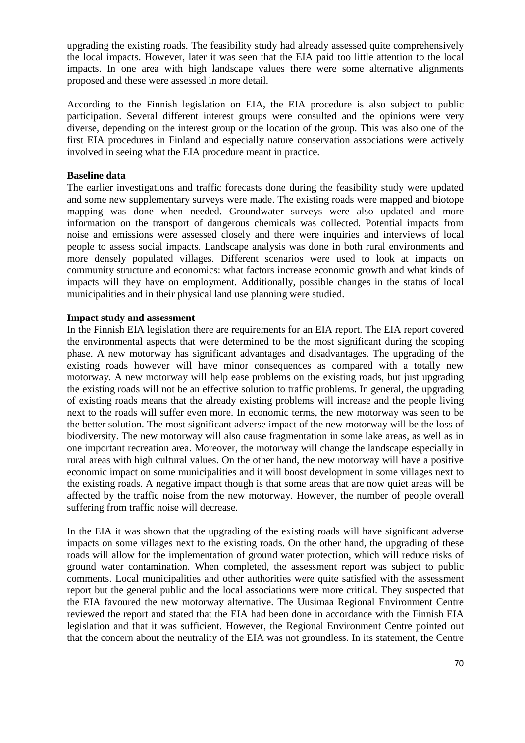upgrading the existing roads. The feasibility study had already assessed quite comprehensively the local impacts. However, later it was seen that the EIA paid too little attention to the local impacts. In one area with high landscape values there were some alternative alignments proposed and these were assessed in more detail.

According to the Finnish legislation on EIA, the EIA procedure is also subject to public participation. Several different interest groups were consulted and the opinions were very diverse, depending on the interest group or the location of the group. This was also one of the first EIA procedures in Finland and especially nature conservation associations were actively involved in seeing what the EIA procedure meant in practice.

**Baseline data**

The earlier investigations and traffic forecasts done during the feasibility study were updated and some new supplementary surveys were made. The existing roads were mapped and biotope mapping was done when needed. Groundwater surveys were also updated and more information on the transport of dangerous chemicals was collected. Potential impacts from noise and emissions were assessed closely and there were inquiries and interviews of local people to assess social impacts. Landscape analysis was done in both rural environments and more densely populated villages. Different scenarios were used to look at impacts on community structure and economics: what factors increase economic growth and what kinds of impacts will they have on employment. Additionally, possible changes in the status of local municipalities and in their physical land use planning were studied.

**Impact study and assessment**

In the Finnish EIA legislation there are requirements for an EIA report. The EIA report covered the environmental aspects that were determined to be the most significant during the scoping phase. A new motorway has significant advantages and disadvantages. The upgrading of the existing roads however will have minor consequences as compared with a totally new motorway. A new motorway will help ease problems on the existing roads, but just upgrading the existing roads will not be an effective solution to traffic problems. In general, the upgrading of existing roads means that the already existing problems will increase and the people living next to the roads will suffer even more. In economic terms, the new motorway was seen to be the better solution. The most significant adverse impact of the new motorway will be the loss of biodiversity. The new motorway will also cause fragmentation in some lake areas, as well as in one important recreation area. Moreover, the motorway will change the landscape especially in rural areas with high cultural values. On the other hand, the new motorway will have a positive economic impact on some municipalities and it will boost development in some villages next to the existing roads. A negative impact though is that some areas that are now quiet areas will be affected by the traffic noise from the new motorway. However, the number of people overall suffering from traffic noise will decrease.

In the EIA it was shown that the upgrading of the existing roads will have significant adverse impacts on some villages next to the existing roads. On the other hand, the upgrading of these roads will allow for the implementation of ground water protection, which will reduce risks of ground water contamination. When completed, the assessment report was subject to public comments. Local municipalities and other authorities were quite satisfied with the assessment report but the general public and the local associations were more critical. They suspected that the EIA favoured the new motorway alternative. The Uusimaa Regional Environment Centre reviewed the report and stated that the EIA had been done in accordance with the Finnish EIA legislation and that it was sufficient. However, the Regional Environment Centre pointed out that the concern about the neutrality of the EIA was not groundless. In its statement, the Centre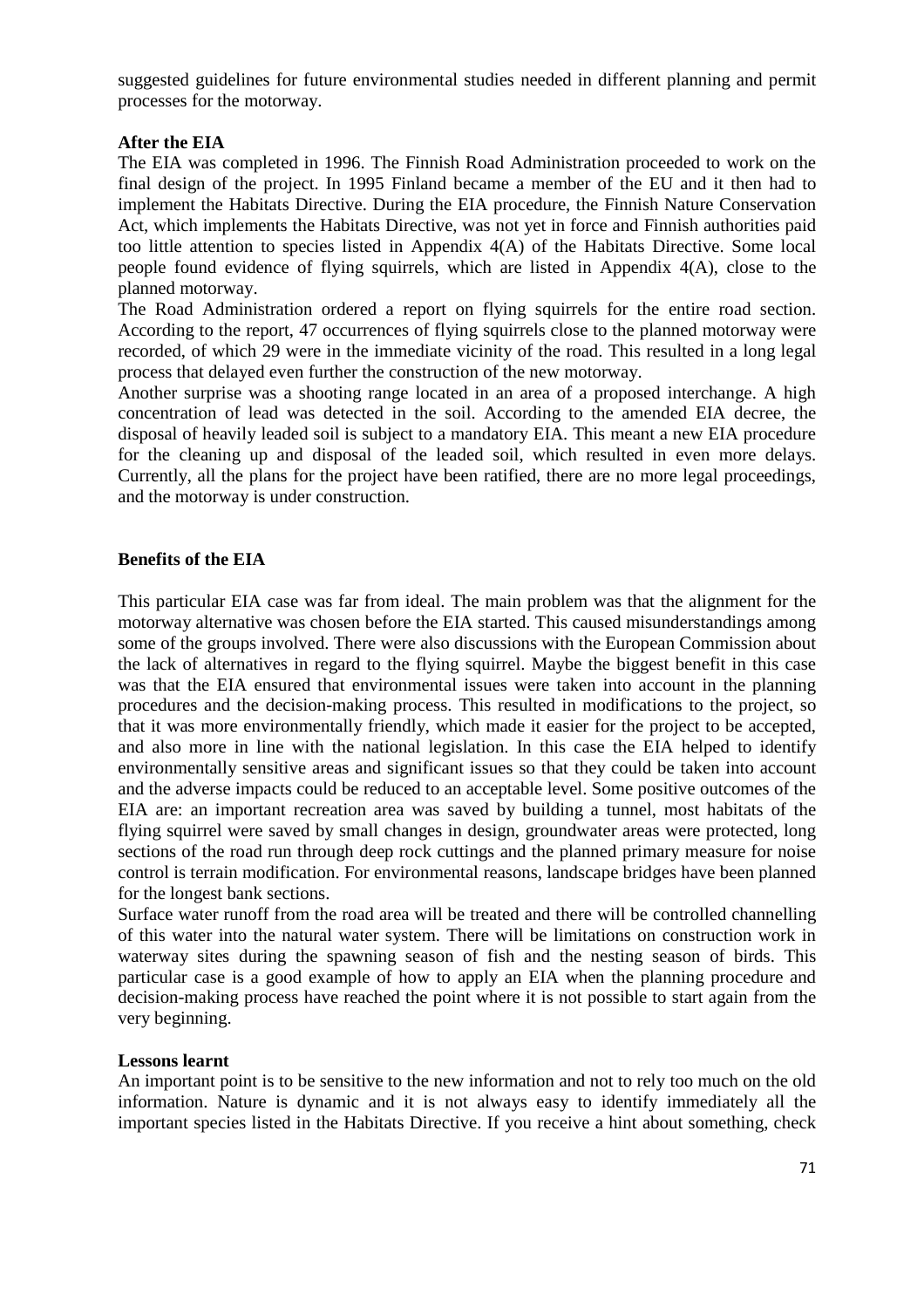suggested guidelines for future environmental studies needed in different planning and permit processes for the motorway.

**After the EIA**

The EIA was completed in 1996. The Finnish Road Administration proceeded to work on the final design of the project. In 1995 Finland became a member of the EU and it then had to implement the Habitats Directive. During the EIA procedure, the Finnish Nature Conservation Act, which implements the Habitats Directive, was not yet in force and Finnish authorities paid too little attention to species listed in Appendix 4(A) of the Habitats Directive. Some local people found evidence of flying squirrels, which are listed in Appendix 4(A), close to the planned motorway.

The Road Administration ordered a report on flying squirrels for the entire road section. According to the report, 47 occurrences of flying squirrels close to the planned motorway were recorded, of which 29 were in the immediate vicinity of the road. This resulted in a long legal process that delayed even further the construction of the new motorway.

Another surprise was a shooting range located in an area of a proposed interchange. A high concentration of lead was detected in the soil. According to the amended EIA decree, the disposal of heavily leaded soil is subject to a mandatory EIA. This meant a new EIA procedure for the cleaning up and disposal of the leaded soil, which resulted in even more delays. Currently, all the plans for the project have been ratified, there are no more legal proceedings, and the motorway is under construction.

**Benefits of the EIA**

This particular EIA case was far from ideal. The main problem was that the alignment for the motorway alternative was chosen before the EIA started. This caused misunderstandings among some of the groups involved. There were also discussions with the European Commission about the lack of alternatives in regard to the flying squirrel. Maybe the biggest benefit in this case was that the EIA ensured that environmental issues were taken into account in the planning procedures and the decision-making process. This resulted in modifications to the project, so that it was more environmentally friendly, which made it easier for the project to be accepted, and also more in line with the national legislation. In this case the EIA helped to identify environmentally sensitive areas and significant issues so that they could be taken into account and the adverse impacts could be reduced to an acceptable level. Some positive outcomes of the EIA are: an important recreation area was saved by building a tunnel, most habitats of the flying squirrel were saved by small changes in design, groundwater areas were protected, long sections of the road run through deep rock cuttings and the planned primary measure for noise control is terrain modification. For environmental reasons, landscape bridges have been planned for the longest bank sections.

Surface water runoff from the road area will be treated and there will be controlled channelling of this water into the natural water system. There will be limitations on construction work in waterway sites during the spawning season of fish and the nesting season of birds. This particular case is a good example of how to apply an EIA when the planning procedure and decision-making process have reached the point where it is not possible to start again from the very beginning.

**Lessons learnt**

An important point is to be sensitive to the new information and not to rely too much on the old information. Nature is dynamic and it is not always easy to identify immediately all the important species listed in the Habitats Directive. If you receive a hint about something, check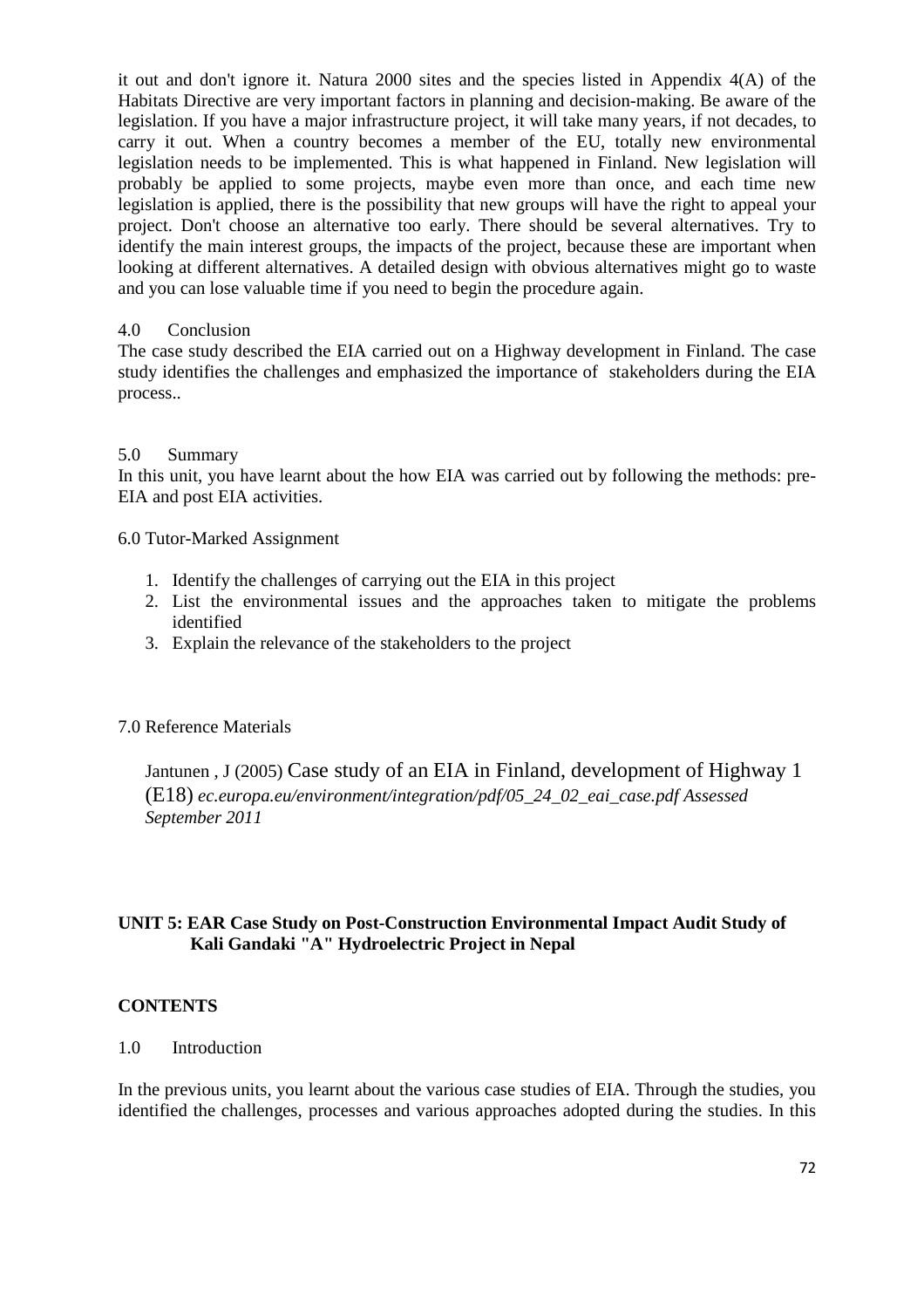it out and don't ignore it. Natura 2000 sites and the species listed in Appendix 4(A) of the Habitats Directive are very important factors in planning and decision-making. Be aware of the legislation. If you have a major infrastructure project, it will take many years, if not decades, to carry it out. When a country becomes a member of the EU, totally new environmental legislation needs to be implemented. This is what happened in Finland. New legislation will probably be applied to some projects, maybe even more than once, and each time new legislation is applied, there is the possibility that new groups will have the right to appeal your project. Don't choose an alternative too early. There should be several alternatives. Try to identify the main interest groups, the impacts of the project, because these are important when looking at different alternatives. A detailed design with obvious alternatives might go to waste and you can lose valuable time if you need to begin the procedure again.

## 4.0 Conclusion

The case study described the EIA carried out on a Highway development in Finland. The case study identifies the challenges and emphasized the importance of stakeholders during the EIA process..

## 5.0 Summary

In this unit, you have learnt about the how EIA was carried out by following the methods: pre-EIA and post EIA activities.

## 6.0 Tutor-Marked Assignment

1. Identify the challenges of carrying out the EIA in this project
2. List the environmental issues and the approaches taken to mitigate the problems identified
3. Explain the relevance of the stakeholders to the project

## 7.0 Reference Materials

Jantunen , J (2005) Case study of an EIA in Finland, development of Highway 1 (E18) *ec.europa.eu/environment/integration/pdf/05_24_02_eai_case.pdf Assessed September 2011*

## UNIT 5: EAR Case Study on Post-Construction Environmental Impact Audit Study of Kali Gandaki "A" Hydroelectric Project in Nepal

### CONTENTS

## 1.0 Introduction

In the previous units, you learnt about the various case studies of EIA. Through the studies, you identified the challenges, processes and various approaches adopted during the studies. In this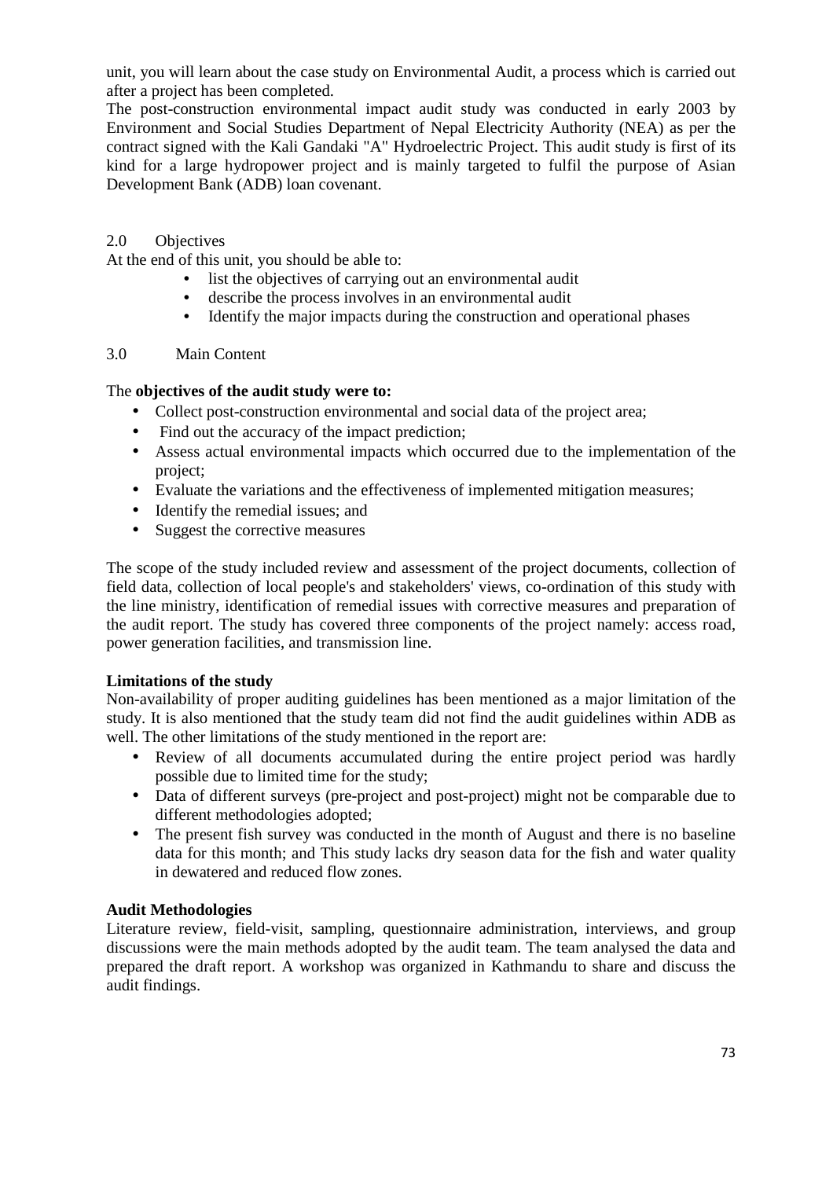unit, you will learn about the case study on Environmental Audit, a process which is carried out after a project has been completed.

The post-construction environmental impact audit study was conducted in early 2003 by Environment and Social Studies Department of Nepal Electricity Authority (NEA) as per the contract signed with the Kali Gandaki "A" Hydroelectric Project. This audit study is first of its kind for a large hydropower project and is mainly targeted to fulfil the purpose of Asian Development Bank (ADB) loan covenant.

## 2.0 Objectives

At the end of this unit, you should be able to:

- list the objectives of carrying out an environmental audit
- describe the process involves in an environmental audit
- Identify the major impacts during the construction and operational phases

## 3.0 Main Content

The **objectives of the audit study were to:**

- Collect post-construction environmental and social data of the project area;
- Find out the accuracy of the impact prediction;
- Assess actual environmental impacts which occurred due to the implementation of the project;
- Evaluate the variations and the effectiveness of implemented mitigation measures;
- Identify the remedial issues; and
- Suggest the corrective measures

The scope of the study included review and assessment of the project documents, collection of field data, collection of local people's and stakeholders' views, co-ordination of this study with the line ministry, identification of remedial issues with corrective measures and preparation of the audit report. The study has covered three components of the project namely: access road, power generation facilities, and transmission line.

**Limitations of the study**

Non-availability of proper auditing guidelines has been mentioned as a major limitation of the study. It is also mentioned that the study team did not find the audit guidelines within ADB as well. The other limitations of the study mentioned in the report are:

- Review of all documents accumulated during the entire project period was hardly possible due to limited time for the study;
- Data of different surveys (pre-project and post-project) might not be comparable due to different methodologies adopted;
- The present fish survey was conducted in the month of August and there is no baseline data for this month; and This study lacks dry season data for the fish and water quality in dewatered and reduced flow zones.

**Audit Methodologies**

Literature review, field-visit, sampling, questionnaire administration, interviews, and group discussions were the main methods adopted by the audit team. The team analysed the data and prepared the draft report. A workshop was organized in Kathmandu to share and discuss the audit findings.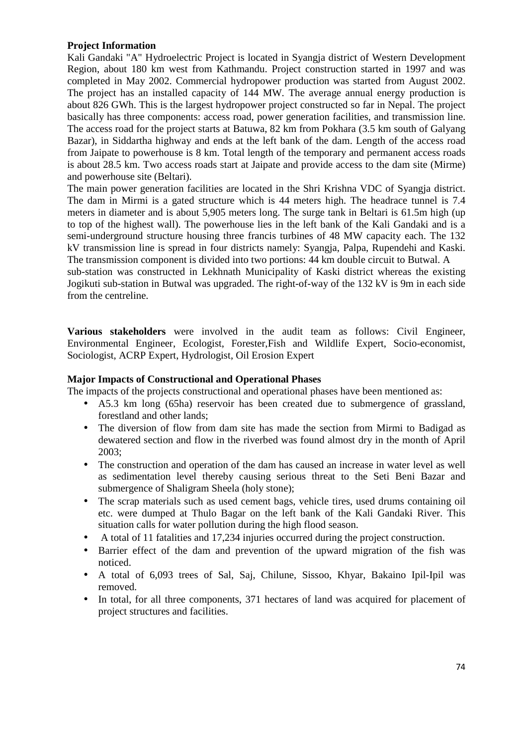**Project Information**

Kali Gandaki "A" Hydroelectric Project is located in Syangja district of Western Development Region, about 180 km west from Kathmandu. Project construction started in 1997 and was completed in May 2002. Commercial hydropower production was started from August 2002. The project has an installed capacity of 144 MW. The average annual energy production is about 826 GWh. This is the largest hydropower project constructed so far in Nepal. The project basically has three components: access road, power generation facilities, and transmission line. The access road for the project starts at Batuwa, 82 km from Pokhara (3.5 km south of Galyang Bazar), in Siddartha highway and ends at the left bank of the dam. Length of the access road from Jaipate to powerhouse is 8 km. Total length of the temporary and permanent access roads is about 28.5 km. Two access roads start at Jaipate and provide access to the dam site (Mirme) and powerhouse site (Beltari).

The main power generation facilities are located in the Shri Krishna VDC of Syangja district. The dam in Mirmi is a gated structure which is 44 meters high. The headrace tunnel is 7.4 meters in diameter and is about 5,905 meters long. The surge tank in Beltari is 61.5m high (up to top of the highest wall). The powerhouse lies in the left bank of the Kali Gandaki and is a semi-underground structure housing three francis turbines of 48 MW capacity each. The 132 kV transmission line is spread in four districts namely: Syangja, Palpa, Rupendehi and Kaski. The transmission component is divided into two portions: 44 km double circuit to Butwal. A sub-station was constructed in Lekhnath Municipality of Kaski district whereas the existing Jogikuti sub-station in Butwal was upgraded. The right-of-way of the 132 kV is 9m in each side from the centreline.

**Various stakeholders** were involved in the audit team as follows: Civil Engineer, Environmental Engineer, Ecologist, Forester,Fish and Wildlife Expert, Socio-economist, Sociologist, ACRP Expert, Hydrologist, Oil Erosion Expert

**Major Impacts of Constructional and Operational Phases**

The impacts of the projects constructional and operational phases have been mentioned as:

- A5.3 km long (65ha) reservoir has been created due to submergence of grassland, forestland and other lands;
- The diversion of flow from dam site has made the section from Mirmi to Badigad as dewatered section and flow in the riverbed was found almost dry in the month of April 2003;
- The construction and operation of the dam has caused an increase in water level as well as sedimentation level thereby causing serious threat to the Seti Beni Bazar and submergence of Shaligram Sheela (holy stone);
- The scrap materials such as used cement bags, vehicle tires, used drums containing oil etc. were dumped at Thulo Bagar on the left bank of the Kali Gandaki River. This situation calls for water pollution during the high flood season.
- A total of 11 fatalities and 17,234 injuries occurred during the project construction.
- Barrier effect of the dam and prevention of the upward migration of the fish was noticed.
- A total of 6,093 trees of Sal, Saj, Chilune, Sissoo, Khyar, Bakaino Ipil-Ipil was removed.
- In total, for all three components, 371 hectares of land was acquired for placement of project structures and facilities.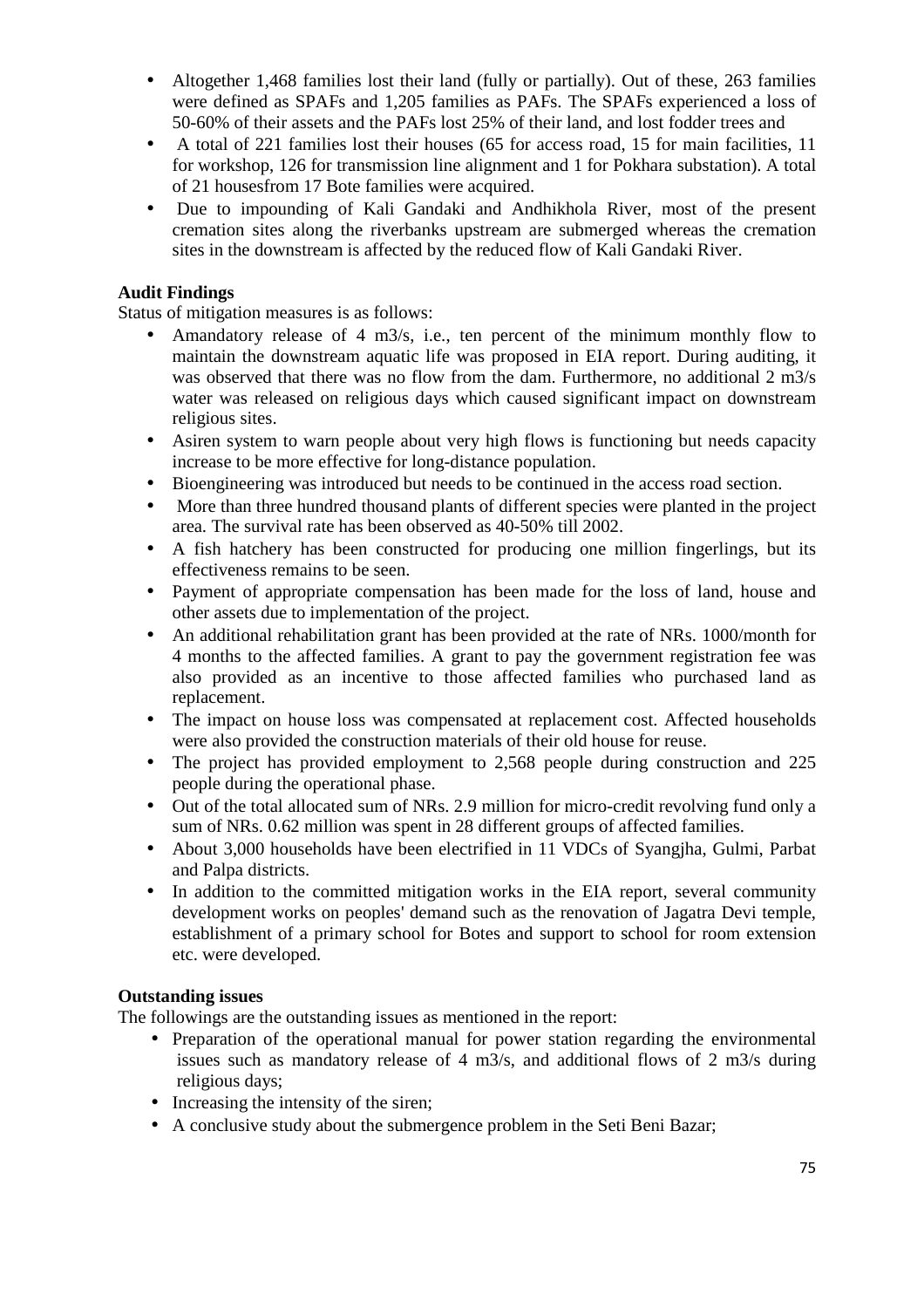- Altogether 1,468 families lost their land (fully or partially). Out of these, 263 families were defined as SPAFs and 1,205 families as PAFs. The SPAFs experienced a loss of 50-60% of their assets and the PAFs lost 25% of their land, and lost fodder trees and
- A total of 221 families lost their houses (65 for access road, 15 for main facilities, 11 for workshop, 126 for transmission line alignment and 1 for Pokhara substation). A total of 21 housesfrom 17 Bote families were acquired.
- Due to impounding of Kali Gandaki and Andhikhola River, most of the present cremation sites along the riverbanks upstream are submerged whereas the cremation sites in the downstream is affected by the reduced flow of Kali Gandaki River.

**Audit Findings**

Status of mitigation measures is as follows:

- Amandatory release of 4 m3/s, i.e., ten percent of the minimum monthly flow to maintain the downstream aquatic life was proposed in EIA report. During auditing, it was observed that there was no flow from the dam. Furthermore, no additional 2 m3/s water was released on religious days which caused significant impact on downstream religious sites.
- Asiren system to warn people about very high flows is functioning but needs capacity increase to be more effective for long-distance population.
- Bioengineering was introduced but needs to be continued in the access road section.
- More than three hundred thousand plants of different species were planted in the project area. The survival rate has been observed as 40-50% till 2002.
- A fish hatchery has been constructed for producing one million fingerlings, but its effectiveness remains to be seen.
- Payment of appropriate compensation has been made for the loss of land, house and other assets due to implementation of the project.
- An additional rehabilitation grant has been provided at the rate of NRs. 1000/month for 4 months to the affected families. A grant to pay the government registration fee was also provided as an incentive to those affected families who purchased land as replacement.
- The impact on house loss was compensated at replacement cost. Affected households were also provided the construction materials of their old house for reuse.
- The project has provided employment to 2,568 people during construction and 225 people during the operational phase.
- Out of the total allocated sum of NRs. 2.9 million for micro-credit revolving fund only a sum of NRs. 0.62 million was spent in 28 different groups of affected families.
- About 3,000 households have been electrified in 11 VDCs of Syangjha, Gulmi, Parbat and Palpa districts.
- In addition to the committed mitigation works in the EIA report, several community development works on peoples' demand such as the renovation of Jagatra Devi temple, establishment of a primary school for Botes and support to school for room extension etc. were developed.

**Outstanding issues**

The followings are the outstanding issues as mentioned in the report:

- Preparation of the operational manual for power station regarding the environmental issues such as mandatory release of 4 m3/s, and additional flows of 2 m3/s during religious days;
- Increasing the intensity of the siren;
- A conclusive study about the submergence problem in the Seti Beni Bazar;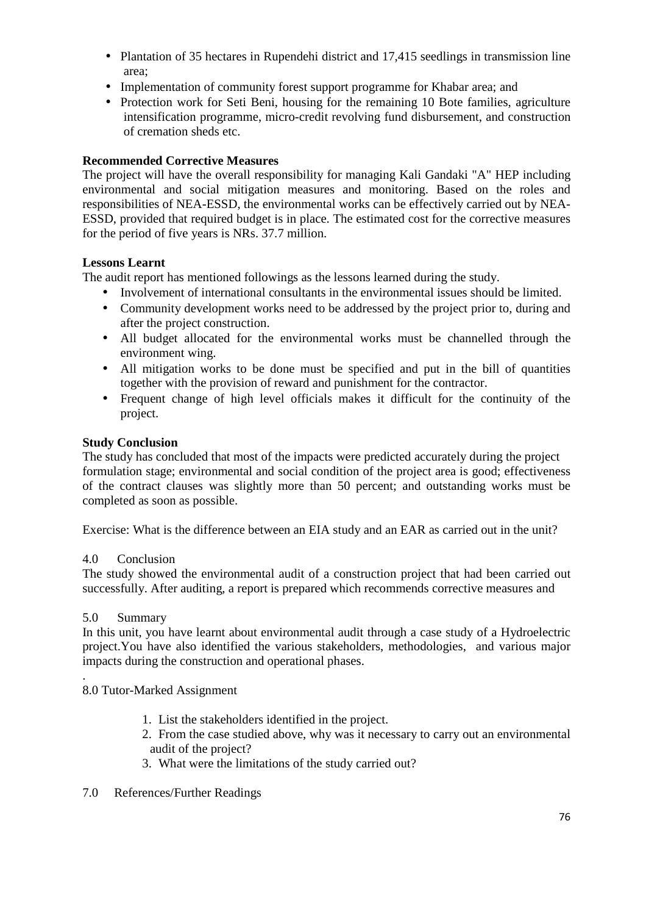- Plantation of 35 hectares in Rupendehi district and 17,415 seedlings in transmission line area;
- Implementation of community forest support programme for Khabar area; and
- Protection work for Seti Beni, housing for the remaining 10 Bote families, agriculture intensification programme, micro-credit revolving fund disbursement, and construction of cremation sheds etc.

**Recommended Corrective Measures**

The project will have the overall responsibility for managing Kali Gandaki "A" HEP including environmental and social mitigation measures and monitoring. Based on the roles and responsibilities of NEA-ESSD, the environmental works can be effectively carried out by NEA-ESSD, provided that required budget is in place. The estimated cost for the corrective measures for the period of five years is NRs. 37.7 million.

**Lessons Learnt**

The audit report has mentioned followings as the lessons learned during the study.

- Involvement of international consultants in the environmental issues should be limited.
- Community development works need to be addressed by the project prior to, during and after the project construction.
- All budget allocated for the environmental works must be channelled through the environment wing.
- All mitigation works to be done must be specified and put in the bill of quantities together with the provision of reward and punishment for the contractor.
- Frequent change of high level officials makes it difficult for the continuity of the project.

**Study Conclusion**

The study has concluded that most of the impacts were predicted accurately during the project formulation stage; environmental and social condition of the project area is good; effectiveness of the contract clauses was slightly more than 50 percent; and outstanding works must be completed as soon as possible.

Exercise: What is the difference between an EIA study and an EAR as carried out in the unit?

## 4.0 Conclusion

The study showed the environmental audit of a construction project that had been carried out successfully. After auditing, a report is prepared which recommends corrective measures and

## 5.0 Summary

In this unit, you have learnt about environmental audit through a case study of a Hydroelectric project.You have also identified the various stakeholders, methodologies, and various major impacts during the construction and operational phases.

.

## 8.0 Tutor-Marked Assignment

1. List the stakeholders identified in the project.
2. From the case studied above, why was it necessary to carry out an environmental audit of the project?
3. What were the limitations of the study carried out?

## 7.0 References/Further Readings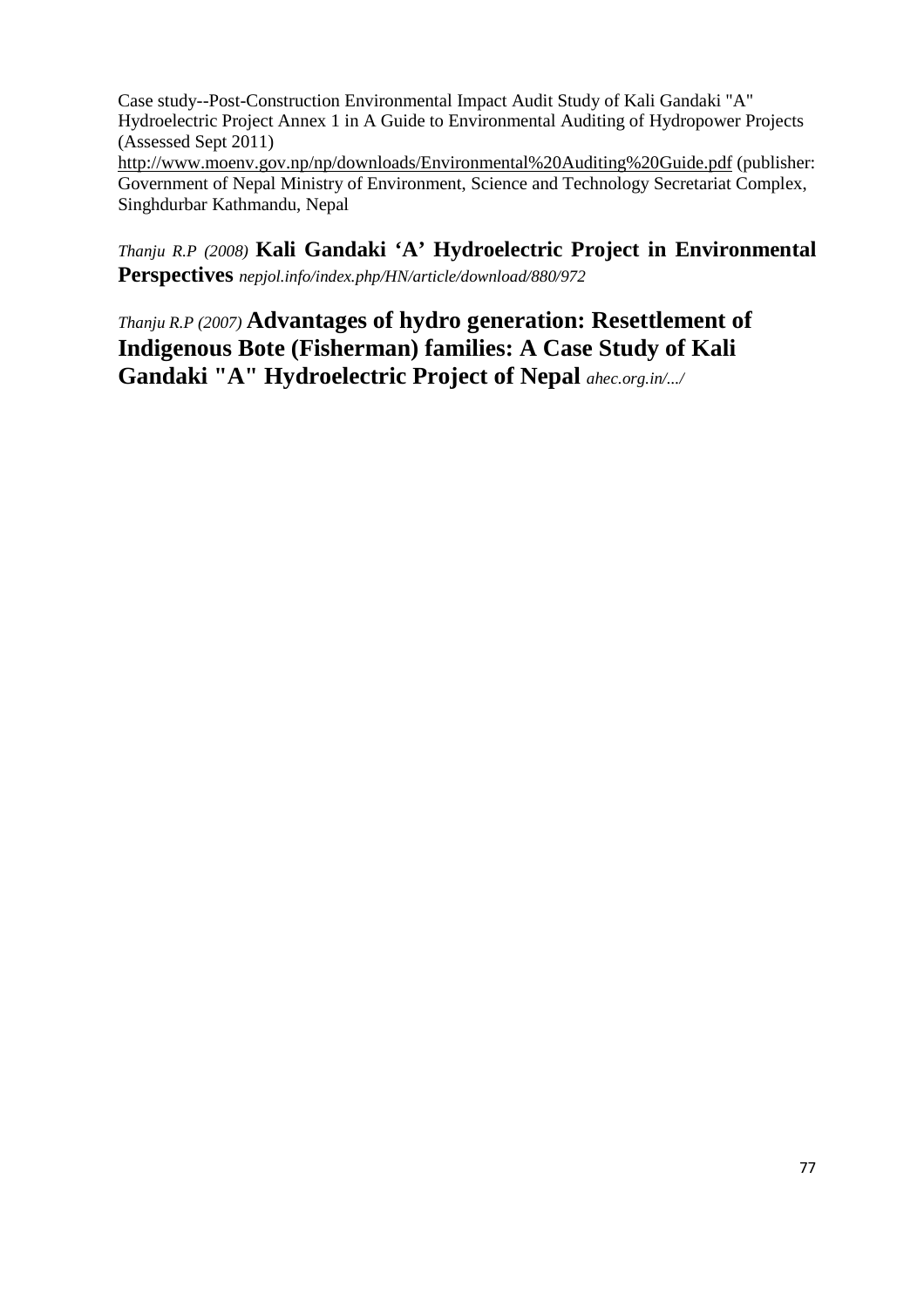Case study--Post-Construction Environmental Impact Audit Study of Kali Gandaki "A" Hydroelectric Project Annex 1 in A Guide to Environmental Auditing of Hydropower Projects (Assessed Sept 2011)
http://www.moenv.gov.np/np/downloads/Environmental%20Auditing%20Guide.pdf (publisher: Government of Nepal Ministry of Environment, Science and Technology Secretariat Complex, Singhdurbar Kathmandu, Nepal

*Thanju R.P (2008)* **Kali Gandaki 'A' Hydroelectric Project in Environmental Perspectives** *nepjol.info/index.php/HN/article/download/880/972*

*Thanju R.P (2007)* **Advantages of hydro generation: Resettlement of Indigenous Bote (Fisherman) families: A Case Study of Kali Gandaki "A" Hydroelectric Project of Nepal** *ahec.org.in/.../*